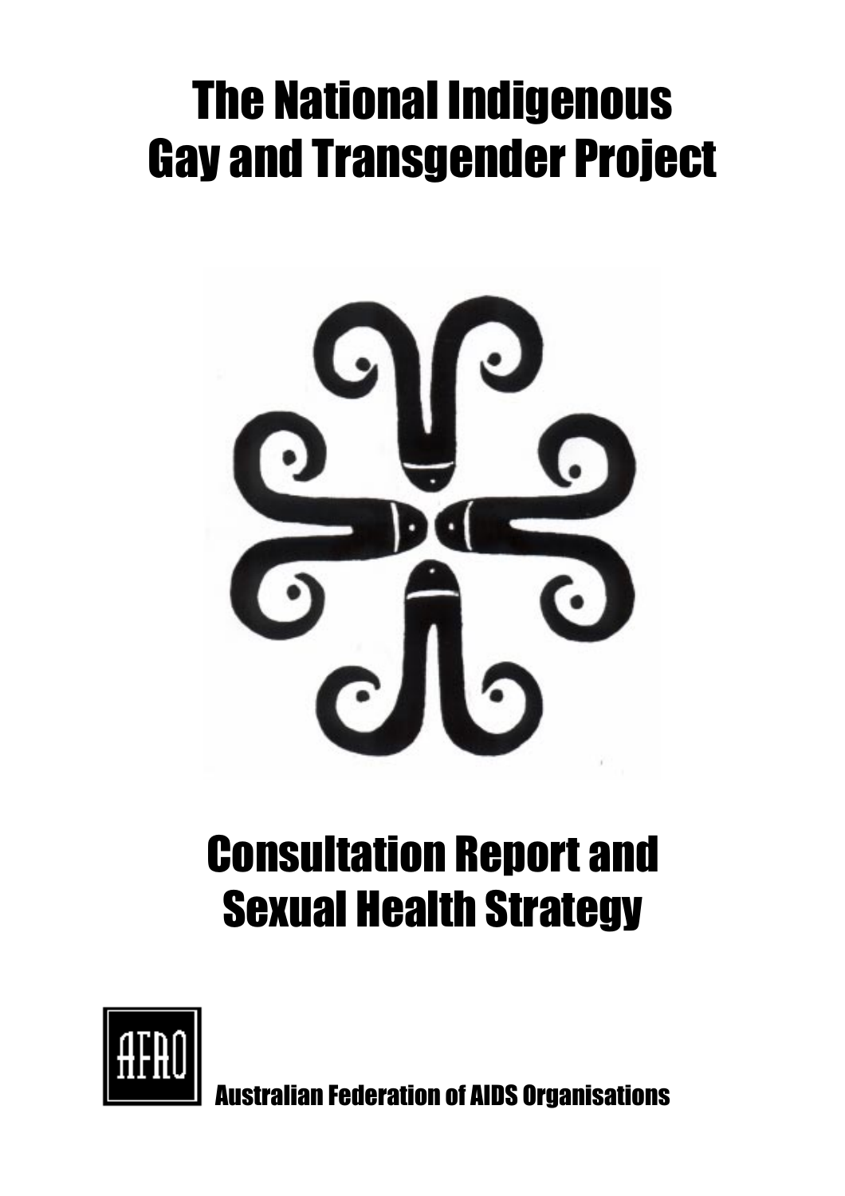# The National Indigenous Gay and Transgender Project

# Consultation Report and Sexual Health Strategy

AFAO

Australian Federation of AIDS Organisations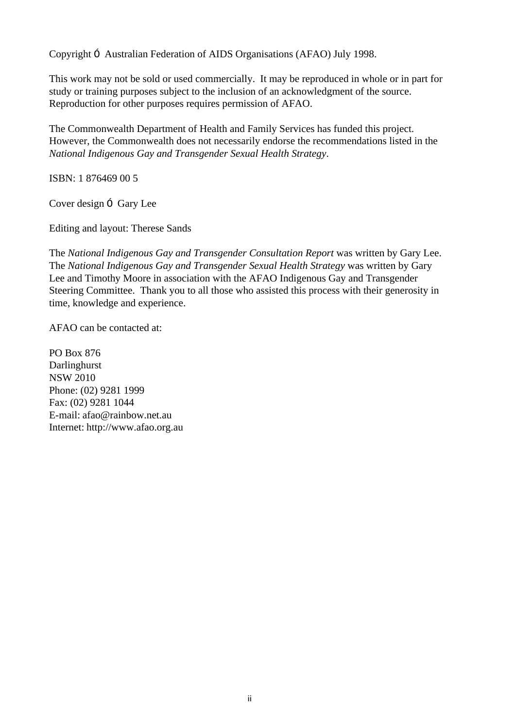Copyright © Australian Federation of AIDS Organisations (AFAO) July 1998.

This work may not be sold or used commercially. It may be reproduced in whole or in part for study or training purposes subject to the inclusion of an acknowledgment of the source. Reproduction for other purposes requires permission of AFAO.

The Commonwealth Department of Health and Family Services has funded this project. However, the Commonwealth does not necessarily endorse the recommendations listed in the *National Indigenous Gay and Transgender Sexual Health Strategy*.

ISBN: 1 876469 00 5

Cover design © Gary Lee

Editing and layout: Therese Sands

The *National Indigenous Gay and Transgender Consultation Report* was written by Gary Lee. The *National Indigenous Gay and Transgender Sexual Health Strategy* was written by Gary Lee and Timothy Moore in association with the AFAO Indigenous Gay and Transgender Steering Committee. Thank you to all those who assisted this process with their generosity in time, knowledge and experience.

AFAO can be contacted at:

PO Box 876
Darlinghurst
NSW 2010
Phone: (02) 9281 1999
Fax: (02) 9281 1044
E-mail: afao@rainbow.net.au
Internet: http://www.afao.org.au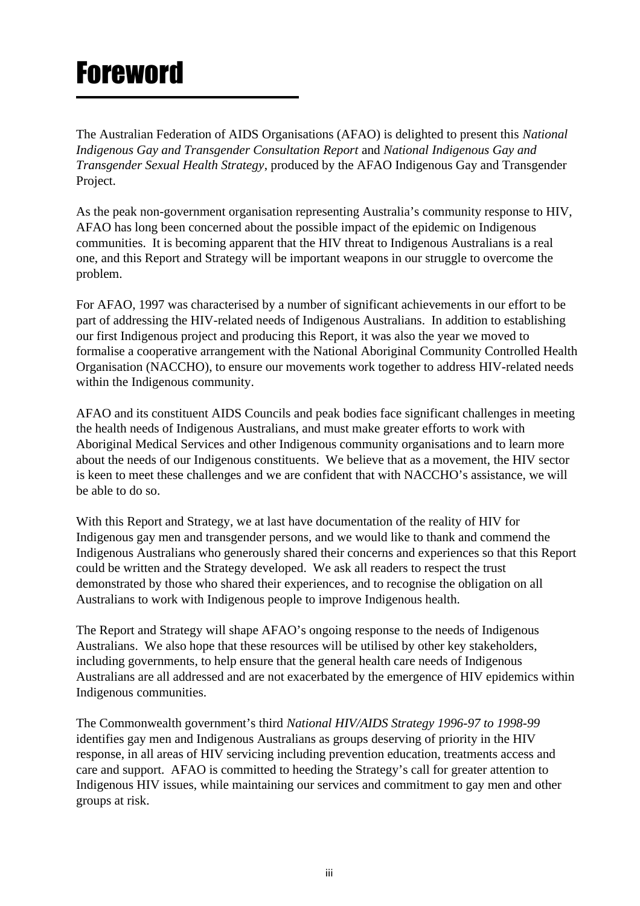# Foreword

The Australian Federation of AIDS Organisations (AFAO) is delighted to present this *National Indigenous Gay and Transgender Consultation Report* and *National Indigenous Gay and Transgender Sexual Health Strategy*, produced by the AFAO Indigenous Gay and Transgender Project.

As the peak non-government organisation representing Australia's community response to HIV, AFAO has long been concerned about the possible impact of the epidemic on Indigenous communities. It is becoming apparent that the HIV threat to Indigenous Australians is a real one, and this Report and Strategy will be important weapons in our struggle to overcome the problem.

For AFAO, 1997 was characterised by a number of significant achievements in our effort to be part of addressing the HIV-related needs of Indigenous Australians. In addition to establishing our first Indigenous project and producing this Report, it was also the year we moved to formalise a cooperative arrangement with the National Aboriginal Community Controlled Health Organisation (NACCHO), to ensure our movements work together to address HIV-related needs within the Indigenous community.

AFAO and its constituent AIDS Councils and peak bodies face significant challenges in meeting the health needs of Indigenous Australians, and must make greater efforts to work with Aboriginal Medical Services and other Indigenous community organisations and to learn more about the needs of our Indigenous constituents. We believe that as a movement, the HIV sector is keen to meet these challenges and we are confident that with NACCHO's assistance, we will be able to do so.

With this Report and Strategy, we at last have documentation of the reality of HIV for Indigenous gay men and transgender persons, and we would like to thank and commend the Indigenous Australians who generously shared their concerns and experiences so that this Report could be written and the Strategy developed. We ask all readers to respect the trust demonstrated by those who shared their experiences, and to recognise the obligation on all Australians to work with Indigenous people to improve Indigenous health.

The Report and Strategy will shape AFAO's ongoing response to the needs of Indigenous Australians. We also hope that these resources will be utilised by other key stakeholders, including governments, to help ensure that the general health care needs of Indigenous Australians are all addressed and are not exacerbated by the emergence of HIV epidemics within Indigenous communities.

The Commonwealth government's third *National HIV/AIDS Strategy 1996-97 to 1998-99* identifies gay men and Indigenous Australians as groups deserving of priority in the HIV response, in all areas of HIV servicing including prevention education, treatments access and care and support. AFAO is committed to heeding the Strategy's call for greater attention to Indigenous HIV issues, while maintaining our services and commitment to gay men and other groups at risk.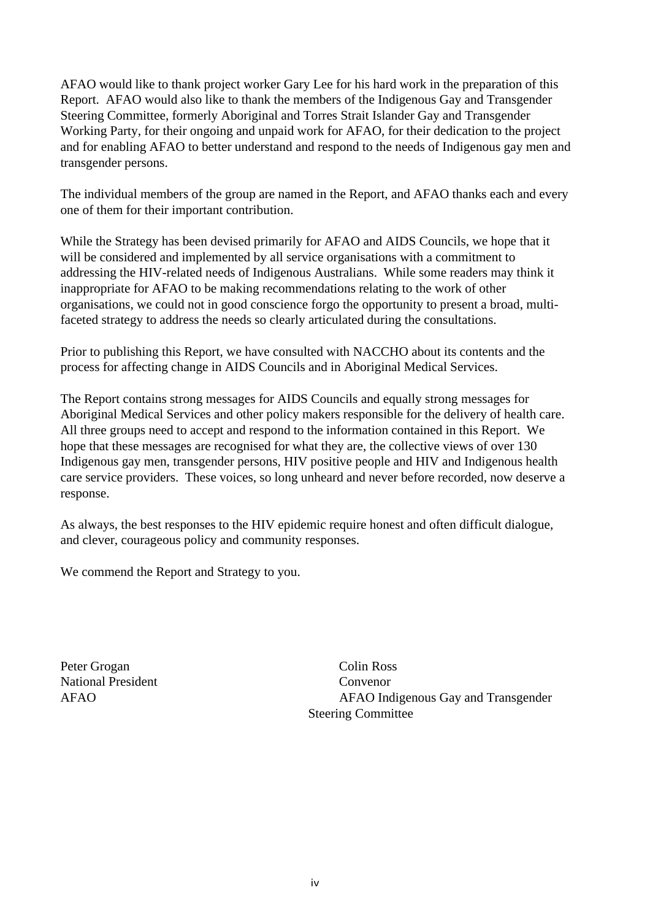AFAO would like to thank project worker Gary Lee for his hard work in the preparation of this Report. AFAO would also like to thank the members of the Indigenous Gay and Transgender Steering Committee, formerly Aboriginal and Torres Strait Islander Gay and Transgender Working Party, for their ongoing and unpaid work for AFAO, for their dedication to the project and for enabling AFAO to better understand and respond to the needs of Indigenous gay men and transgender persons.

The individual members of the group are named in the Report, and AFAO thanks each and every one of them for their important contribution.

While the Strategy has been devised primarily for AFAO and AIDS Councils, we hope that it will be considered and implemented by all service organisations with a commitment to addressing the HIV-related needs of Indigenous Australians. While some readers may think it inappropriate for AFAO to be making recommendations relating to the work of other organisations, we could not in good conscience forgo the opportunity to present a broad, multi-faceted strategy to address the needs so clearly articulated during the consultations.

Prior to publishing this Report, we have consulted with NACCHO about its contents and the process for affecting change in AIDS Councils and in Aboriginal Medical Services.

The Report contains strong messages for AIDS Councils and equally strong messages for Aboriginal Medical Services and other policy makers responsible for the delivery of health care. All three groups need to accept and respond to the information contained in this Report. We hope that these messages are recognised for what they are, the collective views of over 130 Indigenous gay men, transgender persons, HIV positive people and HIV and Indigenous health care service providers. These voices, so long unheard and never before recorded, now deserve a response.

As always, the best responses to the HIV epidemic require honest and often difficult dialogue, and clever, courageous policy and community responses.

We commend the Report and Strategy to you.

Peter Grogan
National President
AFAO

Colin Ross
Convenor
AFAO Indigenous Gay and Transgender Steering Committee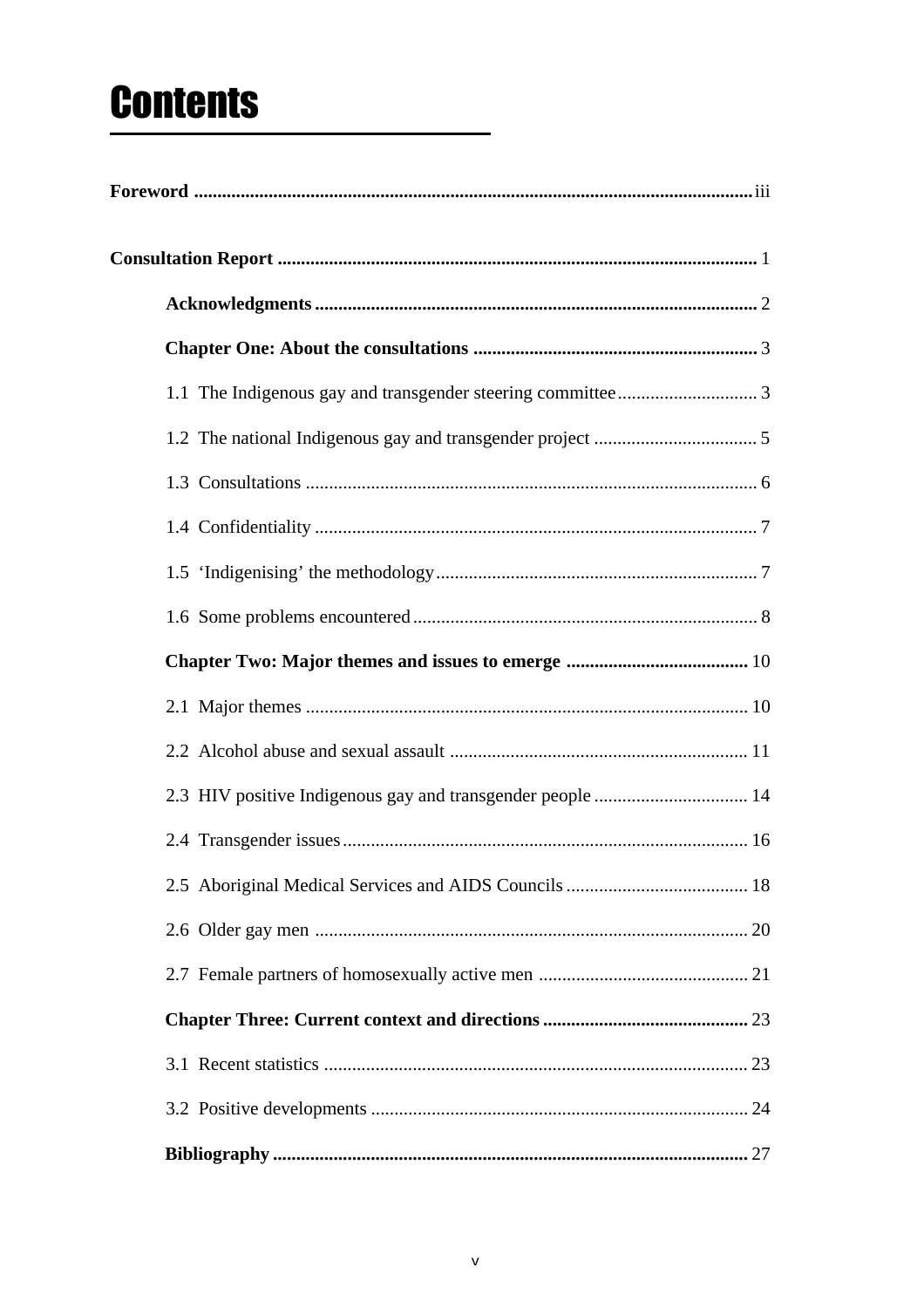# Contents

**Foreword** ........................................................................................................................ iii

**Consultation Report** ...................................................................................................... 1

- **Acknowledgments** .............................................................................................. 2
- **Chapter One: About the consultations** ............................................................. 3
  - 1.1 The Indigenous gay and transgender steering committee ............................. 3
  - 1.2 The national Indigenous gay and transgender project ................................... 5
  - 1.3 Consultations ................................................................................................ 6
  - 1.4 Confidentiality .............................................................................................. 7
  - 1.5 'Indigenising' the methodology ..................................................................... 7
  - 1.6 Some problems encountered .......................................................................... 8
- **Chapter Two: Major themes and issues to emerge** ....................................... 10
  - 2.1 Major themes .............................................................................................. 10
  - 2.2 Alcohol abuse and sexual assault ............................................................... 11
  - 2.3 HIV positive Indigenous gay and transgender people ................................. 14
  - 2.4 Transgender issues ...................................................................................... 16
  - 2.5 Aboriginal Medical Services and AIDS Councils ....................................... 18
  - 2.6 Older gay men ............................................................................................ 20
  - 2.7 Female partners of homosexually active men ............................................. 21
- **Chapter Three: Current context and directions** ............................................ 23
  - 3.1 Recent statistics .......................................................................................... 23
  - 3.2 Positive developments ................................................................................ 24
- **Bibliography** ..................................................................................................... 27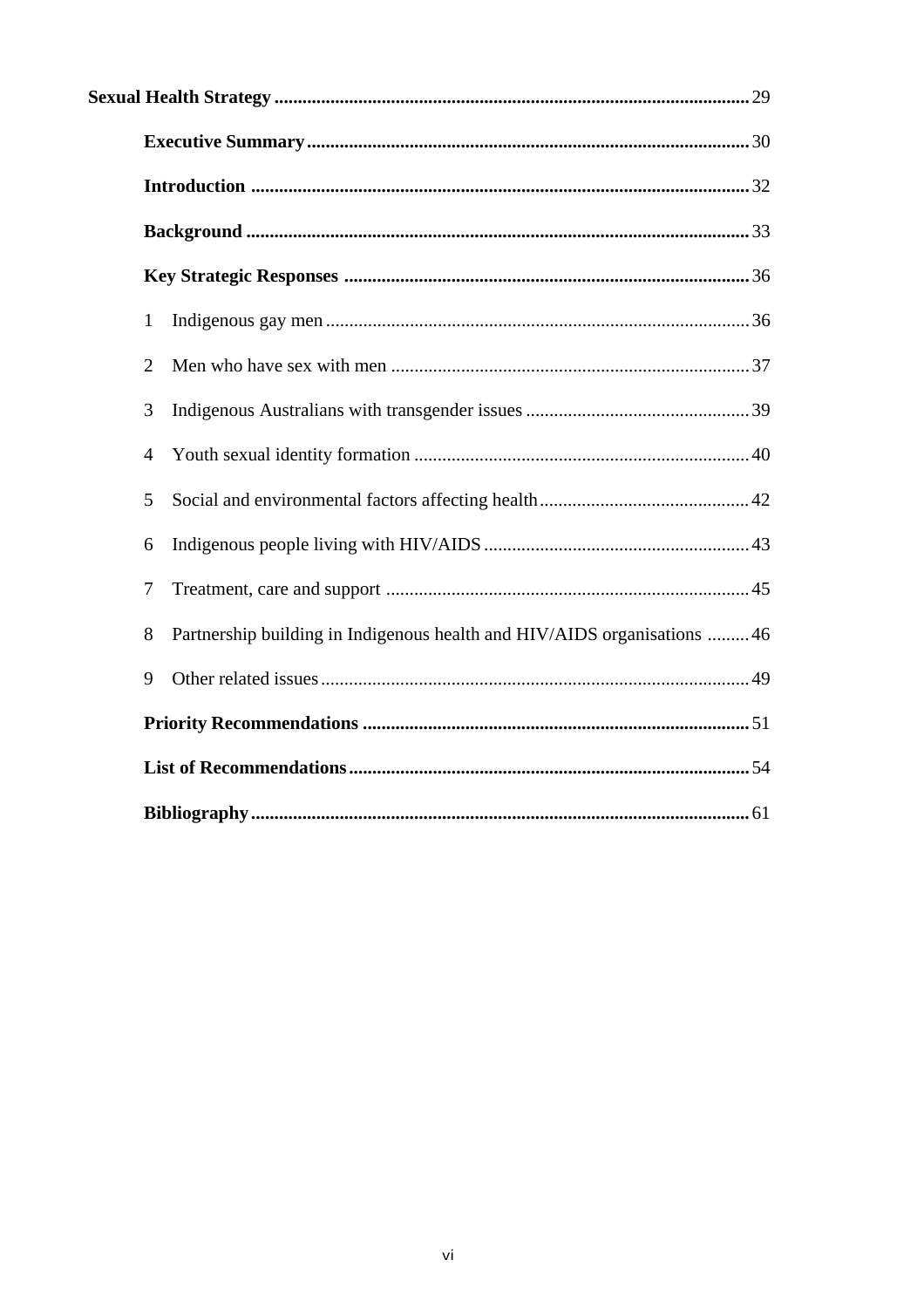**Sexual Health Strategy** .................................................................................................... 29

**Executive Summary** .............................................................................................. 30

**Introduction** .......................................................................................................... 32

**Background** .......................................................................................................... 33

**Key Strategic Responses** ...................................................................................... 36

1 Indigenous gay men .......................................................................................... 36

2 Men who have sex with men ............................................................................ 37

3 Indigenous Australians with transgender issues ................................................ 39

4 Youth sexual identity formation ....................................................................... 40

5 Social and environmental factors affecting health ............................................ 42

6 Indigenous people living with HIV/AIDS ......................................................... 43

7 Treatment, care and support ............................................................................. 45

8 Partnership building in Indigenous health and HIV/AIDS organisations ......... 46

9 Other related issues ........................................................................................... 49

**Priority Recommendations** .................................................................................. 51

**List of Recommendations** ..................................................................................... 54

**Bibliography** .......................................................................................................... 61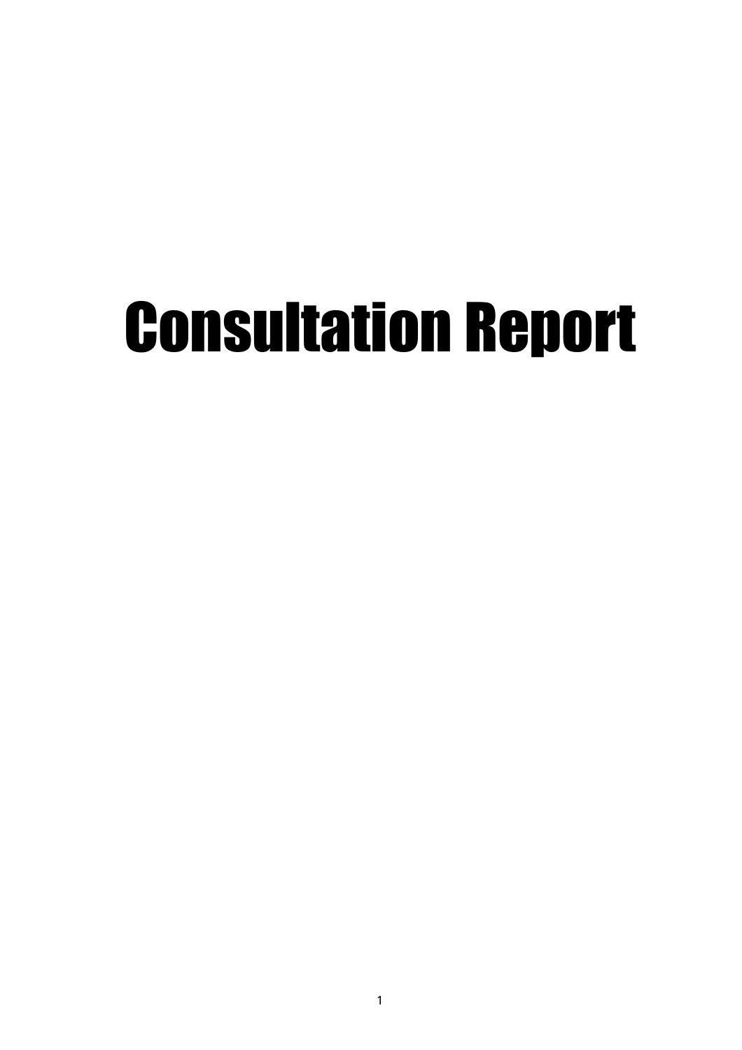# Consultation Report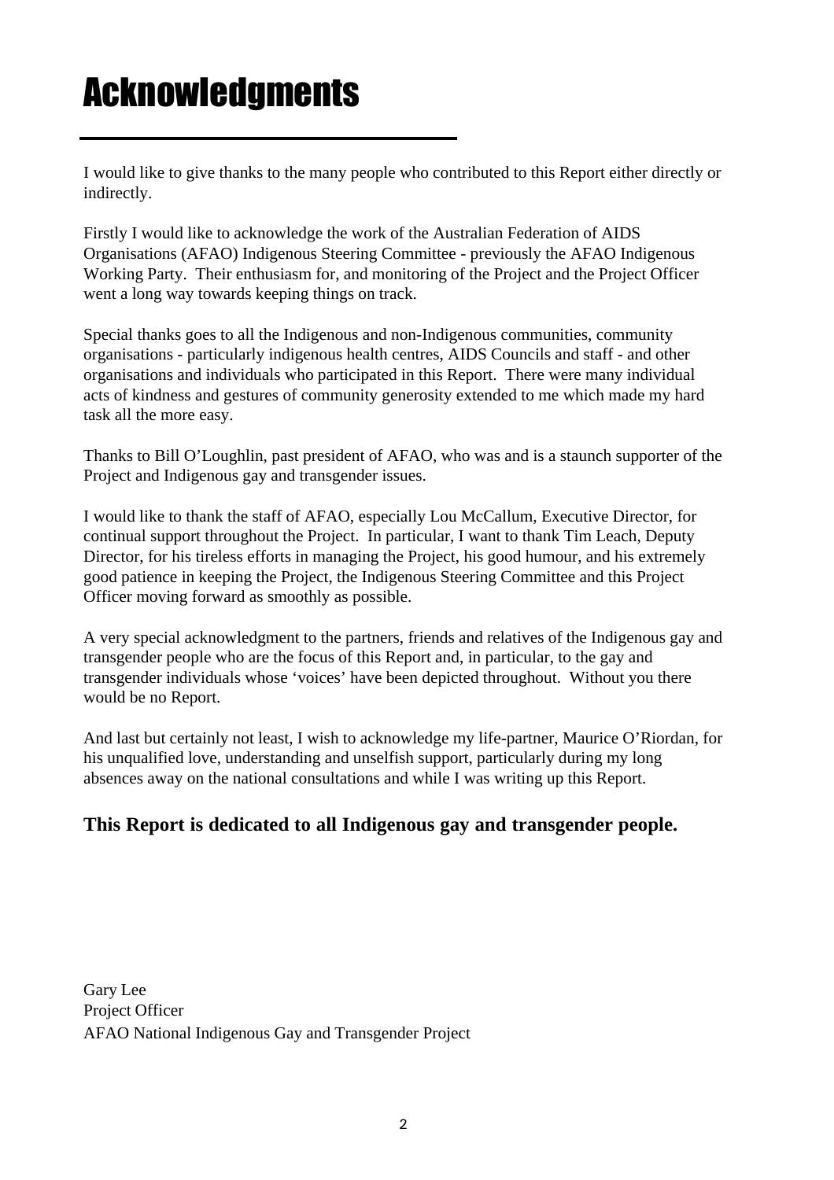# Acknowledgments

I would like to give thanks to the many people who contributed to this Report either directly or indirectly.

Firstly I would like to acknowledge the work of the Australian Federation of AIDS Organisations (AFAO) Indigenous Steering Committee - previously the AFAO Indigenous Working Party. Their enthusiasm for, and monitoring of the Project and the Project Officer went a long way towards keeping things on track.

Special thanks goes to all the Indigenous and non-Indigenous communities, community organisations - particularly indigenous health centres, AIDS Councils and staff - and other organisations and individuals who participated in this Report. There were many individual acts of kindness and gestures of community generosity extended to me which made my hard task all the more easy.

Thanks to Bill O'Loughlin, past president of AFAO, who was and is a staunch supporter of the Project and Indigenous gay and transgender issues.

I would like to thank the staff of AFAO, especially Lou McCallum, Executive Director, for continual support throughout the Project. In particular, I want to thank Tim Leach, Deputy Director, for his tireless efforts in managing the Project, his good humour, and his extremely good patience in keeping the Project, the Indigenous Steering Committee and this Project Officer moving forward as smoothly as possible.

A very special acknowledgment to the partners, friends and relatives of the Indigenous gay and transgender people who are the focus of this Report and, in particular, to the gay and transgender individuals whose 'voices' have been depicted throughout. Without you there would be no Report.

And last but certainly not least, I wish to acknowledge my life-partner, Maurice O'Riordan, for his unqualified love, understanding and unselfish support, particularly during my long absences away on the national consultations and while I was writing up this Report.

**This Report is dedicated to all Indigenous gay and transgender people.**

Gary Lee
Project Officer
AFAO National Indigenous Gay and Transgender Project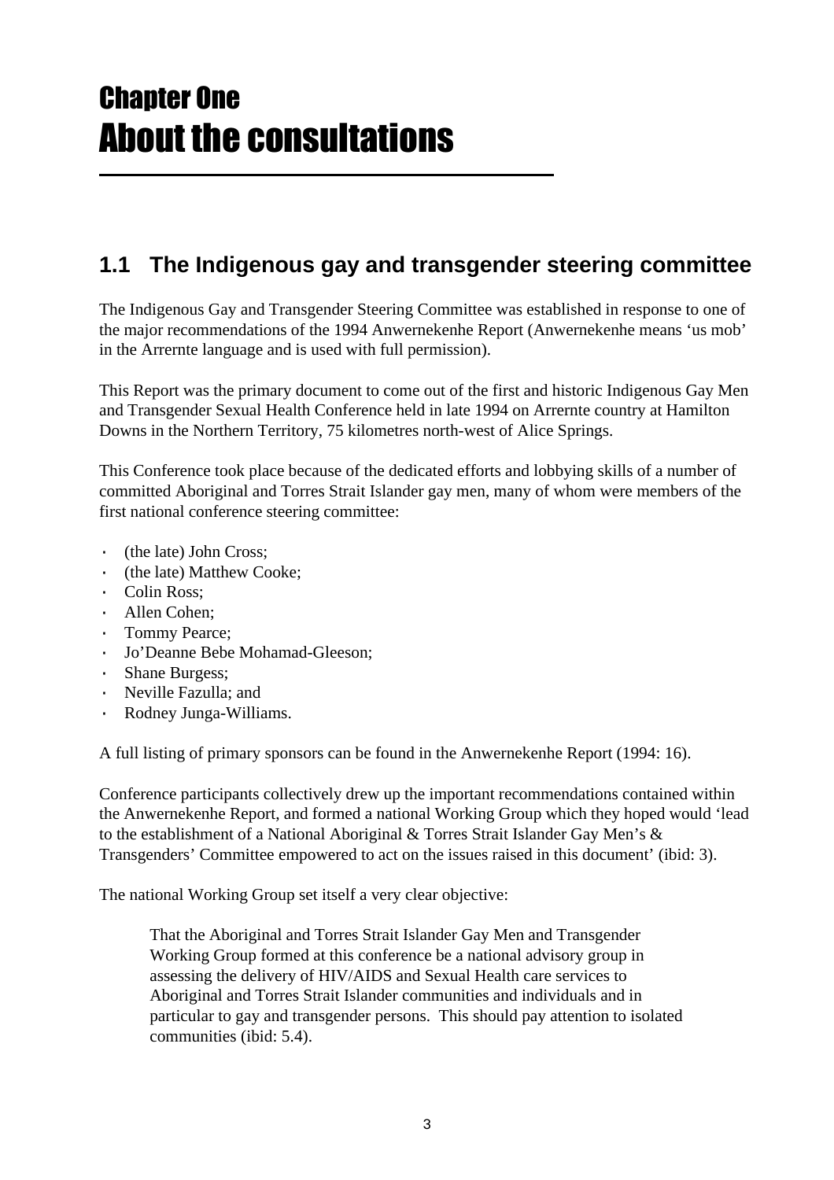# Chapter One
# About the consultations

## 1.1 The Indigenous gay and transgender steering committee

The Indigenous Gay and Transgender Steering Committee was established in response to one of the major recommendations of the 1994 Anwernekenhe Report (Anwernekenhe means 'us mob' in the Arrernte language and is used with full permission).

This Report was the primary document to come out of the first and historic Indigenous Gay Men and Transgender Sexual Health Conference held in late 1994 on Arrernte country at Hamilton Downs in the Northern Territory, 75 kilometres north-west of Alice Springs.

This Conference took place because of the dedicated efforts and lobbying skills of a number of committed Aboriginal and Torres Strait Islander gay men, many of whom were members of the first national conference steering committee:

- (the late) John Cross;
- (the late) Matthew Cooke;
- Colin Ross;
- Allen Cohen;
- Tommy Pearce;
- Jo'Deanne Bebe Mohamad-Gleeson;
- Shane Burgess;
- Neville Fazulla; and
- Rodney Junga-Williams.

A full listing of primary sponsors can be found in the Anwernekenhe Report (1994: 16).

Conference participants collectively drew up the important recommendations contained within the Anwernekenhe Report, and formed a national Working Group which they hoped would 'lead to the establishment of a National Aboriginal & Torres Strait Islander Gay Men's & Transgenders' Committee empowered to act on the issues raised in this document' (ibid: 3).

The national Working Group set itself a very clear objective:

> That the Aboriginal and Torres Strait Islander Gay Men and Transgender Working Group formed at this conference be a national advisory group in assessing the delivery of HIV/AIDS and Sexual Health care services to Aboriginal and Torres Strait Islander communities and individuals and in particular to gay and transgender persons. This should pay attention to isolated communities (ibid: 5.4).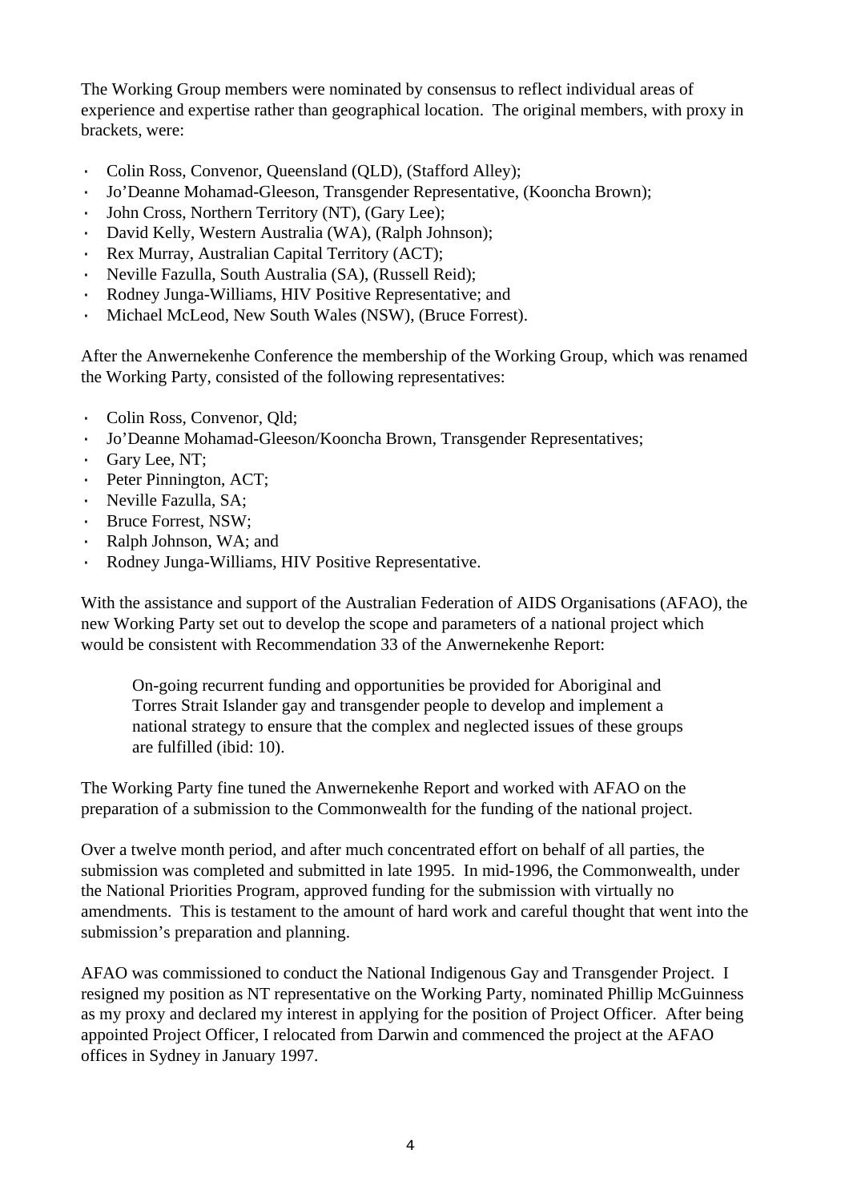The Working Group members were nominated by consensus to reflect individual areas of experience and expertise rather than geographical location. The original members, with proxy in brackets, were:

- Colin Ross, Convenor, Queensland (QLD), (Stafford Alley);
- Jo'Deanne Mohamad-Gleeson, Transgender Representative, (Kooncha Brown);
- John Cross, Northern Territory (NT), (Gary Lee);
- David Kelly, Western Australia (WA), (Ralph Johnson);
- Rex Murray, Australian Capital Territory (ACT);
- Neville Fazulla, South Australia (SA), (Russell Reid);
- Rodney Junga-Williams, HIV Positive Representative; and
- Michael McLeod, New South Wales (NSW), (Bruce Forrest).

After the Anwernekenhe Conference the membership of the Working Group, which was renamed the Working Party, consisted of the following representatives:

- Colin Ross, Convenor, Qld;
- Jo'Deanne Mohamad-Gleeson/Kooncha Brown, Transgender Representatives;
- Gary Lee, NT;
- Peter Pinnington, ACT;
- Neville Fazulla, SA;
- Bruce Forrest, NSW;
- Ralph Johnson, WA; and
- Rodney Junga-Williams, HIV Positive Representative.

With the assistance and support of the Australian Federation of AIDS Organisations (AFAO), the new Working Party set out to develop the scope and parameters of a national project which would be consistent with Recommendation 33 of the Anwernekenhe Report:

> On-going recurrent funding and opportunities be provided for Aboriginal and Torres Strait Islander gay and transgender people to develop and implement a national strategy to ensure that the complex and neglected issues of these groups are fulfilled (ibid: 10).

The Working Party fine tuned the Anwernekenhe Report and worked with AFAO on the preparation of a submission to the Commonwealth for the funding of the national project.

Over a twelve month period, and after much concentrated effort on behalf of all parties, the submission was completed and submitted in late 1995. In mid-1996, the Commonwealth, under the National Priorities Program, approved funding for the submission with virtually no amendments. This is testament to the amount of hard work and careful thought that went into the submission's preparation and planning.

AFAO was commissioned to conduct the National Indigenous Gay and Transgender Project. I resigned my position as NT representative on the Working Party, nominated Phillip McGuinness as my proxy and declared my interest in applying for the position of Project Officer. After being appointed Project Officer, I relocated from Darwin and commenced the project at the AFAO offices in Sydney in January 1997.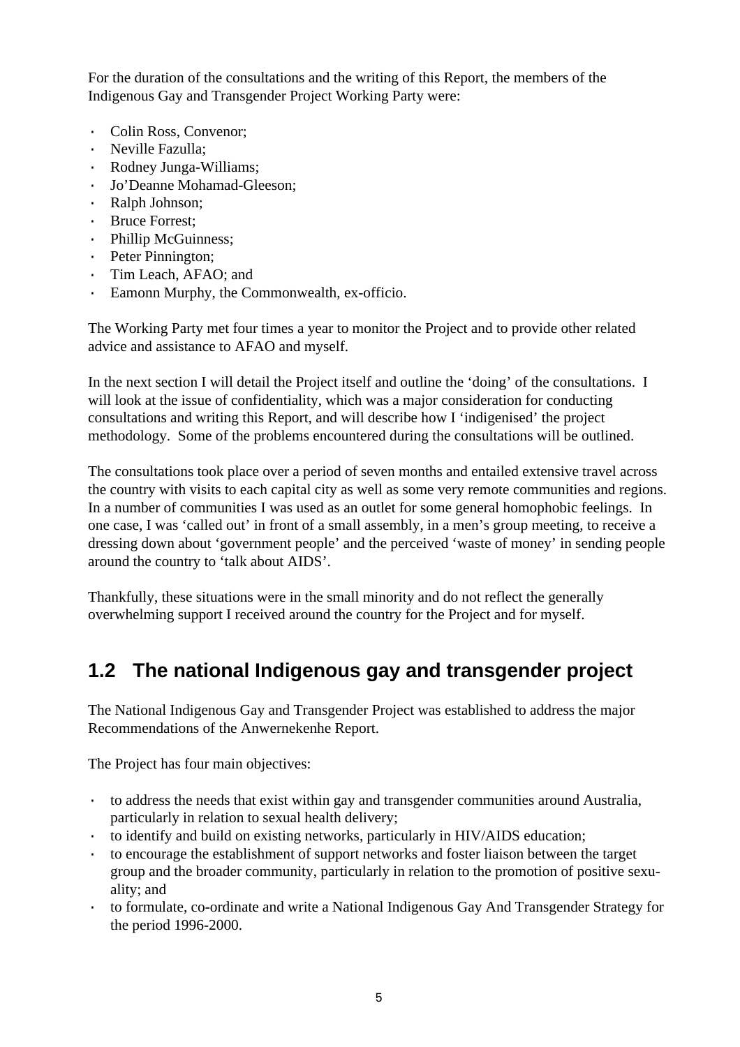For the duration of the consultations and the writing of this Report, the members of the Indigenous Gay and Transgender Project Working Party were:

- Colin Ross, Convenor;
- Neville Fazulla;
- Rodney Junga-Williams;
- Jo'Deanne Mohamad-Gleeson;
- Ralph Johnson;
- Bruce Forrest;
- Phillip McGuinness;
- Peter Pinnington;
- Tim Leach, AFAO; and
- Eamonn Murphy, the Commonwealth, ex-officio.

The Working Party met four times a year to monitor the Project and to provide other related advice and assistance to AFAO and myself.

In the next section I will detail the Project itself and outline the 'doing' of the consultations. I will look at the issue of confidentiality, which was a major consideration for conducting consultations and writing this Report, and will describe how I 'indigenised' the project methodology. Some of the problems encountered during the consultations will be outlined.

The consultations took place over a period of seven months and entailed extensive travel across the country with visits to each capital city as well as some very remote communities and regions. In a number of communities I was used as an outlet for some general homophobic feelings. In one case, I was 'called out' in front of a small assembly, in a men's group meeting, to receive a dressing down about 'government people' and the perceived 'waste of money' in sending people around the country to 'talk about AIDS'.

Thankfully, these situations were in the small minority and do not reflect the generally overwhelming support I received around the country for the Project and for myself.

## 1.2 The national Indigenous gay and transgender project

The National Indigenous Gay and Transgender Project was established to address the major Recommendations of the Anwernekenhe Report.

The Project has four main objectives:

- to address the needs that exist within gay and transgender communities around Australia, particularly in relation to sexual health delivery;
- to identify and build on existing networks, particularly in HIV/AIDS education;
- to encourage the establishment of support networks and foster liaison between the target group and the broader community, particularly in relation to the promotion of positive sexuality; and
- to formulate, co-ordinate and write a National Indigenous Gay And Transgender Strategy for the period 1996-2000.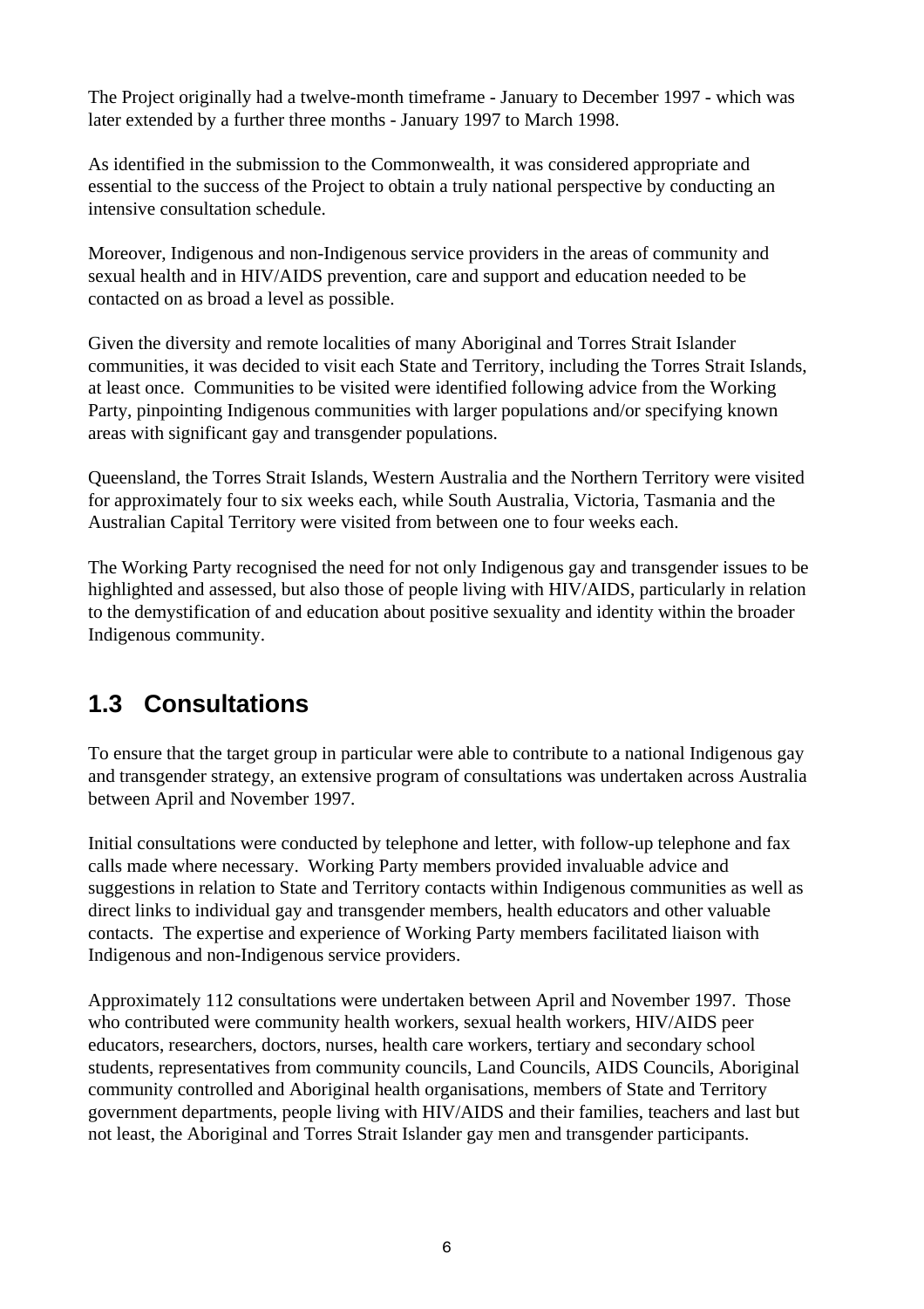The Project originally had a twelve-month timeframe - January to December 1997 - which was later extended by a further three months - January 1997 to March 1998.

As identified in the submission to the Commonwealth, it was considered appropriate and essential to the success of the Project to obtain a truly national perspective by conducting an intensive consultation schedule.

Moreover, Indigenous and non-Indigenous service providers in the areas of community and sexual health and in HIV/AIDS prevention, care and support and education needed to be contacted on as broad a level as possible.

Given the diversity and remote localities of many Aboriginal and Torres Strait Islander communities, it was decided to visit each State and Territory, including the Torres Strait Islands, at least once. Communities to be visited were identified following advice from the Working Party, pinpointing Indigenous communities with larger populations and/or specifying known areas with significant gay and transgender populations.

Queensland, the Torres Strait Islands, Western Australia and the Northern Territory were visited for approximately four to six weeks each, while South Australia, Victoria, Tasmania and the Australian Capital Territory were visited from between one to four weeks each.

The Working Party recognised the need for not only Indigenous gay and transgender issues to be highlighted and assessed, but also those of people living with HIV/AIDS, particularly in relation to the demystification of and education about positive sexuality and identity within the broader Indigenous community.

## 1.3 Consultations

To ensure that the target group in particular were able to contribute to a national Indigenous gay and transgender strategy, an extensive program of consultations was undertaken across Australia between April and November 1997.

Initial consultations were conducted by telephone and letter, with follow-up telephone and fax calls made where necessary. Working Party members provided invaluable advice and suggestions in relation to State and Territory contacts within Indigenous communities as well as direct links to individual gay and transgender members, health educators and other valuable contacts. The expertise and experience of Working Party members facilitated liaison with Indigenous and non-Indigenous service providers.

Approximately 112 consultations were undertaken between April and November 1997. Those who contributed were community health workers, sexual health workers, HIV/AIDS peer educators, researchers, doctors, nurses, health care workers, tertiary and secondary school students, representatives from community councils, Land Councils, AIDS Councils, Aboriginal community controlled and Aboriginal health organisations, members of State and Territory government departments, people living with HIV/AIDS and their families, teachers and last but not least, the Aboriginal and Torres Strait Islander gay men and transgender participants.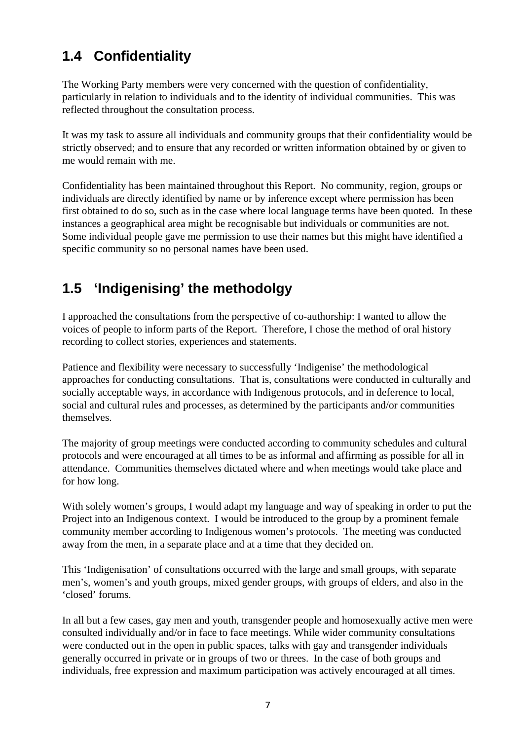## 1.4 Confidentiality

The Working Party members were very concerned with the question of confidentiality, particularly in relation to individuals and to the identity of individual communities. This was reflected throughout the consultation process.

It was my task to assure all individuals and community groups that their confidentiality would be strictly observed; and to ensure that any recorded or written information obtained by or given to me would remain with me.

Confidentiality has been maintained throughout this Report. No community, region, groups or individuals are directly identified by name or by inference except where permission has been first obtained to do so, such as in the case where local language terms have been quoted. In these instances a geographical area might be recognisable but individuals or communities are not. Some individual people gave me permission to use their names but this might have identified a specific community so no personal names have been used.

## 1.5 'Indigenising' the methodolgy

I approached the consultations from the perspective of co-authorship: I wanted to allow the voices of people to inform parts of the Report. Therefore, I chose the method of oral history recording to collect stories, experiences and statements.

Patience and flexibility were necessary to successfully 'Indigenise' the methodological approaches for conducting consultations. That is, consultations were conducted in culturally and socially acceptable ways, in accordance with Indigenous protocols, and in deference to local, social and cultural rules and processes, as determined by the participants and/or communities themselves.

The majority of group meetings were conducted according to community schedules and cultural protocols and were encouraged at all times to be as informal and affirming as possible for all in attendance. Communities themselves dictated where and when meetings would take place and for how long.

With solely women's groups, I would adapt my language and way of speaking in order to put the Project into an Indigenous context. I would be introduced to the group by a prominent female community member according to Indigenous women's protocols. The meeting was conducted away from the men, in a separate place and at a time that they decided on.

This 'Indigenisation' of consultations occurred with the large and small groups, with separate men's, women's and youth groups, mixed gender groups, with groups of elders, and also in the 'closed' forums.

In all but a few cases, gay men and youth, transgender people and homosexually active men were consulted individually and/or in face to face meetings. While wider community consultations were conducted out in the open in public spaces, talks with gay and transgender individuals generally occurred in private or in groups of two or threes. In the case of both groups and individuals, free expression and maximum participation was actively encouraged at all times.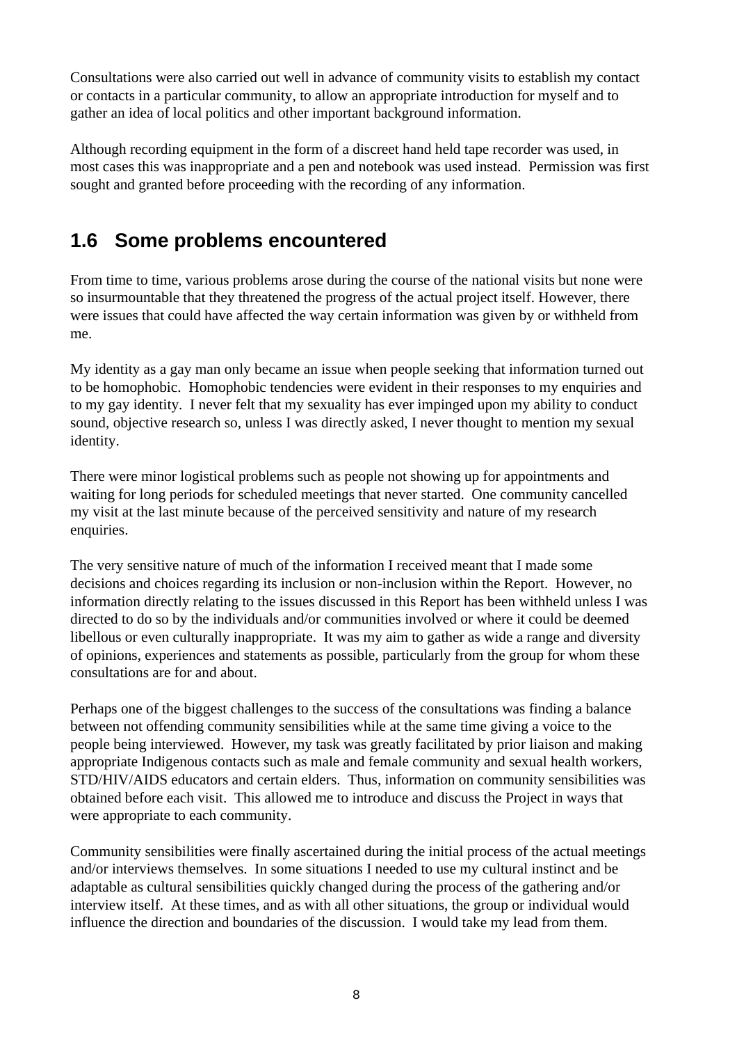Consultations were also carried out well in advance of community visits to establish my contact or contacts in a particular community, to allow an appropriate introduction for myself and to gather an idea of local politics and other important background information.

Although recording equipment in the form of a discreet hand held tape recorder was used, in most cases this was inappropriate and a pen and notebook was used instead. Permission was first sought and granted before proceeding with the recording of any information.

## 1.6 Some problems encountered

From time to time, various problems arose during the course of the national visits but none were so insurmountable that they threatened the progress of the actual project itself. However, there were issues that could have affected the way certain information was given by or withheld from me.

My identity as a gay man only became an issue when people seeking that information turned out to be homophobic. Homophobic tendencies were evident in their responses to my enquiries and to my gay identity. I never felt that my sexuality has ever impinged upon my ability to conduct sound, objective research so, unless I was directly asked, I never thought to mention my sexual identity.

There were minor logistical problems such as people not showing up for appointments and waiting for long periods for scheduled meetings that never started. One community cancelled my visit at the last minute because of the perceived sensitivity and nature of my research enquiries.

The very sensitive nature of much of the information I received meant that I made some decisions and choices regarding its inclusion or non-inclusion within the Report. However, no information directly relating to the issues discussed in this Report has been withheld unless I was directed to do so by the individuals and/or communities involved or where it could be deemed libellous or even culturally inappropriate. It was my aim to gather as wide a range and diversity of opinions, experiences and statements as possible, particularly from the group for whom these consultations are for and about.

Perhaps one of the biggest challenges to the success of the consultations was finding a balance between not offending community sensibilities while at the same time giving a voice to the people being interviewed. However, my task was greatly facilitated by prior liaison and making appropriate Indigenous contacts such as male and female community and sexual health workers, STD/HIV/AIDS educators and certain elders. Thus, information on community sensibilities was obtained before each visit. This allowed me to introduce and discuss the Project in ways that were appropriate to each community.

Community sensibilities were finally ascertained during the initial process of the actual meetings and/or interviews themselves. In some situations I needed to use my cultural instinct and be adaptable as cultural sensibilities quickly changed during the process of the gathering and/or interview itself. At these times, and as with all other situations, the group or individual would influence the direction and boundaries of the discussion. I would take my lead from them.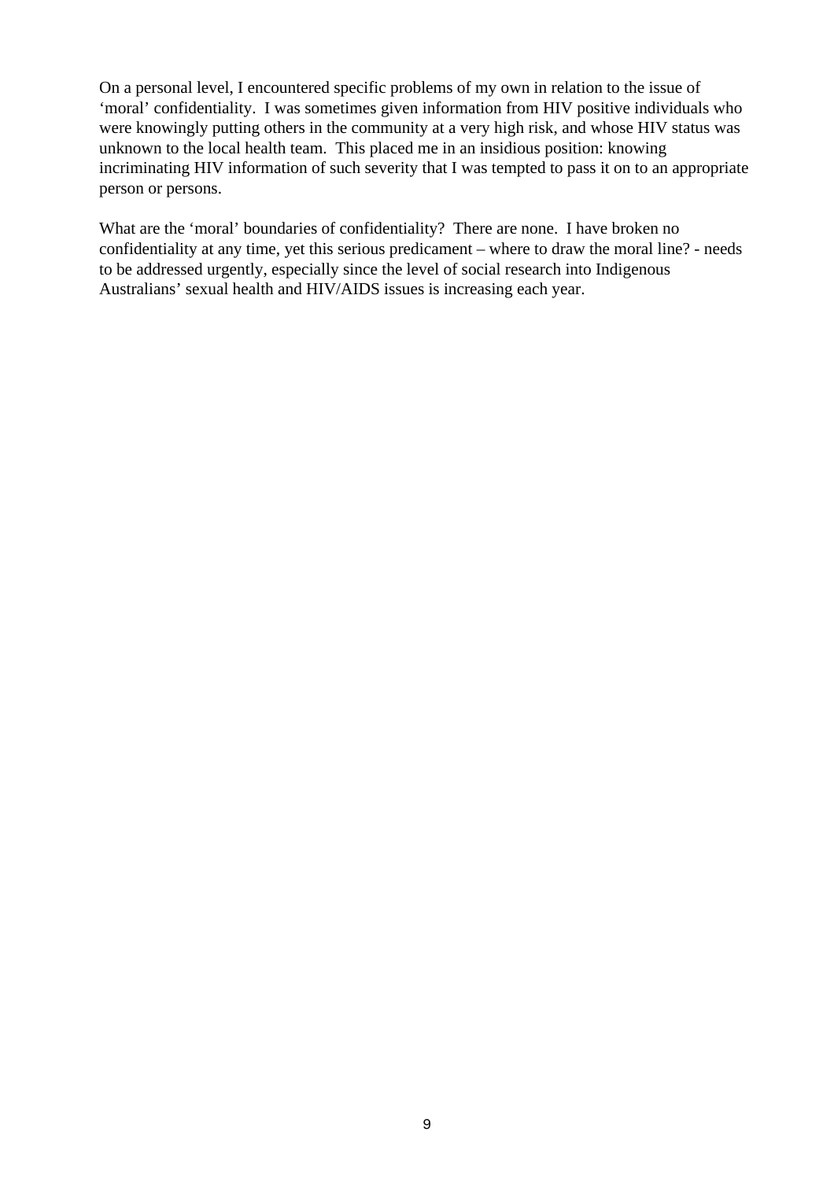On a personal level, I encountered specific problems of my own in relation to the issue of 'moral' confidentiality. I was sometimes given information from HIV positive individuals who were knowingly putting others in the community at a very high risk, and whose HIV status was unknown to the local health team. This placed me in an insidious position: knowing incriminating HIV information of such severity that I was tempted to pass it on to an appropriate person or persons.

What are the 'moral' boundaries of confidentiality? There are none. I have broken no confidentiality at any time, yet this serious predicament – where to draw the moral line? - needs to be addressed urgently, especially since the level of social research into Indigenous Australians' sexual health and HIV/AIDS issues is increasing each year.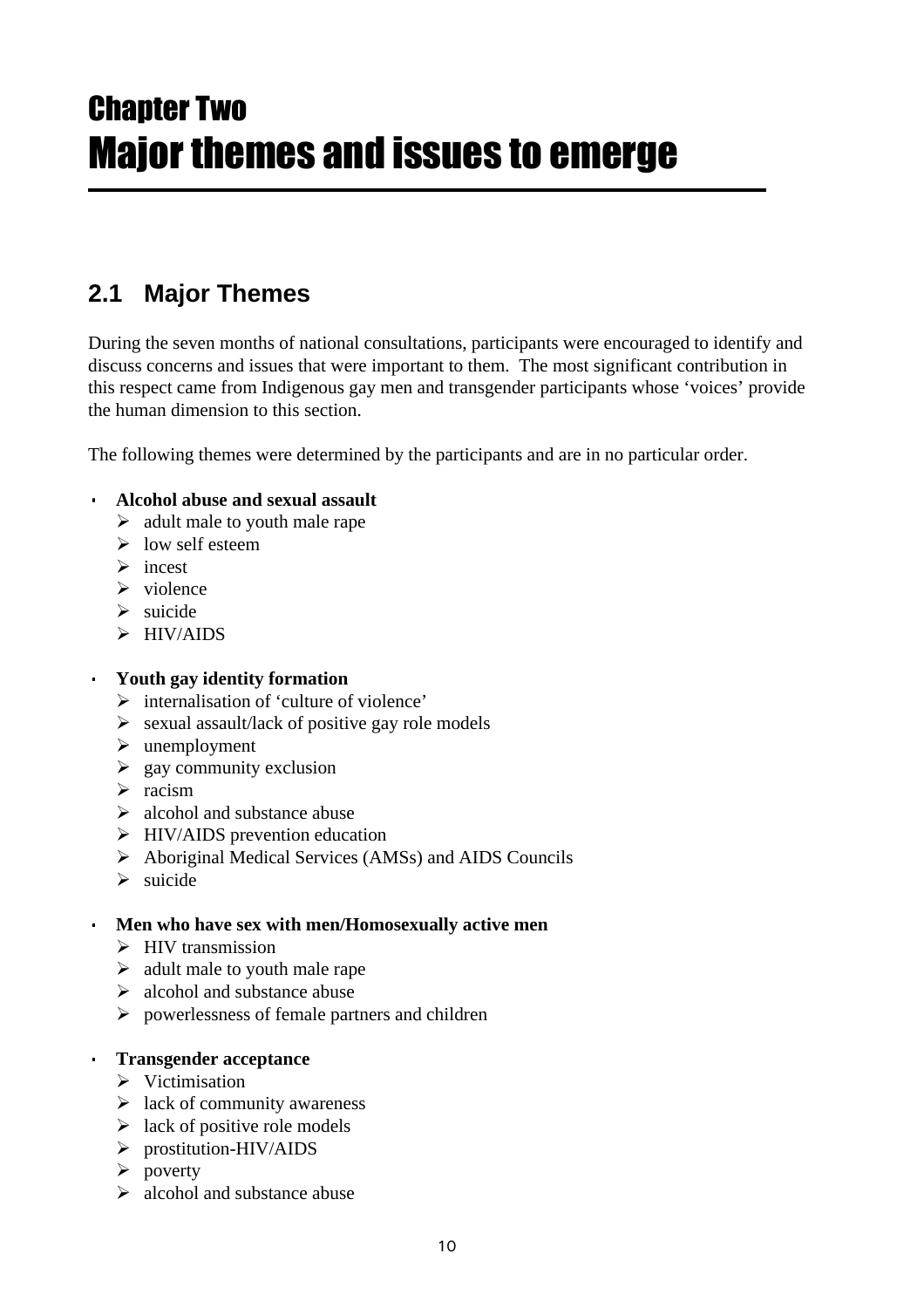# Chapter Two
# Major themes and issues to emerge

## 2.1 Major Themes

During the seven months of national consultations, participants were encouraged to identify and discuss concerns and issues that were important to them. The most significant contribution in this respect came from Indigenous gay men and transgender participants whose 'voices' provide the human dimension to this section.

The following themes were determined by the participants and are in no particular order.

- **Alcohol abuse and sexual assault**
  - adult male to youth male rape
  - low self esteem
  - incest
  - violence
  - suicide
  - HIV/AIDS

- **Youth gay identity formation**
  - internalisation of 'culture of violence'
  - sexual assault/lack of positive gay role models
  - unemployment
  - gay community exclusion
  - racism
  - alcohol and substance abuse
  - HIV/AIDS prevention education
  - Aboriginal Medical Services (AMSs) and AIDS Councils
  - suicide

- **Men who have sex with men/Homosexually active men**
  - HIV transmission
  - adult male to youth male rape
  - alcohol and substance abuse
  - powerlessness of female partners and children

- **Transgender acceptance**
  - Victimisation
  - lack of community awareness
  - lack of positive role models
  - prostitution-HIV/AIDS
  - poverty
  - alcohol and substance abuse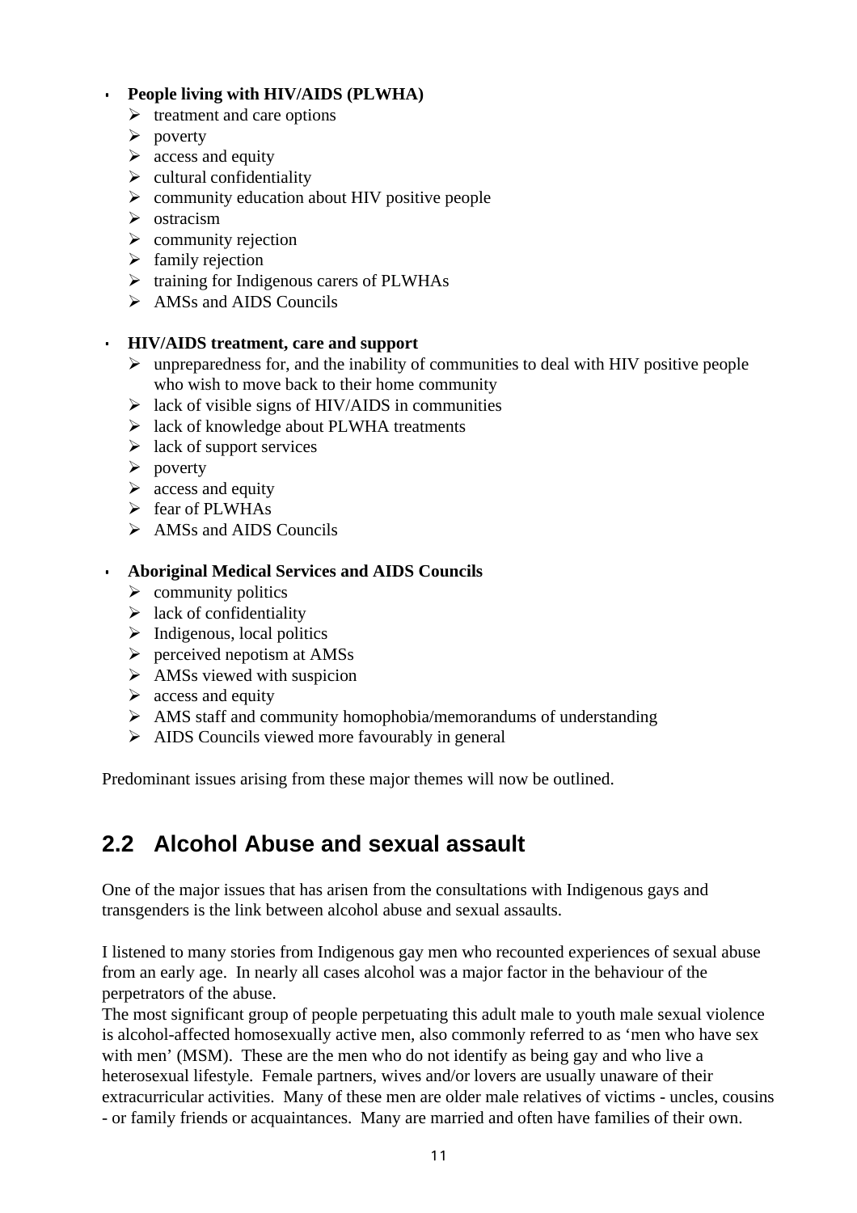- **People living with HIV/AIDS (PLWHA)**
    - treatment and care options
    - poverty
    - access and equity
    - cultural confidentiality
    - community education about HIV positive people
    - ostracism
    - community rejection
    - family rejection
    - training for Indigenous carers of PLWHAs
    - AMSs and AIDS Councils

- **HIV/AIDS treatment, care and support**
    - unpreparedness for, and the inability of communities to deal with HIV positive people who wish to move back to their home community
    - lack of visible signs of HIV/AIDS in communities
    - lack of knowledge about PLWHA treatments
    - lack of support services
    - poverty
    - access and equity
    - fear of PLWHAs
    - AMSs and AIDS Councils

- **Aboriginal Medical Services and AIDS Councils**
    - community politics
    - lack of confidentiality
    - Indigenous, local politics
    - perceived nepotism at AMSs
    - AMSs viewed with suspicion
    - access and equity
    - AMS staff and community homophobia/memorandums of understanding
    - AIDS Councils viewed more favourably in general

Predominant issues arising from these major themes will now be outlined.

## 2.2 Alcohol Abuse and sexual assault

One of the major issues that has arisen from the consultations with Indigenous gays and transgenders is the link between alcohol abuse and sexual assaults.

I listened to many stories from Indigenous gay men who recounted experiences of sexual abuse from an early age. In nearly all cases alcohol was a major factor in the behaviour of the perpetrators of the abuse.

The most significant group of people perpetuating this adult male to youth male sexual violence is alcohol-affected homosexually active men, also commonly referred to as 'men who have sex with men' (MSM). These are the men who do not identify as being gay and who live a heterosexual lifestyle. Female partners, wives and/or lovers are usually unaware of their extracurricular activities. Many of these men are older male relatives of victims - uncles, cousins - or family friends or acquaintances. Many are married and often have families of their own.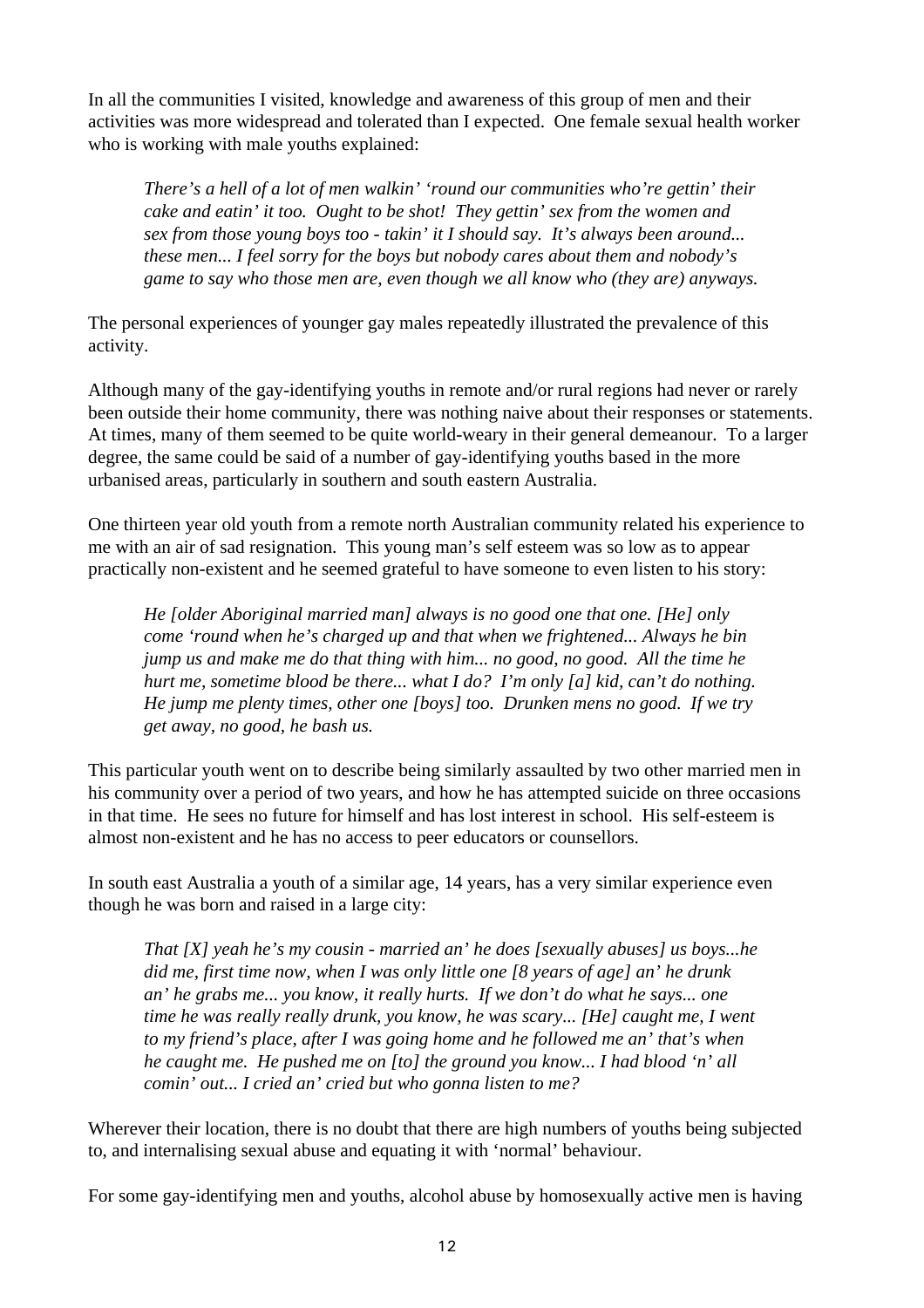In all the communities I visited, knowledge and awareness of this group of men and their activities was more widespread and tolerated than I expected. One female sexual health worker who is working with male youths explained:

> *There's a hell of a lot of men walkin' 'round our communities who're gettin' their cake and eatin' it too. Ought to be shot! They gettin' sex from the women and sex from those young boys too - takin' it I should say. It's always been around... these men... I feel sorry for the boys but nobody cares about them and nobody's game to say who those men are, even though we all know who (they are) anyways.*

The personal experiences of younger gay males repeatedly illustrated the prevalence of this activity.

Although many of the gay-identifying youths in remote and/or rural regions had never or rarely been outside their home community, there was nothing naive about their responses or statements. At times, many of them seemed to be quite world-weary in their general demeanour. To a larger degree, the same could be said of a number of gay-identifying youths based in the more urbanised areas, particularly in southern and south eastern Australia.

One thirteen year old youth from a remote north Australian community related his experience to me with an air of sad resignation. This young man's self esteem was so low as to appear practically non-existent and he seemed grateful to have someone to even listen to his story:

> *He [older Aboriginal married man] always is no good one that one. [He] only come 'round when he's charged up and that when we frightened... Always he bin jump us and make me do that thing with him... no good, no good. All the time he hurt me, sometime blood be there... what I do? I'm only [a] kid, can't do nothing. He jump me plenty times, other one [boys] too. Drunken mens no good. If we try get away, no good, he bash us.*

This particular youth went on to describe being similarly assaulted by two other married men in his community over a period of two years, and how he has attempted suicide on three occasions in that time. He sees no future for himself and has lost interest in school. His self-esteem is almost non-existent and he has no access to peer educators or counsellors.

In south east Australia a youth of a similar age, 14 years, has a very similar experience even though he was born and raised in a large city:

> *That [X] yeah he's my cousin - married an' he does [sexually abuses] us boys...he did me, first time now, when I was only little one [8 years of age] an' he drunk an' he grabs me... you know, it really hurts. If we don't do what he says... one time he was really really drunk, you know, he was scary... [He] caught me, I went to my friend's place, after I was going home and he followed me an' that's when he caught me. He pushed me on [to] the ground you know... I had blood 'n' all comin' out... I cried an' cried but who gonna listen to me?*

Wherever their location, there is no doubt that there are high numbers of youths being subjected to, and internalising sexual abuse and equating it with 'normal' behaviour.

For some gay-identifying men and youths, alcohol abuse by homosexually active men is having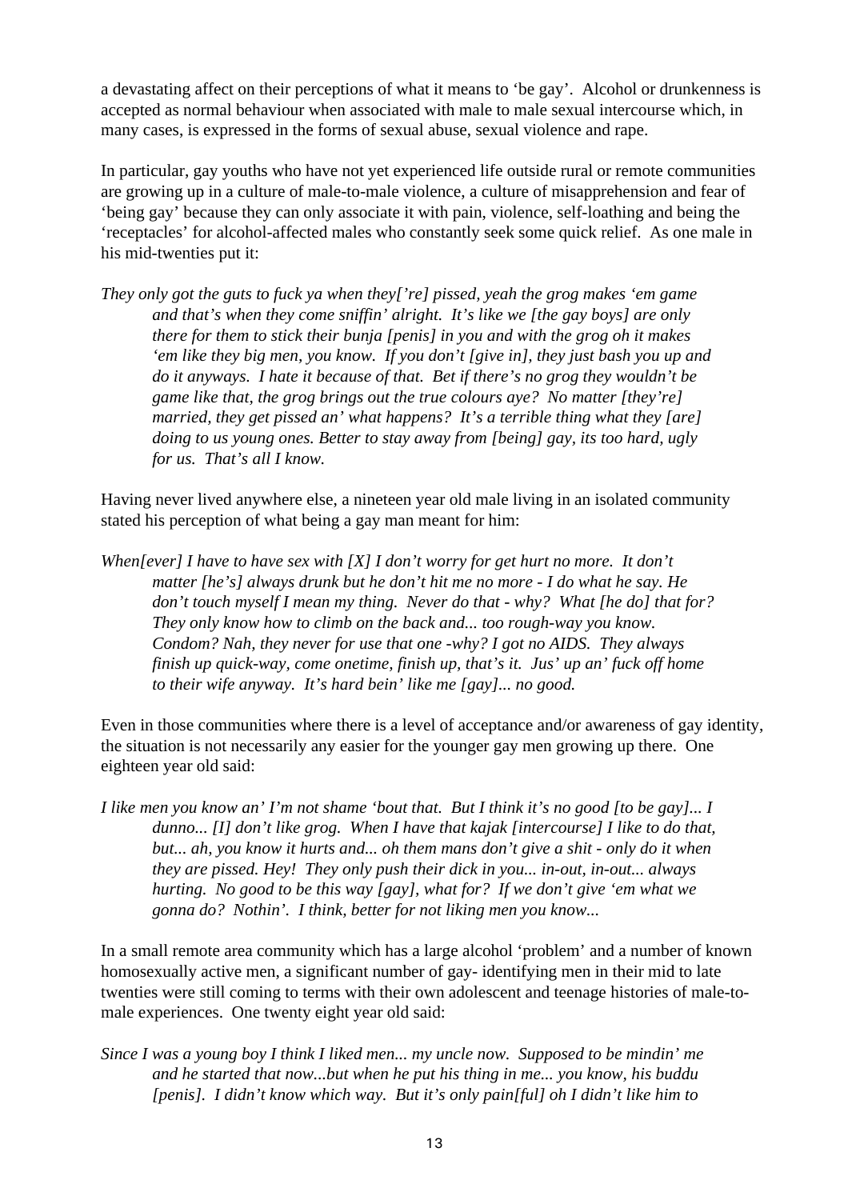a devastating affect on their perceptions of what it means to 'be gay'. Alcohol or drunkenness is accepted as normal behaviour when associated with male to male sexual intercourse which, in many cases, is expressed in the forms of sexual abuse, sexual violence and rape.

In particular, gay youths who have not yet experienced life outside rural or remote communities are growing up in a culture of male-to-male violence, a culture of misapprehension and fear of 'being gay' because they can only associate it with pain, violence, self-loathing and being the 'receptacles' for alcohol-affected males who constantly seek some quick relief. As one male in his mid-twenties put it:

> *They only got the guts to fuck ya when they['re] pissed, yeah the grog makes 'em game and that's when they come sniffin' alright. It's like we [the gay boys] are only there for them to stick their bunja [penis] in you and with the grog oh it makes 'em like they big men, you know. If you don't [give in], they just bash you up and do it anyways. I hate it because of that. Bet if there's no grog they wouldn't be game like that, the grog brings out the true colours aye? No matter [they're] married, they get pissed an' what happens? It's a terrible thing what they [are] doing to us young ones. Better to stay away from [being] gay, its too hard, ugly for us. That's all I know.*

Having never lived anywhere else, a nineteen year old male living in an isolated community stated his perception of what being a gay man meant for him:

> *When[ever] I have to have sex with [X] I don't worry for get hurt no more. It don't matter [he's] always drunk but he don't hit me no more - I do what he say. He don't touch myself I mean my thing. Never do that - why? What [he do] that for? They only know how to climb on the back and... too rough-way you know. Condom? Nah, they never for use that one -why? I got no AIDS. They always finish up quick-way, come onetime, finish up, that's it. Jus' up an' fuck off home to their wife anyway. It's hard bein' like me [gay]... no good.*

Even in those communities where there is a level of acceptance and/or awareness of gay identity, the situation is not necessarily any easier for the younger gay men growing up there. One eighteen year old said:

> *I like men you know an' I'm not shame 'bout that. But I think it's no good [to be gay]... I dunno... [I] don't like grog. When I have that kajak [intercourse] I like to do that, but... ah, you know it hurts and... oh them mans don't give a shit - only do it when they are pissed. Hey! They only push their dick in you... in-out, in-out... always hurting. No good to be this way [gay], what for? If we don't give 'em what we gonna do? Nothin'. I think, better for not liking men you know...*

In a small remote area community which has a large alcohol 'problem' and a number of known homosexually active men, a significant number of gay- identifying men in their mid to late twenties were still coming to terms with their own adolescent and teenage histories of male-to-male experiences. One twenty eight year old said:

> *Since I was a young boy I think I liked men... my uncle now. Supposed to be mindin' me and he started that now...but when he put his thing in me... you know, his buddu [penis]. I didn't know which way. But it's only pain[ful] oh I didn't like him to*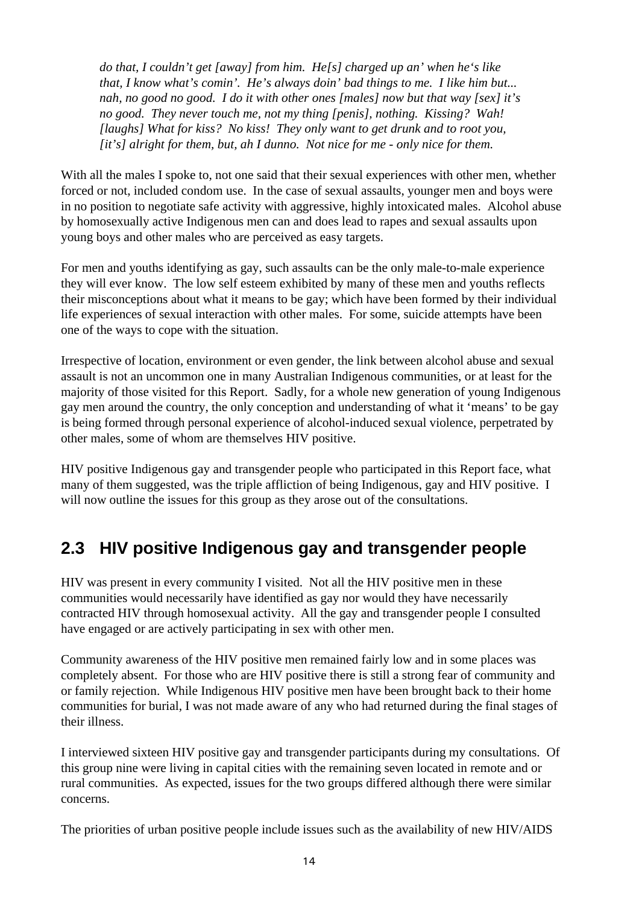*do that, I couldn't get [away] from him. He[s] charged up an' when he's like that, I know what's comin'. He's always doin' bad things to me. I like him but... nah, no good no good. I do it with other ones [males] now but that way [sex] it's no good. They never touch me, not my thing [penis], nothing. Kissing? Wah! [laughs] What for kiss? No kiss! They only want to get drunk and to root you, [it's] alright for them, but, ah I dunno. Not nice for me - only nice for them.*

With all the males I spoke to, not one said that their sexual experiences with other men, whether forced or not, included condom use. In the case of sexual assaults, younger men and boys were in no position to negotiate safe activity with aggressive, highly intoxicated males. Alcohol abuse by homosexually active Indigenous men can and does lead to rapes and sexual assaults upon young boys and other males who are perceived as easy targets.

For men and youths identifying as gay, such assaults can be the only male-to-male experience they will ever know. The low self esteem exhibited by many of these men and youths reflects their misconceptions about what it means to be gay; which have been formed by their individual life experiences of sexual interaction with other males. For some, suicide attempts have been one of the ways to cope with the situation.

Irrespective of location, environment or even gender, the link between alcohol abuse and sexual assault is not an uncommon one in many Australian Indigenous communities, or at least for the majority of those visited for this Report. Sadly, for a whole new generation of young Indigenous gay men around the country, the only conception and understanding of what it 'means' to be gay is being formed through personal experience of alcohol-induced sexual violence, perpetrated by other males, some of whom are themselves HIV positive.

HIV positive Indigenous gay and transgender people who participated in this Report face, what many of them suggested, was the triple affliction of being Indigenous, gay and HIV positive. I will now outline the issues for this group as they arose out of the consultations.

## 2.3 HIV positive Indigenous gay and transgender people

HIV was present in every community I visited. Not all the HIV positive men in these communities would necessarily have identified as gay nor would they have necessarily contracted HIV through homosexual activity. All the gay and transgender people I consulted have engaged or are actively participating in sex with other men.

Community awareness of the HIV positive men remained fairly low and in some places was completely absent. For those who are HIV positive there is still a strong fear of community and or family rejection. While Indigenous HIV positive men have been brought back to their home communities for burial, I was not made aware of any who had returned during the final stages of their illness.

I interviewed sixteen HIV positive gay and transgender participants during my consultations. Of this group nine were living in capital cities with the remaining seven located in remote and or rural communities. As expected, issues for the two groups differed although there were similar concerns.

The priorities of urban positive people include issues such as the availability of new HIV/AIDS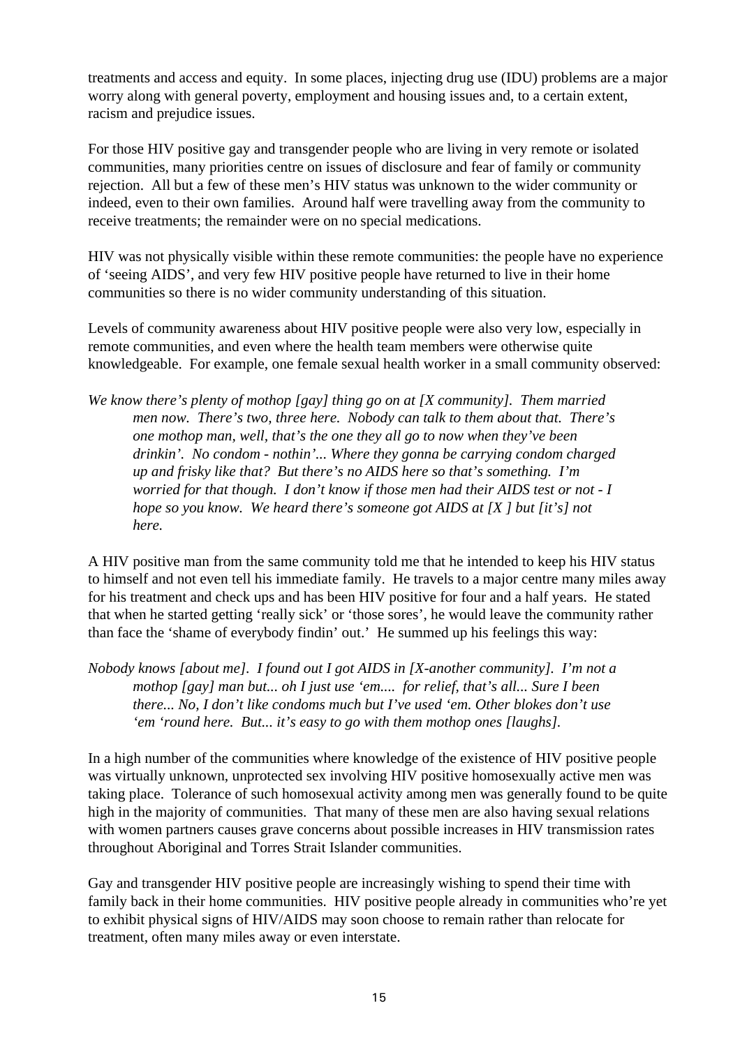treatments and access and equity. In some places, injecting drug use (IDU) problems are a major worry along with general poverty, employment and housing issues and, to a certain extent, racism and prejudice issues.

For those HIV positive gay and transgender people who are living in very remote or isolated communities, many priorities centre on issues of disclosure and fear of family or community rejection. All but a few of these men's HIV status was unknown to the wider community or indeed, even to their own families. Around half were travelling away from the community to receive treatments; the remainder were on no special medications.

HIV was not physically visible within these remote communities: the people have no experience of 'seeing AIDS', and very few HIV positive people have returned to live in their home communities so there is no wider community understanding of this situation.

Levels of community awareness about HIV positive people were also very low, especially in remote communities, and even where the health team members were otherwise quite knowledgeable. For example, one female sexual health worker in a small community observed:

> *We know there's plenty of mothop [gay] thing go on at [X community]. Them married men now. There's two, three here. Nobody can talk to them about that. There's one mothop man, well, that's the one they all go to now when they've been drinkin'. No condom - nothin'... Where they gonna be carrying condom charged up and frisky like that? But there's no AIDS here so that's something. I'm worried for that though. I don't know if those men had their AIDS test or not - I hope so you know. We heard there's someone got AIDS at [X ] but [it's] not here.*

A HIV positive man from the same community told me that he intended to keep his HIV status to himself and not even tell his immediate family. He travels to a major centre many miles away for his treatment and check ups and has been HIV positive for four and a half years. He stated that when he started getting 'really sick' or 'those sores', he would leave the community rather than face the 'shame of everybody findin' out.' He summed up his feelings this way:

> *Nobody knows [about me]. I found out I got AIDS in [X-another community]. I'm not a mothop [gay] man but... oh I just use 'em.... for relief, that's all... Sure I been there... No, I don't like condoms much but I've used 'em. Other blokes don't use 'em 'round here. But... it's easy to go with them mothop ones [laughs].*

In a high number of the communities where knowledge of the existence of HIV positive people was virtually unknown, unprotected sex involving HIV positive homosexually active men was taking place. Tolerance of such homosexual activity among men was generally found to be quite high in the majority of communities. That many of these men are also having sexual relations with women partners causes grave concerns about possible increases in HIV transmission rates throughout Aboriginal and Torres Strait Islander communities.

Gay and transgender HIV positive people are increasingly wishing to spend their time with family back in their home communities. HIV positive people already in communities who're yet to exhibit physical signs of HIV/AIDS may soon choose to remain rather than relocate for treatment, often many miles away or even interstate.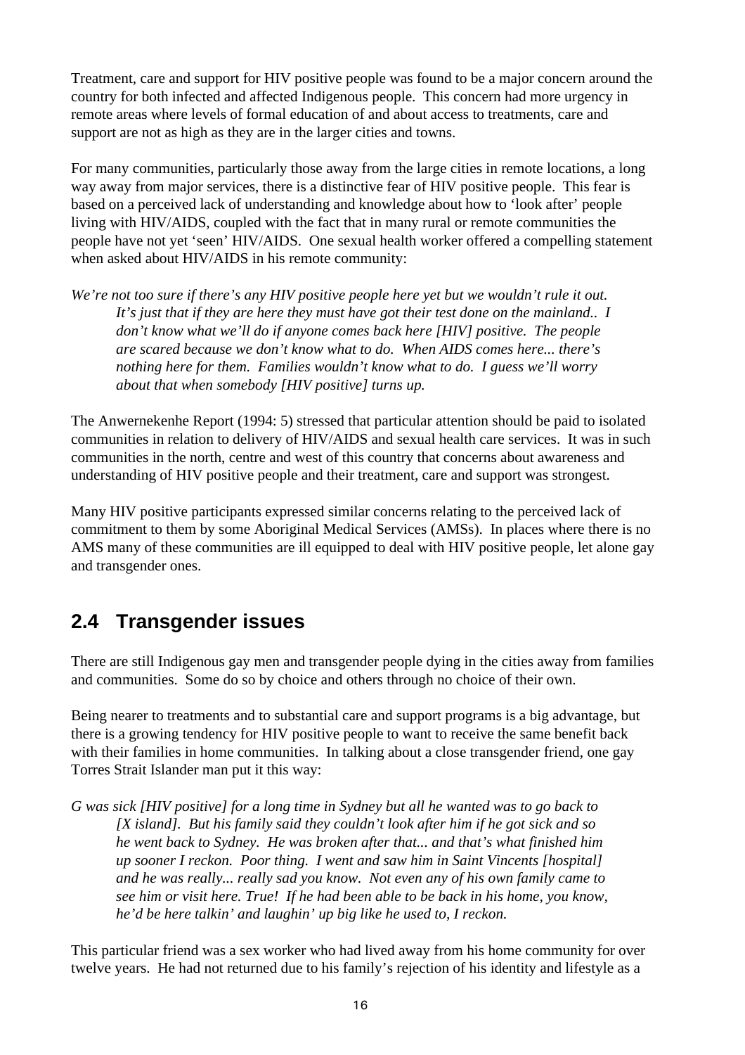Treatment, care and support for HIV positive people was found to be a major concern around the country for both infected and affected Indigenous people. This concern had more urgency in remote areas where levels of formal education of and about access to treatments, care and support are not as high as they are in the larger cities and towns.

For many communities, particularly those away from the large cities in remote locations, a long way away from major services, there is a distinctive fear of HIV positive people. This fear is based on a perceived lack of understanding and knowledge about how to 'look after' people living with HIV/AIDS, coupled with the fact that in many rural or remote communities the people have not yet 'seen' HIV/AIDS. One sexual health worker offered a compelling statement when asked about HIV/AIDS in his remote community:

> *We're not too sure if there's any HIV positive people here yet but we wouldn't rule it out. It's just that if they are here they must have got their test done on the mainland.. I don't know what we'll do if anyone comes back here [HIV] positive. The people are scared because we don't know what to do. When AIDS comes here... there's nothing here for them. Families wouldn't know what to do. I guess we'll worry about that when somebody [HIV positive] turns up.*

The Anwernekenhe Report (1994: 5) stressed that particular attention should be paid to isolated communities in relation to delivery of HIV/AIDS and sexual health care services. It was in such communities in the north, centre and west of this country that concerns about awareness and understanding of HIV positive people and their treatment, care and support was strongest.

Many HIV positive participants expressed similar concerns relating to the perceived lack of commitment to them by some Aboriginal Medical Services (AMSs). In places where there is no AMS many of these communities are ill equipped to deal with HIV positive people, let alone gay and transgender ones.

## 2.4 Transgender issues

There are still Indigenous gay men and transgender people dying in the cities away from families and communities. Some do so by choice and others through no choice of their own.

Being nearer to treatments and to substantial care and support programs is a big advantage, but there is a growing tendency for HIV positive people to want to receive the same benefit back with their families in home communities. In talking about a close transgender friend, one gay Torres Strait Islander man put it this way:

> *G was sick [HIV positive] for a long time in Sydney but all he wanted was to go back to [X island]. But his family said they couldn't look after him if he got sick and so he went back to Sydney. He was broken after that... and that's what finished him up sooner I reckon. Poor thing. I went and saw him in Saint Vincents [hospital] and he was really... really sad you know. Not even any of his own family came to see him or visit here. True! If he had been able to be back in his home, you know, he'd be here talkin' and laughin' up big like he used to, I reckon.*

This particular friend was a sex worker who had lived away from his home community for over twelve years. He had not returned due to his family's rejection of his identity and lifestyle as a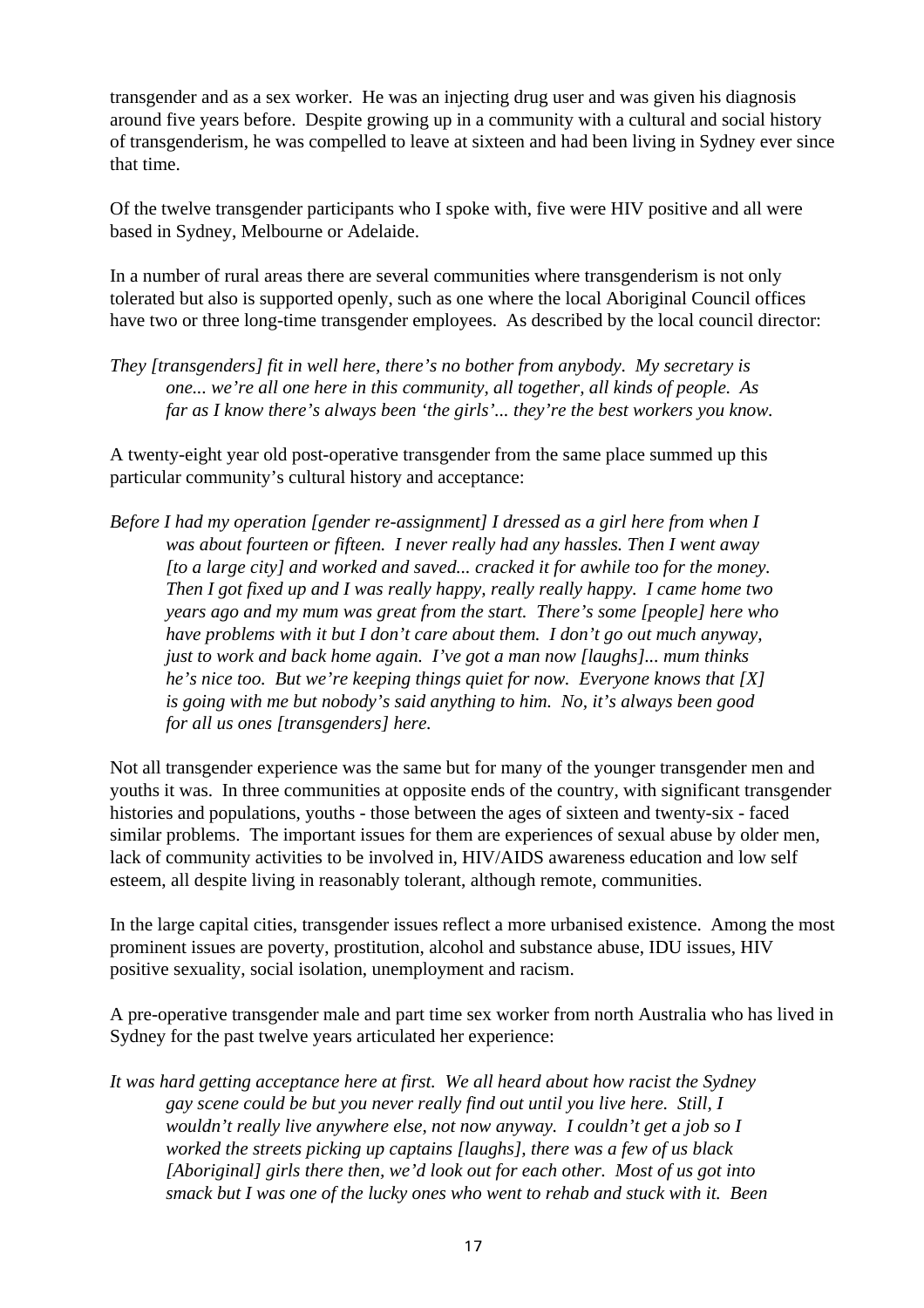transgender and as a sex worker. He was an injecting drug user and was given his diagnosis around five years before. Despite growing up in a community with a cultural and social history of transgenderism, he was compelled to leave at sixteen and had been living in Sydney ever since that time.

Of the twelve transgender participants who I spoke with, five were HIV positive and all were based in Sydney, Melbourne or Adelaide.

In a number of rural areas there are several communities where transgenderism is not only tolerated but also is supported openly, such as one where the local Aboriginal Council offices have two or three long-time transgender employees. As described by the local council director:

*They [transgenders] fit in well here, there's no bother from anybody. My secretary is one... we're all one here in this community, all together, all kinds of people. As far as I know there's always been 'the girls'... they're the best workers you know.*

A twenty-eight year old post-operative transgender from the same place summed up this particular community's cultural history and acceptance:

*Before I had my operation [gender re-assignment] I dressed as a girl here from when I was about fourteen or fifteen. I never really had any hassles. Then I went away [to a large city] and worked and saved... cracked it for awhile too for the money. Then I got fixed up and I was really happy, really really happy. I came home two years ago and my mum was great from the start. There's some [people] here who have problems with it but I don't care about them. I don't go out much anyway, just to work and back home again. I've got a man now [laughs]... mum thinks he's nice too. But we're keeping things quiet for now. Everyone knows that [X] is going with me but nobody's said anything to him. No, it's always been good for all us ones [transgenders] here.*

Not all transgender experience was the same but for many of the younger transgender men and youths it was. In three communities at opposite ends of the country, with significant transgender histories and populations, youths - those between the ages of sixteen and twenty-six - faced similar problems. The important issues for them are experiences of sexual abuse by older men, lack of community activities to be involved in, HIV/AIDS awareness education and low self esteem, all despite living in reasonably tolerant, although remote, communities.

In the large capital cities, transgender issues reflect a more urbanised existence. Among the most prominent issues are poverty, prostitution, alcohol and substance abuse, IDU issues, HIV positive sexuality, social isolation, unemployment and racism.

A pre-operative transgender male and part time sex worker from north Australia who has lived in Sydney for the past twelve years articulated her experience:

*It was hard getting acceptance here at first. We all heard about how racist the Sydney gay scene could be but you never really find out until you live here. Still, I wouldn't really live anywhere else, not now anyway. I couldn't get a job so I worked the streets picking up captains [laughs], there was a few of us black [Aboriginal] girls there then, we'd look out for each other. Most of us got into smack but I was one of the lucky ones who went to rehab and stuck with it. Been*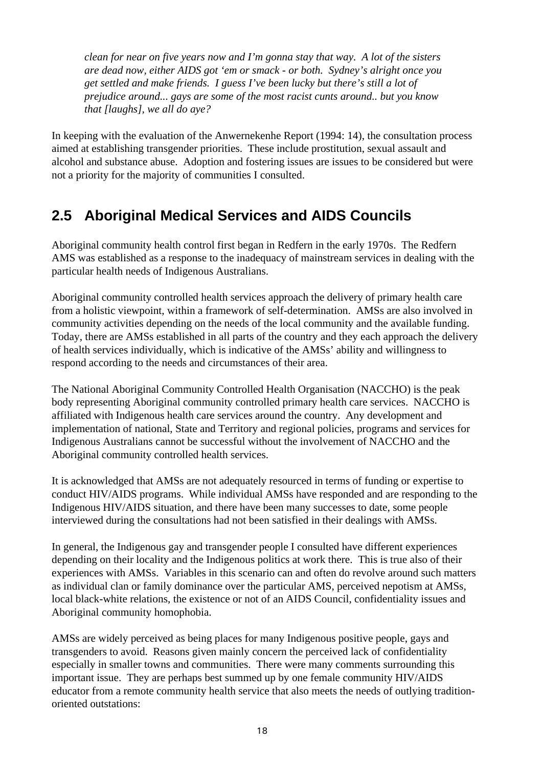*clean for near on five years now and I'm gonna stay that way. A lot of the sisters are dead now, either AIDS got 'em or smack - or both. Sydney's alright once you get settled and make friends. I guess I've been lucky but there's still a lot of prejudice around... gays are some of the most racist cunts around.. but you know that [laughs], we all do aye?*

In keeping with the evaluation of the Anwernekenhe Report (1994: 14), the consultation process aimed at establishing transgender priorities. These include prostitution, sexual assault and alcohol and substance abuse. Adoption and fostering issues are issues to be considered but were not a priority for the majority of communities I consulted.

## 2.5 Aboriginal Medical Services and AIDS Councils

Aboriginal community health control first began in Redfern in the early 1970s. The Redfern AMS was established as a response to the inadequacy of mainstream services in dealing with the particular health needs of Indigenous Australians.

Aboriginal community controlled health services approach the delivery of primary health care from a holistic viewpoint, within a framework of self-determination. AMSs are also involved in community activities depending on the needs of the local community and the available funding. Today, there are AMSs established in all parts of the country and they each approach the delivery of health services individually, which is indicative of the AMSs' ability and willingness to respond according to the needs and circumstances of their area.

The National Aboriginal Community Controlled Health Organisation (NACCHO) is the peak body representing Aboriginal community controlled primary health care services. NACCHO is affiliated with Indigenous health care services around the country. Any development and implementation of national, State and Territory and regional policies, programs and services for Indigenous Australians cannot be successful without the involvement of NACCHO and the Aboriginal community controlled health services.

It is acknowledged that AMSs are not adequately resourced in terms of funding or expertise to conduct HIV/AIDS programs. While individual AMSs have responded and are responding to the Indigenous HIV/AIDS situation, and there have been many successes to date, some people interviewed during the consultations had not been satisfied in their dealings with AMSs.

In general, the Indigenous gay and transgender people I consulted have different experiences depending on their locality and the Indigenous politics at work there. This is true also of their experiences with AMSs. Variables in this scenario can and often do revolve around such matters as individual clan or family dominance over the particular AMS, perceived nepotism at AMSs, local black-white relations, the existence or not of an AIDS Council, confidentiality issues and Aboriginal community homophobia.

AMSs are widely perceived as being places for many Indigenous positive people, gays and transgenders to avoid. Reasons given mainly concern the perceived lack of confidentiality especially in smaller towns and communities. There were many comments surrounding this important issue. They are perhaps best summed up by one female community HIV/AIDS educator from a remote community health service that also meets the needs of outlying tradition-oriented outstations: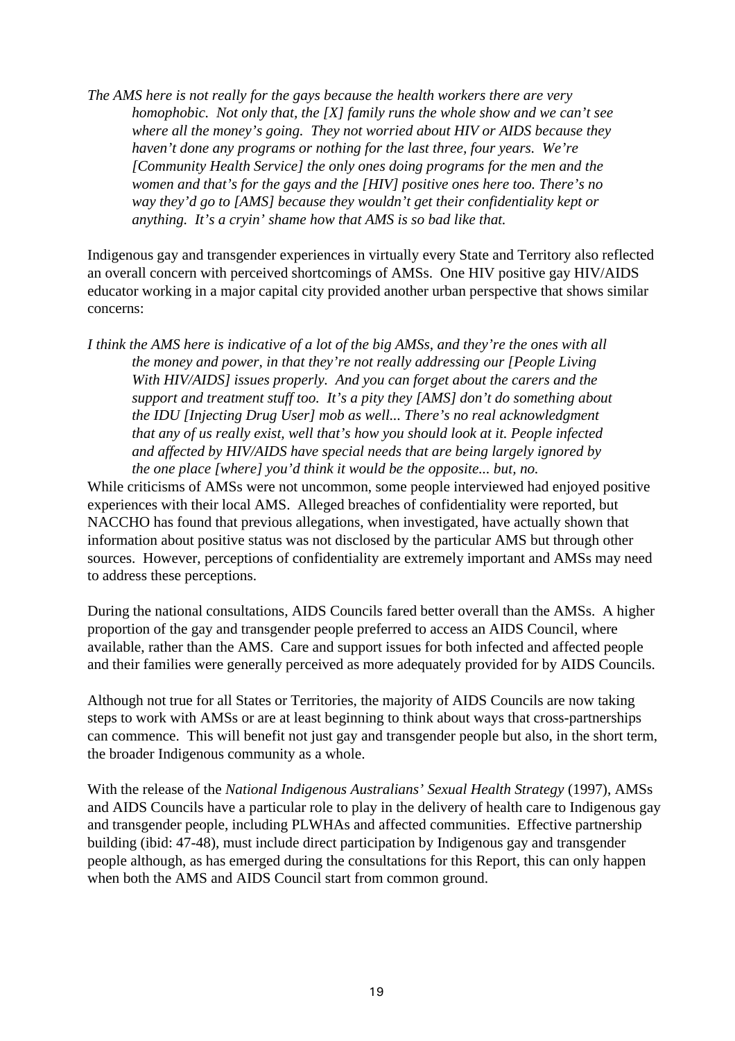*The AMS here is not really for the gays because the health workers there are very homophobic. Not only that, the [X] family runs the whole show and we can't see where all the money's going. They not worried about HIV or AIDS because they haven't done any programs or nothing for the last three, four years. We're [Community Health Service] the only ones doing programs for the men and the women and that's for the gays and the [HIV] positive ones here too. There's no way they'd go to [AMS] because they wouldn't get their confidentiality kept or anything. It's a cryin' shame how that AMS is so bad like that.*

Indigenous gay and transgender experiences in virtually every State and Territory also reflected an overall concern with perceived shortcomings of AMSs. One HIV positive gay HIV/AIDS educator working in a major capital city provided another urban perspective that shows similar concerns:

*I think the AMS here is indicative of a lot of the big AMSs, and they're the ones with all the money and power, in that they're not really addressing our [People Living With HIV/AIDS] issues properly. And you can forget about the carers and the support and treatment stuff too. It's a pity they [AMS] don't do something about the IDU [Injecting Drug User] mob as well... There's no real acknowledgment that any of us really exist, well that's how you should look at it. People infected and affected by HIV/AIDS have special needs that are being largely ignored by the one place [where] you'd think it would be the opposite... but, no.*

While criticisms of AMSs were not uncommon, some people interviewed had enjoyed positive experiences with their local AMS. Alleged breaches of confidentiality were reported, but NACCHO has found that previous allegations, when investigated, have actually shown that information about positive status was not disclosed by the particular AMS but through other sources. However, perceptions of confidentiality are extremely important and AMSs may need to address these perceptions.

During the national consultations, AIDS Councils fared better overall than the AMSs. A higher proportion of the gay and transgender people preferred to access an AIDS Council, where available, rather than the AMS. Care and support issues for both infected and affected people and their families were generally perceived as more adequately provided for by AIDS Councils.

Although not true for all States or Territories, the majority of AIDS Councils are now taking steps to work with AMSs or are at least beginning to think about ways that cross-partnerships can commence. This will benefit not just gay and transgender people but also, in the short term, the broader Indigenous community as a whole.

With the release of the *National Indigenous Australians' Sexual Health Strategy* (1997), AMSs and AIDS Councils have a particular role to play in the delivery of health care to Indigenous gay and transgender people, including PLWHAs and affected communities. Effective partnership building (ibid: 47-48), must include direct participation by Indigenous gay and transgender people although, as has emerged during the consultations for this Report, this can only happen when both the AMS and AIDS Council start from common ground.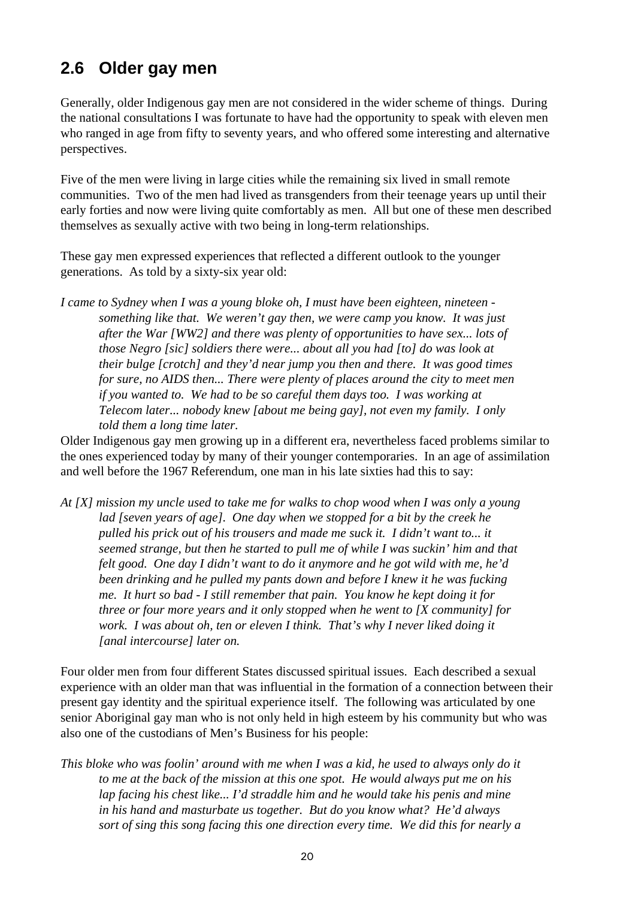## 2.6 Older gay men

Generally, older Indigenous gay men are not considered in the wider scheme of things. During the national consultations I was fortunate to have had the opportunity to speak with eleven men who ranged in age from fifty to seventy years, and who offered some interesting and alternative perspectives.

Five of the men were living in large cities while the remaining six lived in small remote communities. Two of the men had lived as transgenders from their teenage years up until their early forties and now were living quite comfortably as men. All but one of these men described themselves as sexually active with two being in long-term relationships.

These gay men expressed experiences that reflected a different outlook to the younger generations. As told by a sixty-six year old:

> *I came to Sydney when I was a young bloke oh, I must have been eighteen, nineteen - something like that. We weren't gay then, we were camp you know. It was just after the War [WW2] and there was plenty of opportunities to have sex... lots of those Negro [sic] soldiers there were... about all you had [to] do was look at their bulge [crotch] and they'd near jump you then and there. It was good times for sure, no AIDS then... There were plenty of places around the city to meet men if you wanted to. We had to be so careful them days too. I was working at Telecom later... nobody knew [about me being gay], not even my family. I only told them a long time later.*

Older Indigenous gay men growing up in a different era, nevertheless faced problems similar to the ones experienced today by many of their younger contemporaries. In an age of assimilation and well before the 1967 Referendum, one man in his late sixties had this to say:

> *At [X] mission my uncle used to take me for walks to chop wood when I was only a young lad [seven years of age]. One day when we stopped for a bit by the creek he pulled his prick out of his trousers and made me suck it. I didn't want to... it seemed strange, but then he started to pull me of while I was suckin' him and that felt good. One day I didn't want to do it anymore and he got wild with me, he'd been drinking and he pulled my pants down and before I knew it he was fucking me. It hurt so bad - I still remember that pain. You know he kept doing it for three or four more years and it only stopped when he went to [X community] for work. I was about oh, ten or eleven I think. That's why I never liked doing it [anal intercourse] later on.*

Four older men from four different States discussed spiritual issues. Each described a sexual experience with an older man that was influential in the formation of a connection between their present gay identity and the spiritual experience itself. The following was articulated by one senior Aboriginal gay man who is not only held in high esteem by his community but who was also one of the custodians of Men's Business for his people:

> *This bloke who was foolin' around with me when I was a kid, he used to always only do it to me at the back of the mission at this one spot. He would always put me on his lap facing his chest like... I'd straddle him and he would take his penis and mine in his hand and masturbate us together. But do you know what? He'd always sort of sing this song facing this one direction every time. We did this for nearly a*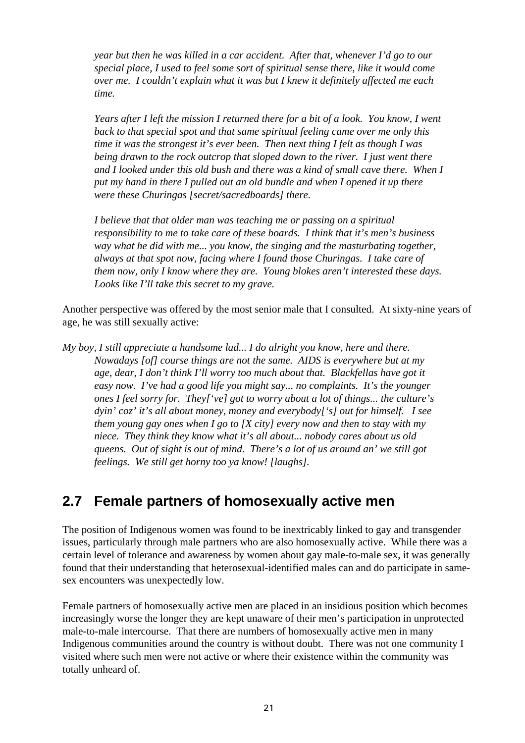*year but then he was killed in a car accident. After that, whenever I'd go to our special place, I used to feel some sort of spiritual sense there, like it would come over me. I couldn't explain what it was but I knew it definitely affected me each time.*

*Years after I left the mission I returned there for a bit of a look. You know, I went back to that special spot and that same spiritual feeling came over me only this time it was the strongest it's ever been. Then next thing I felt as though I was being drawn to the rock outcrop that sloped down to the river. I just went there and I looked under this old bush and there was a kind of small cave there. When I put my hand in there I pulled out an old bundle and when I opened it up there were these Churingas [secret/sacredboards] there.*

*I believe that that older man was teaching me or passing on a spiritual responsibility to me to take care of these boards. I think that it's men's business way what he did with me... you know, the singing and the masturbating together, always at that spot now, facing where I found those Churingas. I take care of them now, only I know where they are. Young blokes aren't interested these days. Looks like I'll take this secret to my grave.*

Another perspective was offered by the most senior male that I consulted. At sixty-nine years of age, he was still sexually active:

*My boy, I still appreciate a handsome lad... I do alright you know, here and there. Nowadays [of] course things are not the same. AIDS is everywhere but at my age, dear, I don't think I'll worry too much about that. Blackfellas have got it easy now. I've had a good life you might say... no complaints. It's the younger ones I feel sorry for. They['ve] got to worry about a lot of things... the culture's dyin' coz' it's all about money, money and everybody['s] out for himself. I see them young gay ones when I go to [X city] every now and then to stay with my niece. They think they know what it's all about... nobody cares about us old queens. Out of sight is out of mind. There's a lot of us around an' we still got feelings. We still get horny too ya know! [laughs].*

## 2.7 Female partners of homosexually active men

The position of Indigenous women was found to be inextricably linked to gay and transgender issues, particularly through male partners who are also homosexually active. While there was a certain level of tolerance and awareness by women about gay male-to-male sex, it was generally found that their understanding that heterosexual-identified males can and do participate in same-sex encounters was unexpectedly low.

Female partners of homosexually active men are placed in an insidious position which becomes increasingly worse the longer they are kept unaware of their men's participation in unprotected male-to-male intercourse. That there are numbers of homosexually active men in many Indigenous communities around the country is without doubt. There was not one community I visited where such men were not active or where their existence within the community was totally unheard of.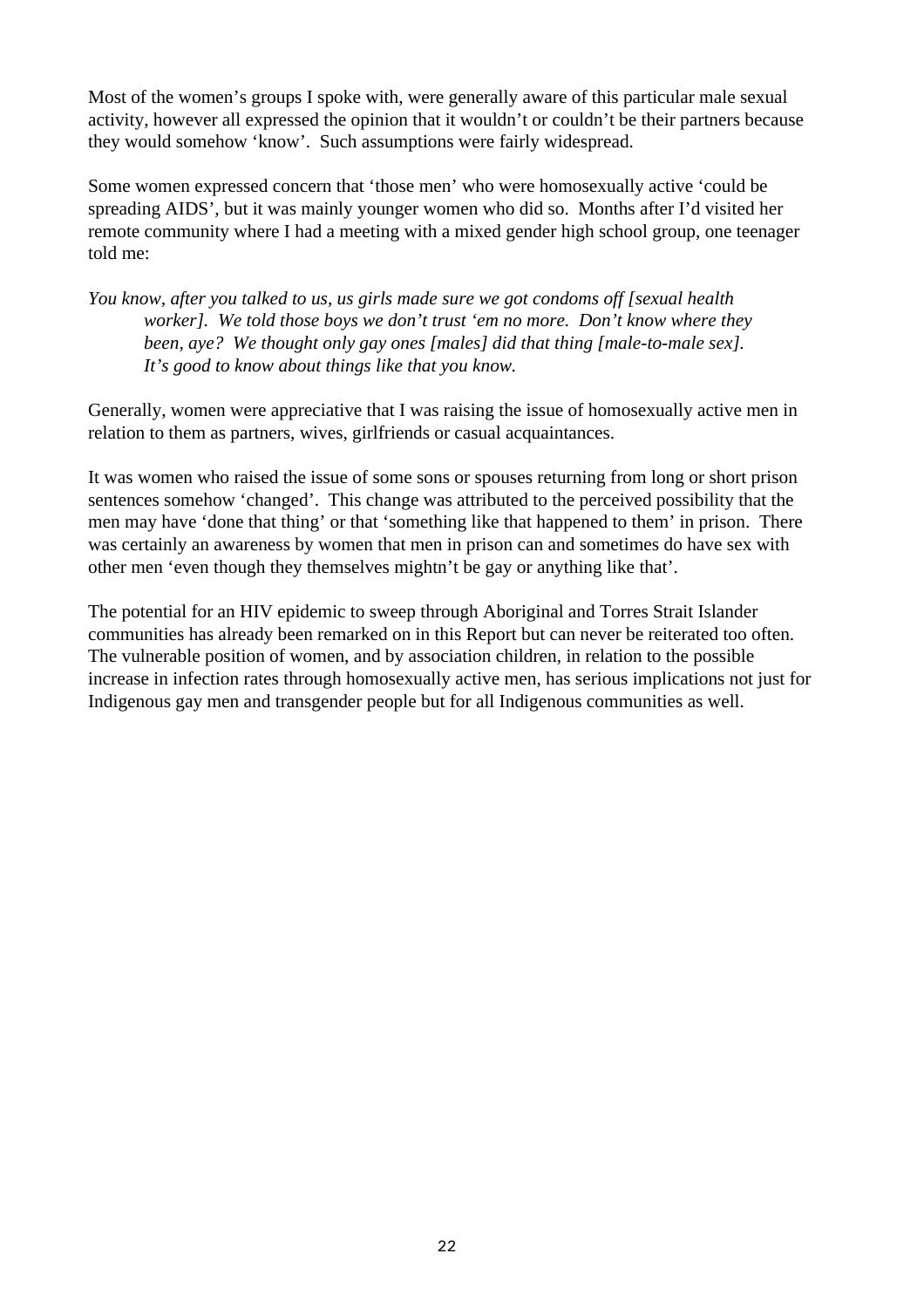Most of the women's groups I spoke with, were generally aware of this particular male sexual activity, however all expressed the opinion that it wouldn't or couldn't be their partners because they would somehow 'know'. Such assumptions were fairly widespread.

Some women expressed concern that 'those men' who were homosexually active 'could be spreading AIDS', but it was mainly younger women who did so. Months after I'd visited her remote community where I had a meeting with a mixed gender high school group, one teenager told me:

> *You know, after you talked to us, us girls made sure we got condoms off [sexual health worker]. We told those boys we don't trust 'em no more. Don't know where they been, aye? We thought only gay ones [males] did that thing [male-to-male sex]. It's good to know about things like that you know.*

Generally, women were appreciative that I was raising the issue of homosexually active men in relation to them as partners, wives, girlfriends or casual acquaintances.

It was women who raised the issue of some sons or spouses returning from long or short prison sentences somehow 'changed'. This change was attributed to the perceived possibility that the men may have 'done that thing' or that 'something like that happened to them' in prison. There was certainly an awareness by women that men in prison can and sometimes do have sex with other men 'even though they themselves mightn't be gay or anything like that'.

The potential for an HIV epidemic to sweep through Aboriginal and Torres Strait Islander communities has already been remarked on in this Report but can never be reiterated too often. The vulnerable position of women, and by association children, in relation to the possible increase in infection rates through homosexually active men, has serious implications not just for Indigenous gay men and transgender people but for all Indigenous communities as well.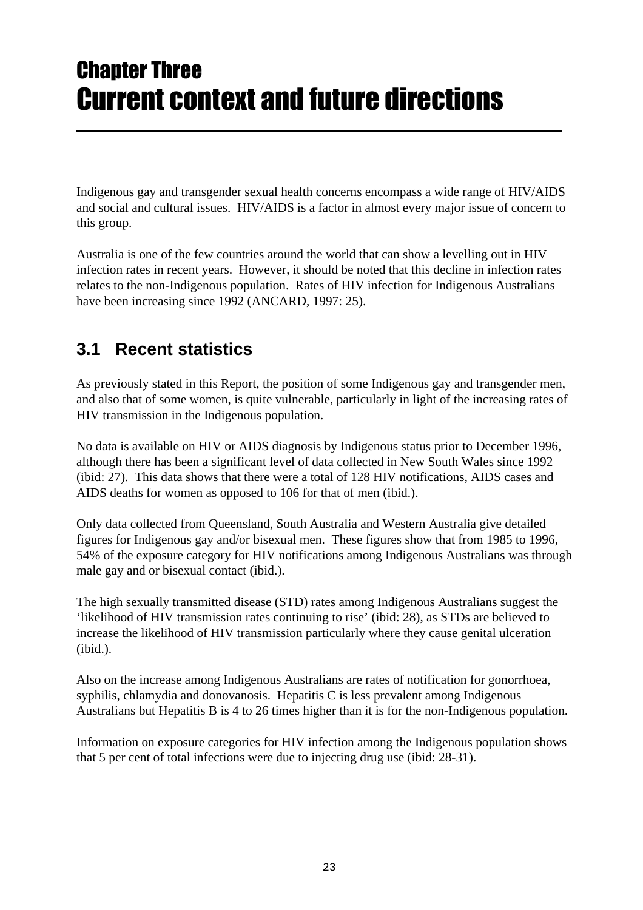# Chapter Three
# Current context and future directions

Indigenous gay and transgender sexual health concerns encompass a wide range of HIV/AIDS and social and cultural issues. HIV/AIDS is a factor in almost every major issue of concern to this group.

Australia is one of the few countries around the world that can show a levelling out in HIV infection rates in recent years. However, it should be noted that this decline in infection rates relates to the non-Indigenous population. Rates of HIV infection for Indigenous Australians have been increasing since 1992 (ANCARD, 1997: 25).

## 3.1 Recent statistics

As previously stated in this Report, the position of some Indigenous gay and transgender men, and also that of some women, is quite vulnerable, particularly in light of the increasing rates of HIV transmission in the Indigenous population.

No data is available on HIV or AIDS diagnosis by Indigenous status prior to December 1996, although there has been a significant level of data collected in New South Wales since 1992 (ibid: 27). This data shows that there were a total of 128 HIV notifications, AIDS cases and AIDS deaths for women as opposed to 106 for that of men (ibid.).

Only data collected from Queensland, South Australia and Western Australia give detailed figures for Indigenous gay and/or bisexual men. These figures show that from 1985 to 1996, 54% of the exposure category for HIV notifications among Indigenous Australians was through male gay and or bisexual contact (ibid.).

The high sexually transmitted disease (STD) rates among Indigenous Australians suggest the 'likelihood of HIV transmission rates continuing to rise' (ibid: 28), as STDs are believed to increase the likelihood of HIV transmission particularly where they cause genital ulceration (ibid.).

Also on the increase among Indigenous Australians are rates of notification for gonorrhoea, syphilis, chlamydia and donovanosis. Hepatitis C is less prevalent among Indigenous Australians but Hepatitis B is 4 to 26 times higher than it is for the non-Indigenous population.

Information on exposure categories for HIV infection among the Indigenous population shows that 5 per cent of total infections were due to injecting drug use (ibid: 28-31).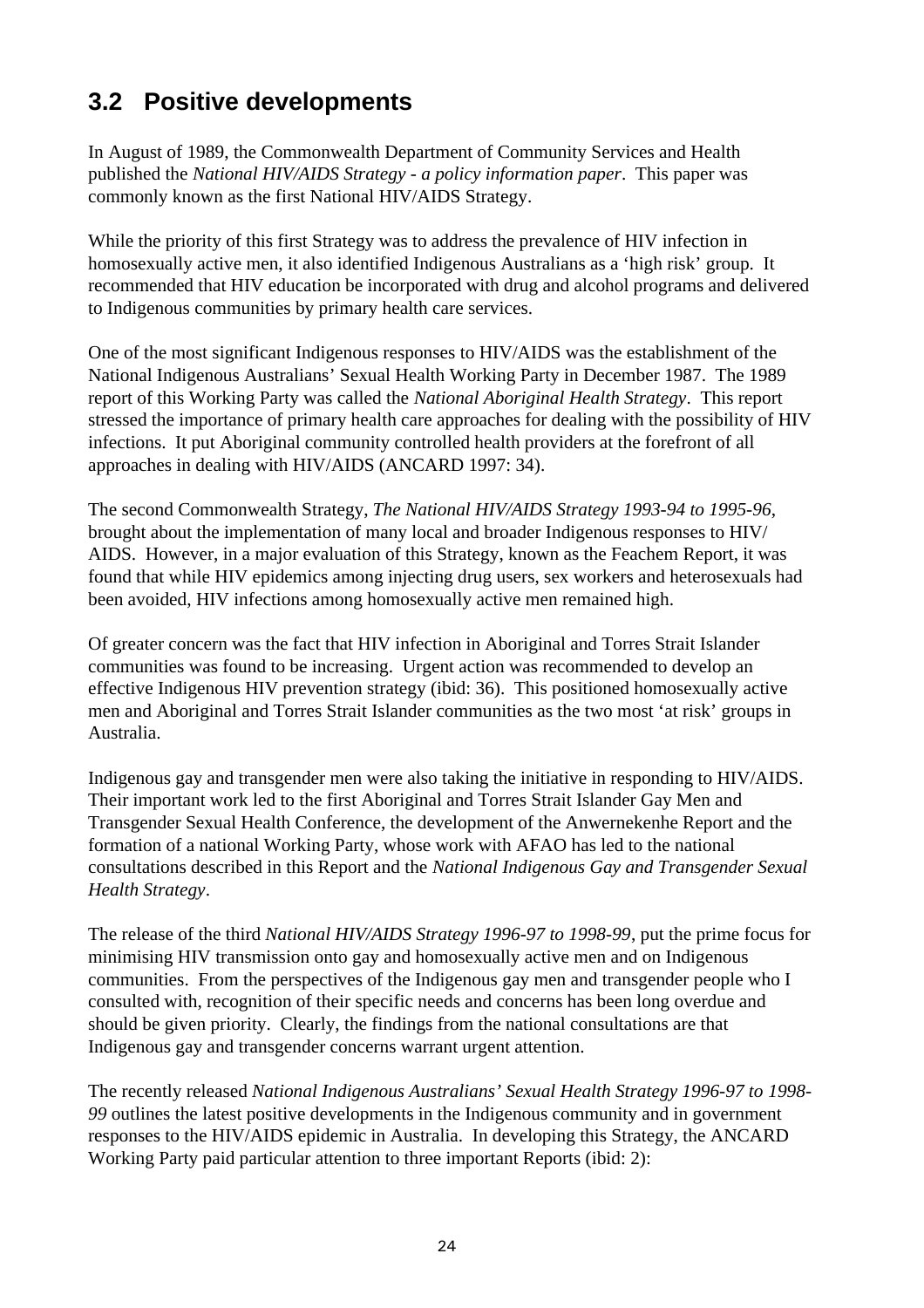## 3.2 Positive developments

In August of 1989, the Commonwealth Department of Community Services and Health published the *National HIV/AIDS Strategy - a policy information paper*. This paper was commonly known as the first National HIV/AIDS Strategy.

While the priority of this first Strategy was to address the prevalence of HIV infection in homosexually active men, it also identified Indigenous Australians as a 'high risk' group. It recommended that HIV education be incorporated with drug and alcohol programs and delivered to Indigenous communities by primary health care services.

One of the most significant Indigenous responses to HIV/AIDS was the establishment of the National Indigenous Australians' Sexual Health Working Party in December 1987. The 1989 report of this Working Party was called the *National Aboriginal Health Strategy*. This report stressed the importance of primary health care approaches for dealing with the possibility of HIV infections. It put Aboriginal community controlled health providers at the forefront of all approaches in dealing with HIV/AIDS (ANCARD 1997: 34).

The second Commonwealth Strategy, *The National HIV/AIDS Strategy 1993-94 to 1995-96*, brought about the implementation of many local and broader Indigenous responses to HIV/AIDS. However, in a major evaluation of this Strategy, known as the Feachem Report, it was found that while HIV epidemics among injecting drug users, sex workers and heterosexuals had been avoided, HIV infections among homosexually active men remained high.

Of greater concern was the fact that HIV infection in Aboriginal and Torres Strait Islander communities was found to be increasing. Urgent action was recommended to develop an effective Indigenous HIV prevention strategy (ibid: 36). This positioned homosexually active men and Aboriginal and Torres Strait Islander communities as the two most 'at risk' groups in Australia.

Indigenous gay and transgender men were also taking the initiative in responding to HIV/AIDS. Their important work led to the first Aboriginal and Torres Strait Islander Gay Men and Transgender Sexual Health Conference, the development of the Anwernekenhe Report and the formation of a national Working Party, whose work with AFAO has led to the national consultations described in this Report and the *National Indigenous Gay and Transgender Sexual Health Strategy*.

The release of the third *National HIV/AIDS Strategy 1996-97 to 1998-99*, put the prime focus for minimising HIV transmission onto gay and homosexually active men and on Indigenous communities. From the perspectives of the Indigenous gay men and transgender people who I consulted with, recognition of their specific needs and concerns has been long overdue and should be given priority. Clearly, the findings from the national consultations are that Indigenous gay and transgender concerns warrant urgent attention.

The recently released *National Indigenous Australians' Sexual Health Strategy 1996-97 to 1998-99* outlines the latest positive developments in the Indigenous community and in government responses to the HIV/AIDS epidemic in Australia. In developing this Strategy, the ANCARD Working Party paid particular attention to three important Reports (ibid: 2):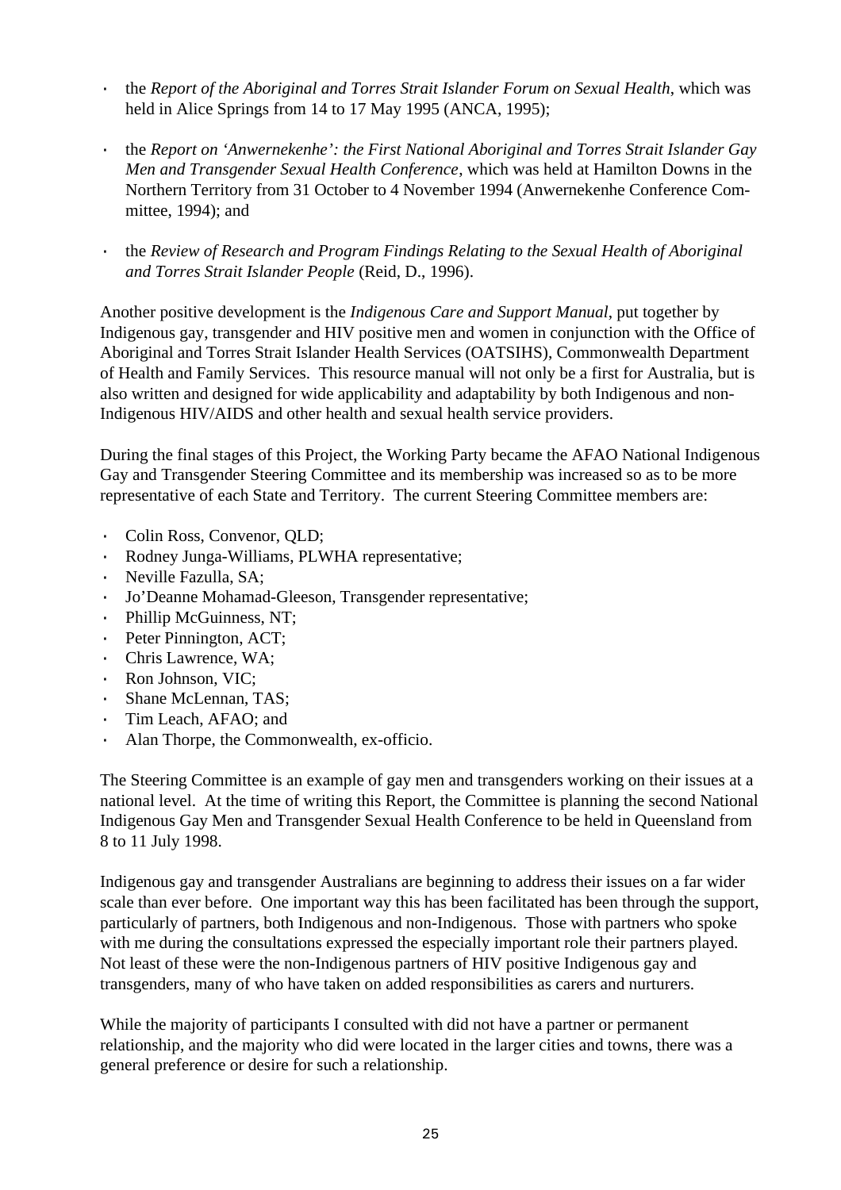- the *Report of the Aboriginal and Torres Strait Islander Forum on Sexual Health*, which was held in Alice Springs from 14 to 17 May 1995 (ANCA, 1995);

- the *Report on 'Anwernekenhe': the First National Aboriginal and Torres Strait Islander Gay Men and Transgender Sexual Health Conference*, which was held at Hamilton Downs in the Northern Territory from 31 October to 4 November 1994 (Anwernekenhe Conference Committee, 1994); and

- the *Review of Research and Program Findings Relating to the Sexual Health of Aboriginal and Torres Strait Islander People* (Reid, D., 1996).

Another positive development is the *Indigenous Care and Support Manual*, put together by Indigenous gay, transgender and HIV positive men and women in conjunction with the Office of Aboriginal and Torres Strait Islander Health Services (OATSIHS), Commonwealth Department of Health and Family Services. This resource manual will not only be a first for Australia, but is also written and designed for wide applicability and adaptability by both Indigenous and non-Indigenous HIV/AIDS and other health and sexual health service providers.

During the final stages of this Project, the Working Party became the AFAO National Indigenous Gay and Transgender Steering Committee and its membership was increased so as to be more representative of each State and Territory. The current Steering Committee members are:

- Colin Ross, Convenor, QLD;
- Rodney Junga-Williams, PLWHA representative;
- Neville Fazulla, SA;
- Jo'Deanne Mohamad-Gleeson, Transgender representative;
- Phillip McGuinness, NT;
- Peter Pinnington, ACT;
- Chris Lawrence, WA;
- Ron Johnson, VIC;
- Shane McLennan, TAS;
- Tim Leach, AFAO; and
- Alan Thorpe, the Commonwealth, ex-officio.

The Steering Committee is an example of gay men and transgenders working on their issues at a national level. At the time of writing this Report, the Committee is planning the second National Indigenous Gay Men and Transgender Sexual Health Conference to be held in Queensland from 8 to 11 July 1998.

Indigenous gay and transgender Australians are beginning to address their issues on a far wider scale than ever before. One important way this has been facilitated has been through the support, particularly of partners, both Indigenous and non-Indigenous. Those with partners who spoke with me during the consultations expressed the especially important role their partners played. Not least of these were the non-Indigenous partners of HIV positive Indigenous gay and transgenders, many of who have taken on added responsibilities as carers and nurturers.

While the majority of participants I consulted with did not have a partner or permanent relationship, and the majority who did were located in the larger cities and towns, there was a general preference or desire for such a relationship.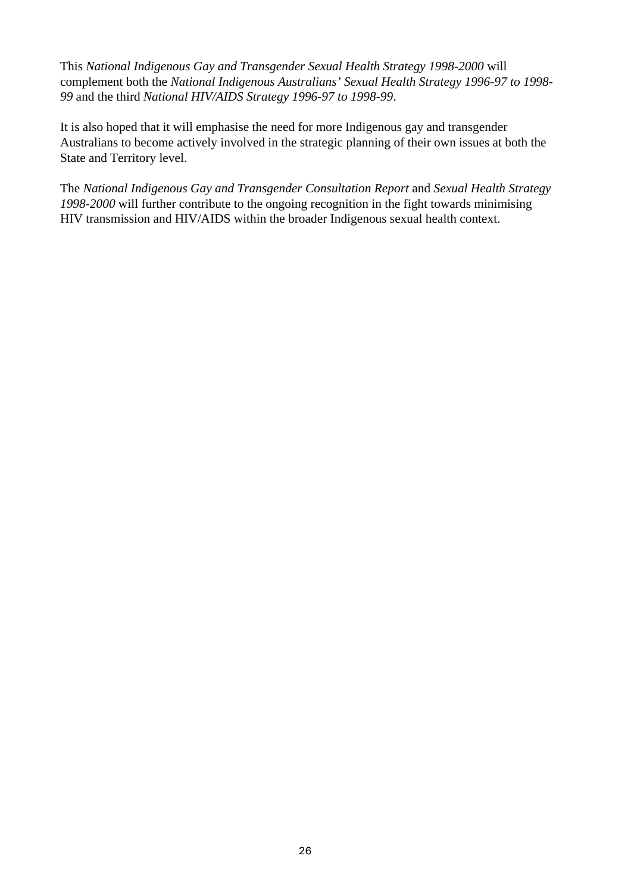This *National Indigenous Gay and Transgender Sexual Health Strategy 1998-2000* will complement both the *National Indigenous Australians' Sexual Health Strategy 1996-97 to 1998-99* and the third *National HIV/AIDS Strategy 1996-97 to 1998-99*.

It is also hoped that it will emphasise the need for more Indigenous gay and transgender Australians to become actively involved in the strategic planning of their own issues at both the State and Territory level.

The *National Indigenous Gay and Transgender Consultation Report* and *Sexual Health Strategy 1998-2000* will further contribute to the ongoing recognition in the fight towards minimising HIV transmission and HIV/AIDS within the broader Indigenous sexual health context.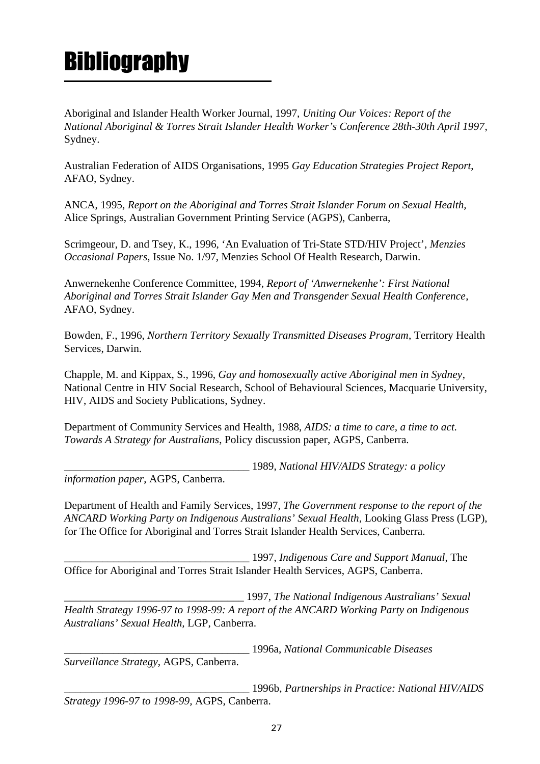# Bibliography

Aboriginal and Islander Health Worker Journal, 1997, *Uniting Our Voices: Report of the National Aboriginal & Torres Strait Islander Health Worker's Conference 28th-30th April 1997*, Sydney.

Australian Federation of AIDS Organisations, 1995 *Gay Education Strategies Project Report*, AFAO, Sydney.

ANCA, 1995, *Report on the Aboriginal and Torres Strait Islander Forum on Sexual Health,* Alice Springs, Australian Government Printing Service (AGPS), Canberra,

Scrimgeour, D. and Tsey, K., 1996, 'An Evaluation of Tri-State STD/HIV Project', *Menzies Occasional Papers*, Issue No. 1/97, Menzies School Of Health Research, Darwin.

Anwernekenhe Conference Committee, 1994, *Report of 'Anwernekenhe': First National Aboriginal and Torres Strait Islander Gay Men and Transgender Sexual Health Conference*, AFAO, Sydney.

Bowden, F., 1996, *Northern Territory Sexually Transmitted Diseases Program*, Territory Health Services, Darwin.

Chapple, M. and Kippax, S., 1996, *Gay and homosexually active Aboriginal men in Sydney*, National Centre in HIV Social Research, School of Behavioural Sciences, Macquarie University, HIV, AIDS and Society Publications, Sydney.

Department of Community Services and Health, 1988, *AIDS: a time to care, a time to act. Towards A Strategy for Australians*, Policy discussion paper, AGPS, Canberra.

___________________________________ 1989, *National HIV/AIDS Strategy: a policy information paper*, AGPS, Canberra.

Department of Health and Family Services, 1997, *The Government response to the report of the ANCARD Working Party on Indigenous Australians' Sexual Health*, Looking Glass Press (LGP), for The Office for Aboriginal and Torres Strait Islander Health Services, Canberra.

___________________________________ 1997, *Indigenous Care and Support Manual*, The Office for Aboriginal and Torres Strait Islander Health Services, AGPS, Canberra.

_________________________________ 1997, *The National Indigenous Australians' Sexual Health Strategy 1996-97 to 1998-99: A report of the ANCARD Working Party on Indigenous Australians' Sexual Health,* LGP, Canberra.

___________________________________ 1996a, *National Communicable Diseases Surveillance Strategy*, AGPS, Canberra.

___________________________________ 1996b, *Partnerships in Practice: National HIV/AIDS Strategy 1996-97 to 1998-99,* AGPS, Canberra.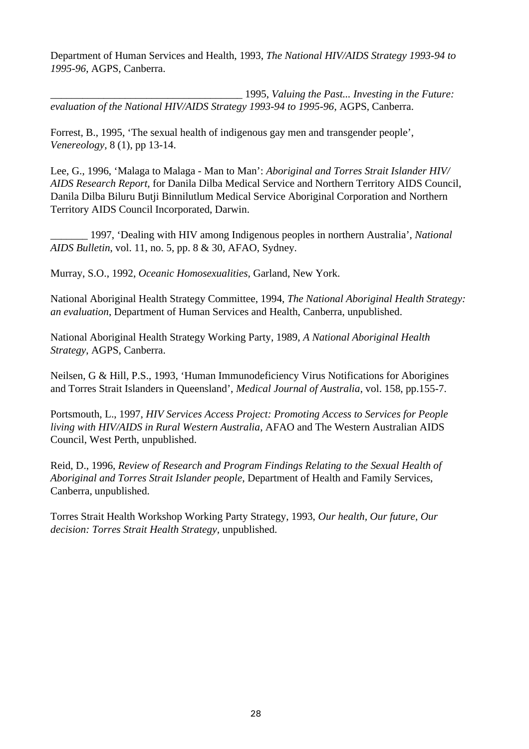Department of Human Services and Health, 1993, *The National HIV/AIDS Strategy 1993-94 to 1995-96*, AGPS, Canberra.

___________________________________ 1995, *Valuing the Past... Investing in the Future: evaluation of the National HIV/AIDS Strategy 1993-94 to 1995-96*, AGPS, Canberra.

Forrest, B., 1995, 'The sexual health of indigenous gay men and transgender people', *Venereology*, 8 (1), pp 13-14.

Lee, G., 1996, 'Malaga to Malaga - Man to Man': *Aboriginal and Torres Strait Islander HIV/ AIDS Research Report*, for Danila Dilba Medical Service and Northern Territory AIDS Council, Danila Dilba Biluru Butji Binnilutlum Medical Service Aboriginal Corporation and Northern Territory AIDS Council Incorporated, Darwin.

_______ 1997, 'Dealing with HIV among Indigenous peoples in northern Australia', *National AIDS Bulletin*, vol. 11, no. 5, pp. 8 & 30, AFAO, Sydney.

Murray, S.O., 1992, *Oceanic Homosexualities*, Garland, New York.

National Aboriginal Health Strategy Committee, 1994, *The National Aboriginal Health Strategy: an evaluation*, Department of Human Services and Health, Canberra, unpublished.

National Aboriginal Health Strategy Working Party, 1989, *A National Aboriginal Health Strategy*, AGPS, Canberra.

Neilsen, G & Hill, P.S., 1993, 'Human Immunodeficiency Virus Notifications for Aborigines and Torres Strait Islanders in Queensland', *Medical Journal of Australia*, vol. 158, pp.155-7.

Portsmouth, L., 1997, *HIV Services Access Project: Promoting Access to Services for People living with HIV/AIDS in Rural Western Australia*, AFAO and The Western Australian AIDS Council, West Perth, unpublished.

Reid, D., 1996, *Review of Research and Program Findings Relating to the Sexual Health of Aboriginal and Torres Strait Islander people*, Department of Health and Family Services, Canberra, unpublished.

Torres Strait Health Workshop Working Party Strategy, 1993, *Our health, Our future, Our decision: Torres Strait Health Strategy*, unpublished.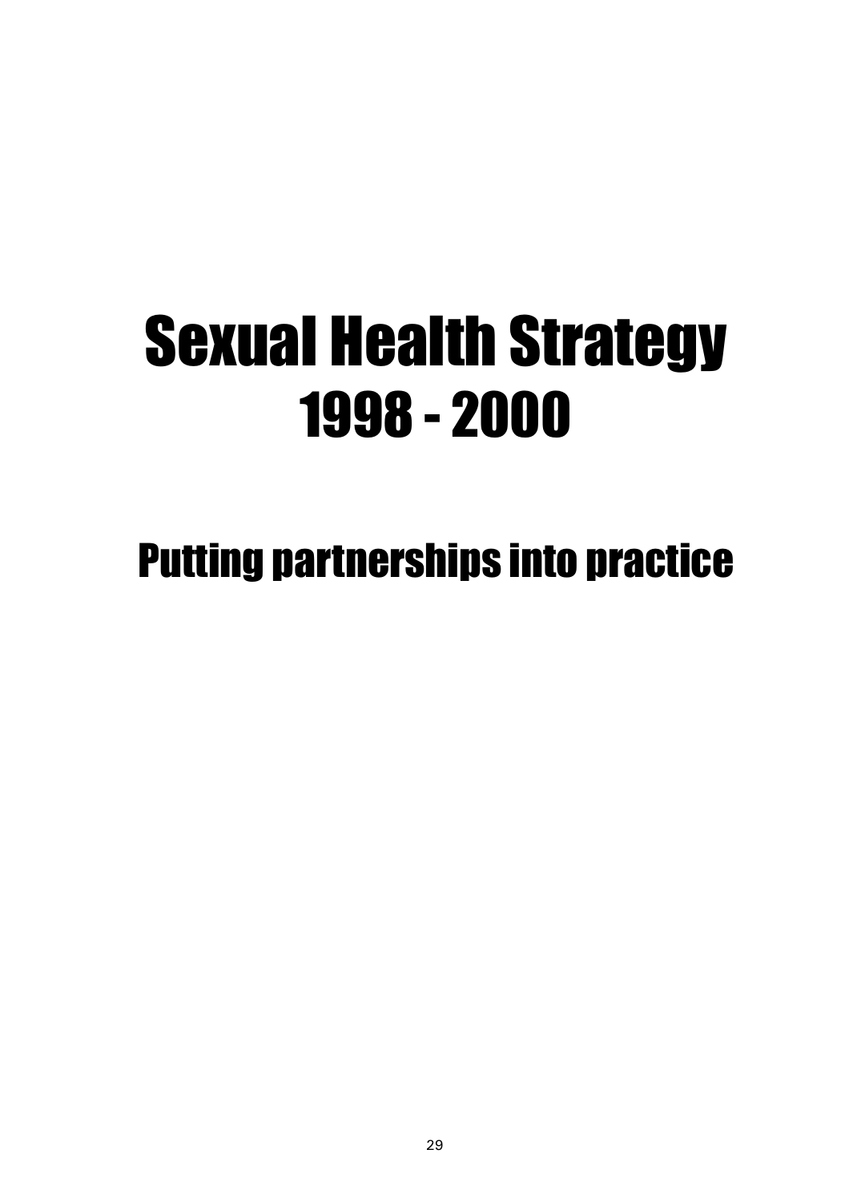# Sexual Health Strategy 1998 - 2000

## Putting partnerships into practice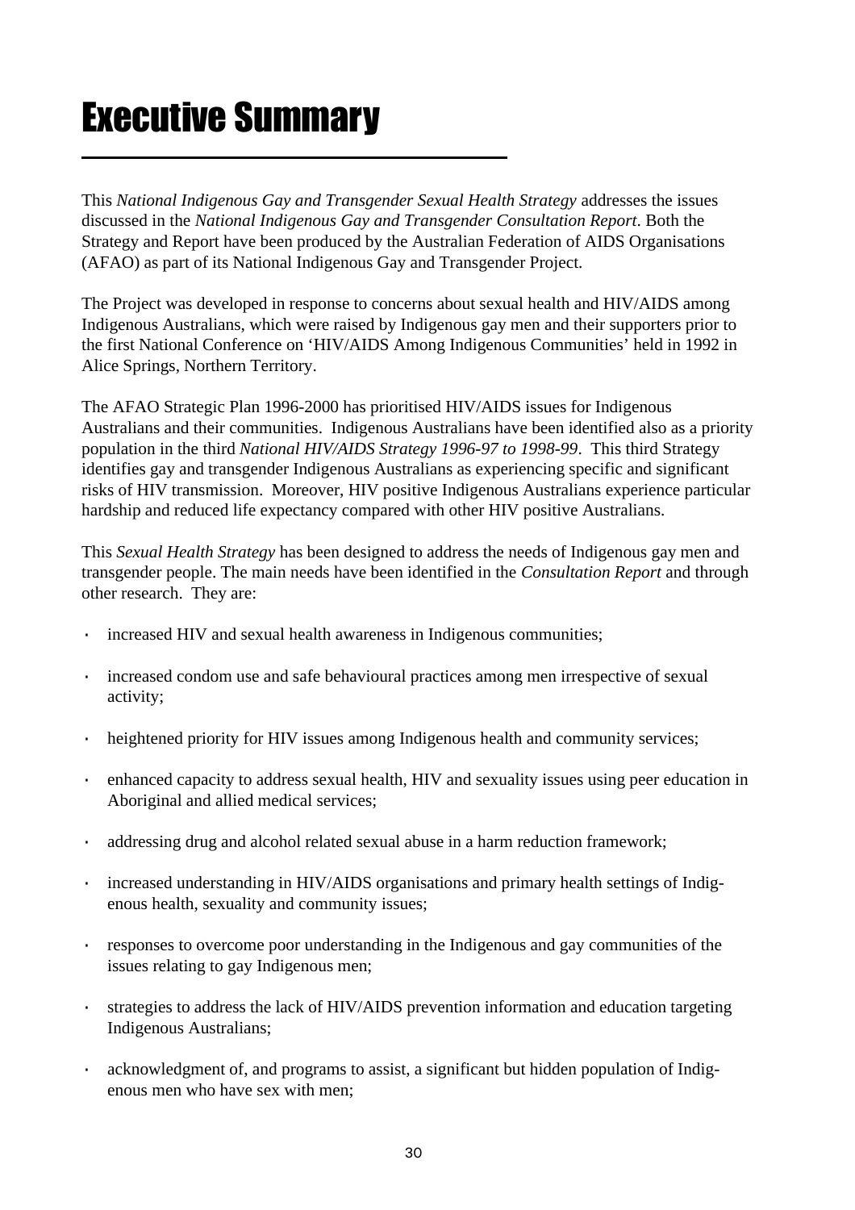# Executive Summary

This *National Indigenous Gay and Transgender Sexual Health Strategy* addresses the issues discussed in the *National Indigenous Gay and Transgender Consultation Report*. Both the Strategy and Report have been produced by the Australian Federation of AIDS Organisations (AFAO) as part of its National Indigenous Gay and Transgender Project.

The Project was developed in response to concerns about sexual health and HIV/AIDS among Indigenous Australians, which were raised by Indigenous gay men and their supporters prior to the first National Conference on 'HIV/AIDS Among Indigenous Communities' held in 1992 in Alice Springs, Northern Territory.

The AFAO Strategic Plan 1996-2000 has prioritised HIV/AIDS issues for Indigenous Australians and their communities. Indigenous Australians have been identified also as a priority population in the third *National HIV/AIDS Strategy 1996-97 to 1998-99*. This third Strategy identifies gay and transgender Indigenous Australians as experiencing specific and significant risks of HIV transmission. Moreover, HIV positive Indigenous Australians experience particular hardship and reduced life expectancy compared with other HIV positive Australians.

This *Sexual Health Strategy* has been designed to address the needs of Indigenous gay men and transgender people. The main needs have been identified in the *Consultation Report* and through other research. They are:

- increased HIV and sexual health awareness in Indigenous communities;
- increased condom use and safe behavioural practices among men irrespective of sexual activity;
- heightened priority for HIV issues among Indigenous health and community services;
- enhanced capacity to address sexual health, HIV and sexuality issues using peer education in Aboriginal and allied medical services;
- addressing drug and alcohol related sexual abuse in a harm reduction framework;
- increased understanding in HIV/AIDS organisations and primary health settings of Indigenous health, sexuality and community issues;
- responses to overcome poor understanding in the Indigenous and gay communities of the issues relating to gay Indigenous men;
- strategies to address the lack of HIV/AIDS prevention information and education targeting Indigenous Australians;
- acknowledgment of, and programs to assist, a significant but hidden population of Indigenous men who have sex with men;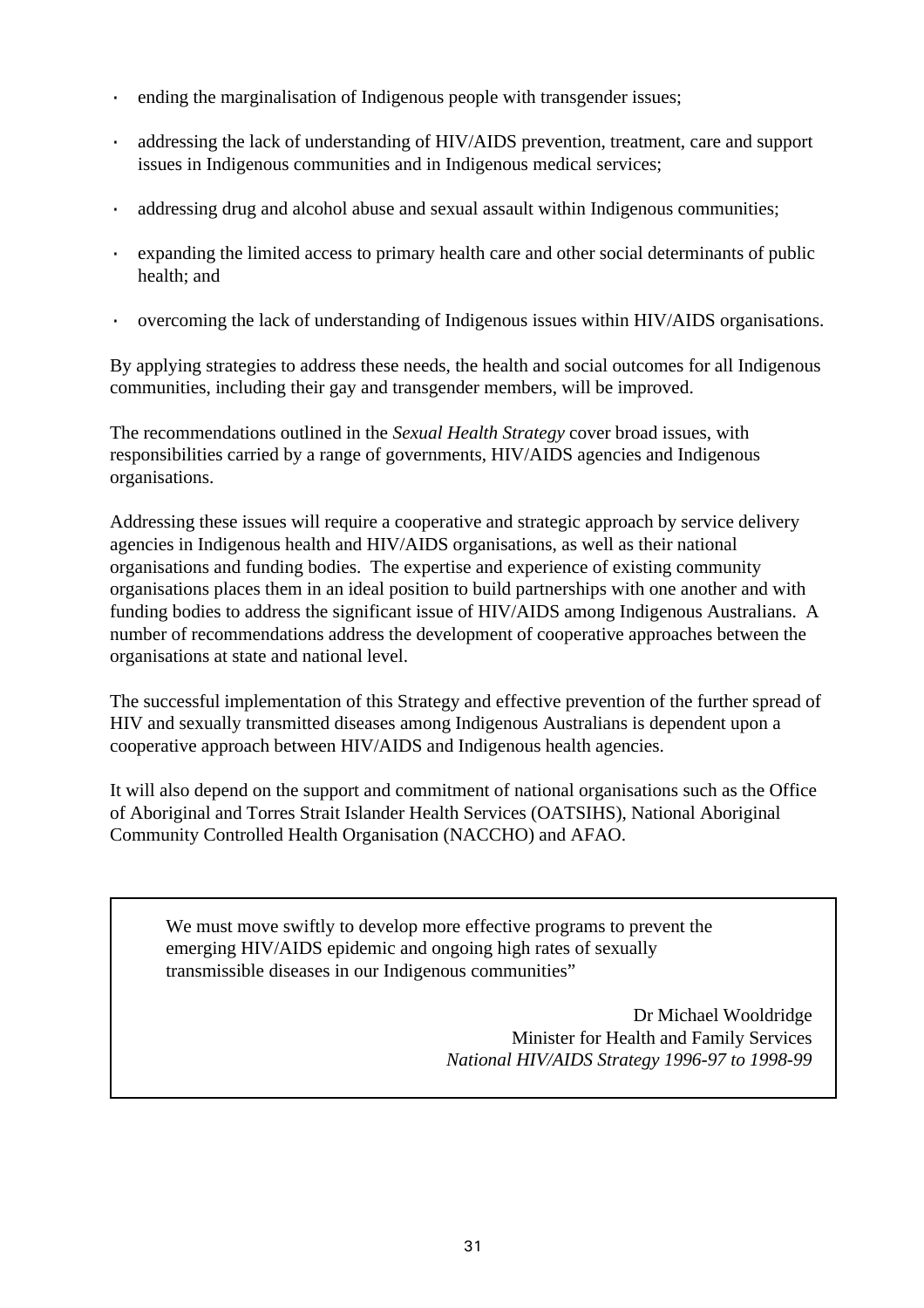- ending the marginalisation of Indigenous people with transgender issues;
- addressing the lack of understanding of HIV/AIDS prevention, treatment, care and support issues in Indigenous communities and in Indigenous medical services;
- addressing drug and alcohol abuse and sexual assault within Indigenous communities;
- expanding the limited access to primary health care and other social determinants of public health; and
- overcoming the lack of understanding of Indigenous issues within HIV/AIDS organisations.

By applying strategies to address these needs, the health and social outcomes for all Indigenous communities, including their gay and transgender members, will be improved.

The recommendations outlined in the *Sexual Health Strategy* cover broad issues, with responsibilities carried by a range of governments, HIV/AIDS agencies and Indigenous organisations.

Addressing these issues will require a cooperative and strategic approach by service delivery agencies in Indigenous health and HIV/AIDS organisations, as well as their national organisations and funding bodies. The expertise and experience of existing community organisations places them in an ideal position to build partnerships with one another and with funding bodies to address the significant issue of HIV/AIDS among Indigenous Australians. A number of recommendations address the development of cooperative approaches between the organisations at state and national level.

The successful implementation of this Strategy and effective prevention of the further spread of HIV and sexually transmitted diseases among Indigenous Australians is dependent upon a cooperative approach between HIV/AIDS and Indigenous health agencies.

It will also depend on the support and commitment of national organisations such as the Office of Aboriginal and Torres Strait Islander Health Services (OATSIHS), National Aboriginal Community Controlled Health Organisation (NACCHO) and AFAO.

> We must move swiftly to develop more effective programs to prevent the emerging HIV/AIDS epidemic and ongoing high rates of sexually transmissible diseases in our Indigenous communities"
>
> Dr Michael Wooldridge
> Minister for Health and Family Services
> *National HIV/AIDS Strategy 1996-97 to 1998-99*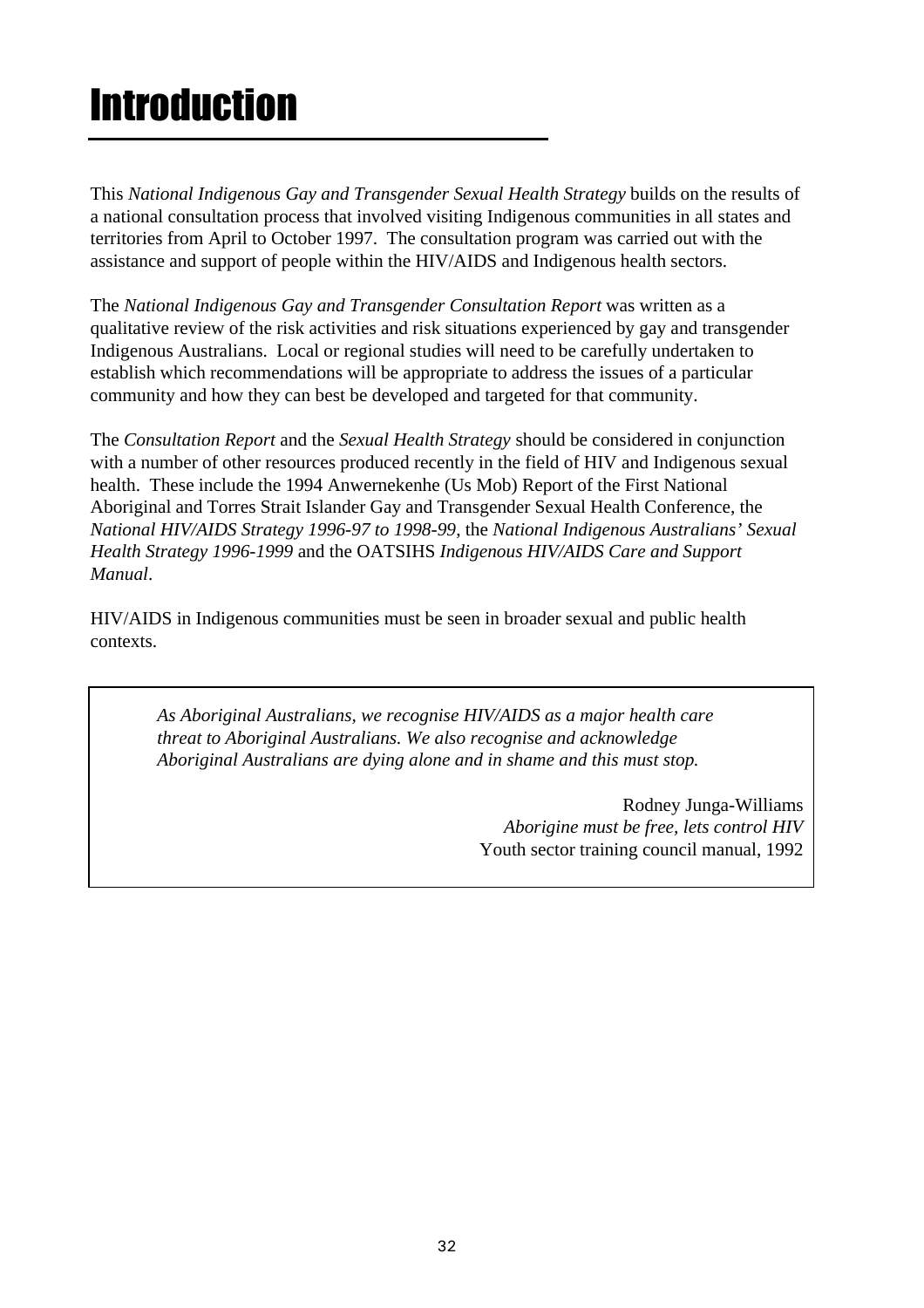# Introduction

This *National Indigenous Gay and Transgender Sexual Health Strategy* builds on the results of a national consultation process that involved visiting Indigenous communities in all states and territories from April to October 1997. The consultation program was carried out with the assistance and support of people within the HIV/AIDS and Indigenous health sectors.

The *National Indigenous Gay and Transgender Consultation Report* was written as a qualitative review of the risk activities and risk situations experienced by gay and transgender Indigenous Australians. Local or regional studies will need to be carefully undertaken to establish which recommendations will be appropriate to address the issues of a particular community and how they can best be developed and targeted for that community.

The *Consultation Report* and the *Sexual Health Strategy* should be considered in conjunction with a number of other resources produced recently in the field of HIV and Indigenous sexual health. These include the 1994 Anwernekenhe (Us Mob) Report of the First National Aboriginal and Torres Strait Islander Gay and Transgender Sexual Health Conference, the *National HIV/AIDS Strategy 1996-97 to 1998-99*, the *National Indigenous Australians' Sexual Health Strategy 1996-1999* and the OATSIHS *Indigenous HIV/AIDS Care and Support Manual*.

HIV/AIDS in Indigenous communities must be seen in broader sexual and public health contexts.

> *As Aboriginal Australians, we recognise HIV/AIDS as a major health care threat to Aboriginal Australians. We also recognise and acknowledge Aboriginal Australians are dying alone and in shame and this must stop.*
>
> Rodney Junga-Williams
> *Aborigine must be free, lets control HIV*
> Youth sector training council manual, 1992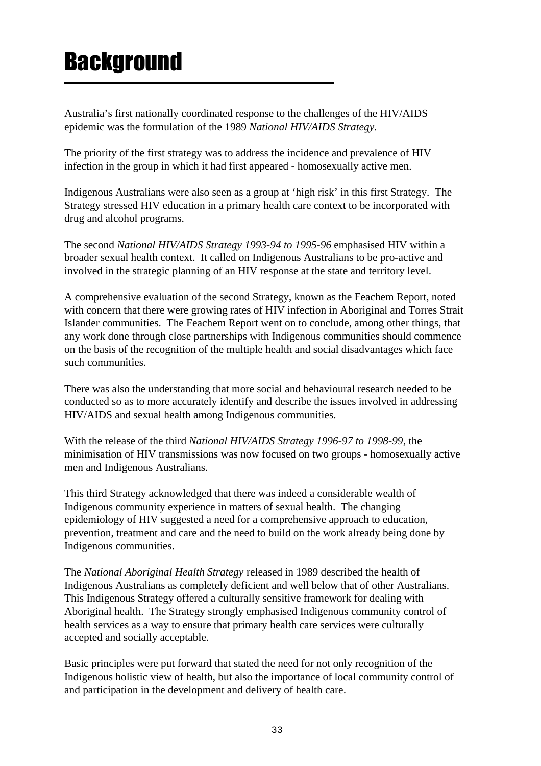# Background

Australia's first nationally coordinated response to the challenges of the HIV/AIDS epidemic was the formulation of the 1989 *National HIV/AIDS Strategy*.

The priority of the first strategy was to address the incidence and prevalence of HIV infection in the group in which it had first appeared - homosexually active men.

Indigenous Australians were also seen as a group at 'high risk' in this first Strategy. The Strategy stressed HIV education in a primary health care context to be incorporated with drug and alcohol programs.

The second *National HIV/AIDS Strategy 1993-94 to 1995-96* emphasised HIV within a broader sexual health context. It called on Indigenous Australians to be pro-active and involved in the strategic planning of an HIV response at the state and territory level.

A comprehensive evaluation of the second Strategy, known as the Feachem Report, noted with concern that there were growing rates of HIV infection in Aboriginal and Torres Strait Islander communities. The Feachem Report went on to conclude, among other things, that any work done through close partnerships with Indigenous communities should commence on the basis of the recognition of the multiple health and social disadvantages which face such communities.

There was also the understanding that more social and behavioural research needed to be conducted so as to more accurately identify and describe the issues involved in addressing HIV/AIDS and sexual health among Indigenous communities.

With the release of the third *National HIV/AIDS Strategy 1996-97 to 1998-99*, the minimisation of HIV transmissions was now focused on two groups - homosexually active men and Indigenous Australians.

This third Strategy acknowledged that there was indeed a considerable wealth of Indigenous community experience in matters of sexual health. The changing epidemiology of HIV suggested a need for a comprehensive approach to education, prevention, treatment and care and the need to build on the work already being done by Indigenous communities.

The *National Aboriginal Health Strategy* released in 1989 described the health of Indigenous Australians as completely deficient and well below that of other Australians. This Indigenous Strategy offered a culturally sensitive framework for dealing with Aboriginal health. The Strategy strongly emphasised Indigenous community control of health services as a way to ensure that primary health care services were culturally accepted and socially acceptable.

Basic principles were put forward that stated the need for not only recognition of the Indigenous holistic view of health, but also the importance of local community control of and participation in the development and delivery of health care.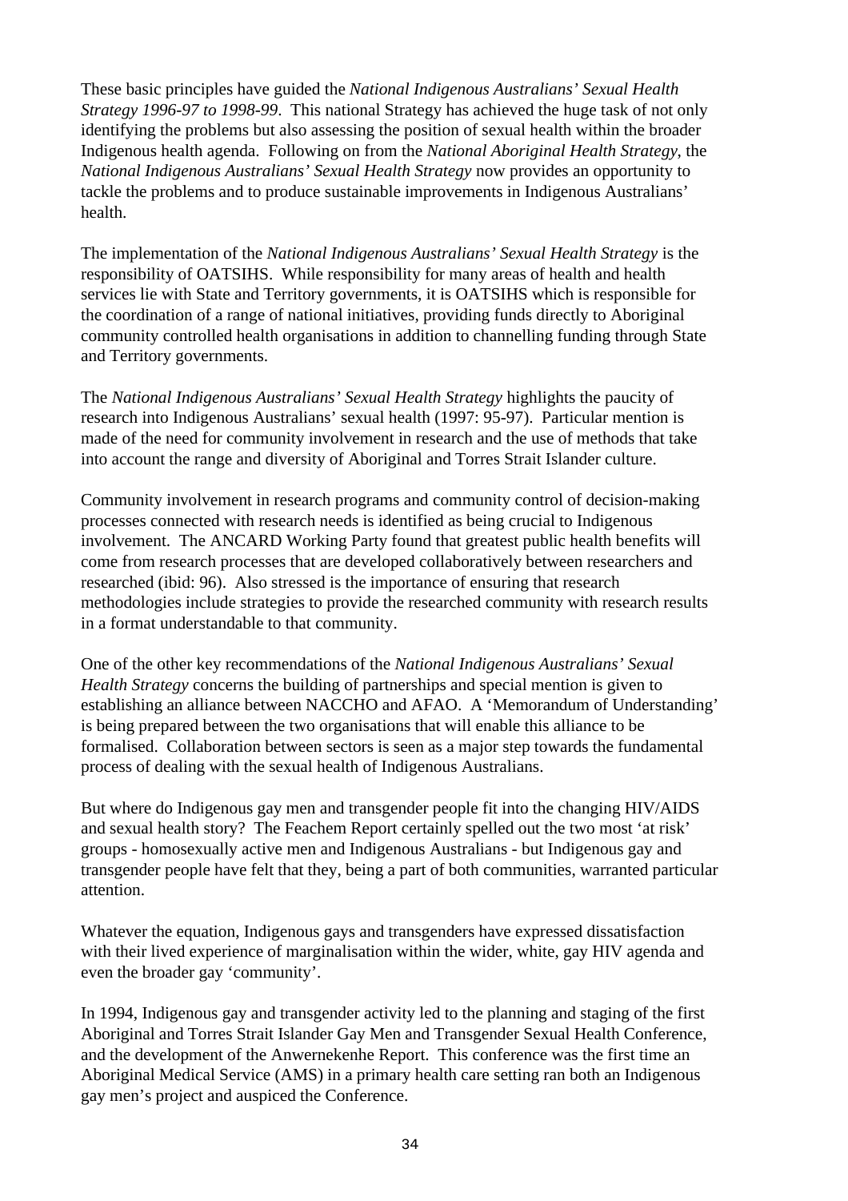These basic principles have guided the *National Indigenous Australians' Sexual Health Strategy 1996-97 to 1998-99*. This national Strategy has achieved the huge task of not only identifying the problems but also assessing the position of sexual health within the broader Indigenous health agenda. Following on from the *National Aboriginal Health Strategy*, the *National Indigenous Australians' Sexual Health Strategy* now provides an opportunity to tackle the problems and to produce sustainable improvements in Indigenous Australians' health.

The implementation of the *National Indigenous Australians' Sexual Health Strategy* is the responsibility of OATSIHS. While responsibility for many areas of health and health services lie with State and Territory governments, it is OATSIHS which is responsible for the coordination of a range of national initiatives, providing funds directly to Aboriginal community controlled health organisations in addition to channelling funding through State and Territory governments.

The *National Indigenous Australians' Sexual Health Strategy* highlights the paucity of research into Indigenous Australians' sexual health (1997: 95-97). Particular mention is made of the need for community involvement in research and the use of methods that take into account the range and diversity of Aboriginal and Torres Strait Islander culture.

Community involvement in research programs and community control of decision-making processes connected with research needs is identified as being crucial to Indigenous involvement. The ANCARD Working Party found that greatest public health benefits will come from research processes that are developed collaboratively between researchers and researched (ibid: 96). Also stressed is the importance of ensuring that research methodologies include strategies to provide the researched community with research results in a format understandable to that community.

One of the other key recommendations of the *National Indigenous Australians' Sexual Health Strategy* concerns the building of partnerships and special mention is given to establishing an alliance between NACCHO and AFAO. A 'Memorandum of Understanding' is being prepared between the two organisations that will enable this alliance to be formalised. Collaboration between sectors is seen as a major step towards the fundamental process of dealing with the sexual health of Indigenous Australians.

But where do Indigenous gay men and transgender people fit into the changing HIV/AIDS and sexual health story? The Feachem Report certainly spelled out the two most 'at risk' groups - homosexually active men and Indigenous Australians - but Indigenous gay and transgender people have felt that they, being a part of both communities, warranted particular attention.

Whatever the equation, Indigenous gays and transgenders have expressed dissatisfaction with their lived experience of marginalisation within the wider, white, gay HIV agenda and even the broader gay 'community'.

In 1994, Indigenous gay and transgender activity led to the planning and staging of the first Aboriginal and Torres Strait Islander Gay Men and Transgender Sexual Health Conference, and the development of the Anwernekenhe Report. This conference was the first time an Aboriginal Medical Service (AMS) in a primary health care setting ran both an Indigenous gay men's project and auspiced the Conference.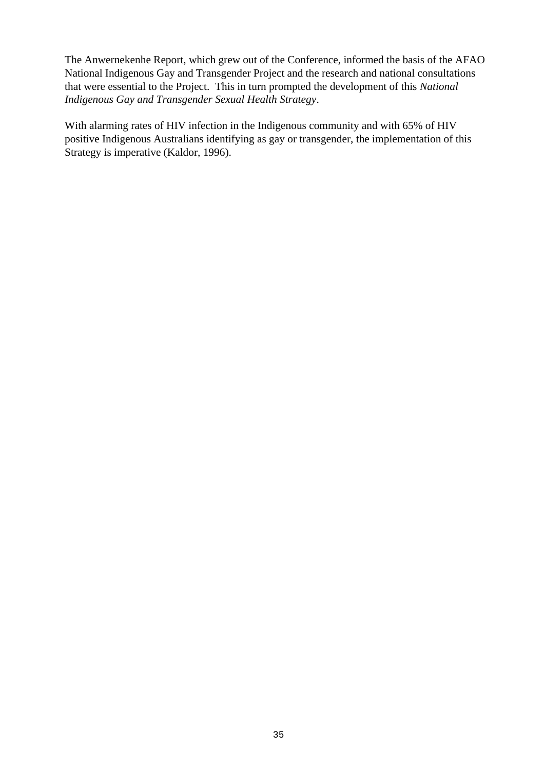The Anwernekenhe Report, which grew out of the Conference, informed the basis of the AFAO National Indigenous Gay and Transgender Project and the research and national consultations that were essential to the Project. This in turn prompted the development of this *National Indigenous Gay and Transgender Sexual Health Strategy*.

With alarming rates of HIV infection in the Indigenous community and with 65% of HIV positive Indigenous Australians identifying as gay or transgender, the implementation of this Strategy is imperative (Kaldor, 1996).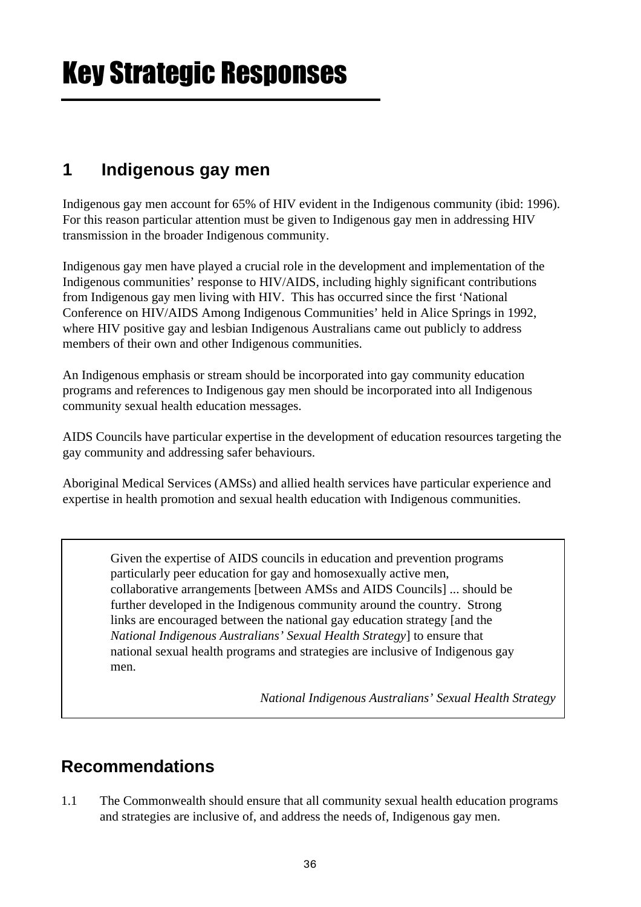# Key Strategic Responses

## 1 Indigenous gay men

Indigenous gay men account for 65% of HIV evident in the Indigenous community (ibid: 1996). For this reason particular attention must be given to Indigenous gay men in addressing HIV transmission in the broader Indigenous community.

Indigenous gay men have played a crucial role in the development and implementation of the Indigenous communities' response to HIV/AIDS, including highly significant contributions from Indigenous gay men living with HIV. This has occurred since the first 'National Conference on HIV/AIDS Among Indigenous Communities' held in Alice Springs in 1992, where HIV positive gay and lesbian Indigenous Australians came out publicly to address members of their own and other Indigenous communities.

An Indigenous emphasis or stream should be incorporated into gay community education programs and references to Indigenous gay men should be incorporated into all Indigenous community sexual health education messages.

AIDS Councils have particular expertise in the development of education resources targeting the gay community and addressing safer behaviours.

Aboriginal Medical Services (AMSs) and allied health services have particular experience and expertise in health promotion and sexual health education with Indigenous communities.

> Given the expertise of AIDS councils in education and prevention programs particularly peer education for gay and homosexually active men, collaborative arrangements [between AMSs and AIDS Councils] ... should be further developed in the Indigenous community around the country. Strong links are encouraged between the national gay education strategy [and the *National Indigenous Australians' Sexual Health Strategy*] to ensure that national sexual health programs and strategies are inclusive of Indigenous gay men.
>
> *National Indigenous Australians' Sexual Health Strategy*

## Recommendations

1.1 The Commonwealth should ensure that all community sexual health education programs and strategies are inclusive of, and address the needs of, Indigenous gay men.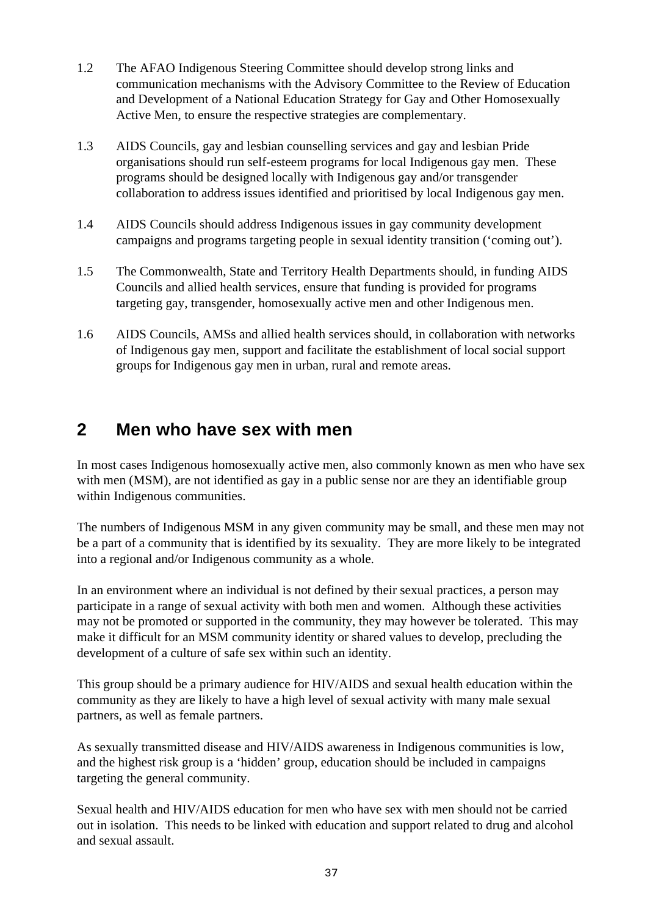1.2 The AFAO Indigenous Steering Committee should develop strong links and communication mechanisms with the Advisory Committee to the Review of Education and Development of a National Education Strategy for Gay and Other Homosexually Active Men, to ensure the respective strategies are complementary.

1.3 AIDS Councils, gay and lesbian counselling services and gay and lesbian Pride organisations should run self-esteem programs for local Indigenous gay men. These programs should be designed locally with Indigenous gay and/or transgender collaboration to address issues identified and prioritised by local Indigenous gay men.

1.4 AIDS Councils should address Indigenous issues in gay community development campaigns and programs targeting people in sexual identity transition ('coming out').

1.5 The Commonwealth, State and Territory Health Departments should, in funding AIDS Councils and allied health services, ensure that funding is provided for programs targeting gay, transgender, homosexually active men and other Indigenous men.

1.6 AIDS Councils, AMSs and allied health services should, in collaboration with networks of Indigenous gay men, support and facilitate the establishment of local social support groups for Indigenous gay men in urban, rural and remote areas.

## 2 Men who have sex with men

In most cases Indigenous homosexually active men, also commonly known as men who have sex with men (MSM), are not identified as gay in a public sense nor are they an identifiable group within Indigenous communities.

The numbers of Indigenous MSM in any given community may be small, and these men may not be a part of a community that is identified by its sexuality. They are more likely to be integrated into a regional and/or Indigenous community as a whole.

In an environment where an individual is not defined by their sexual practices, a person may participate in a range of sexual activity with both men and women. Although these activities may not be promoted or supported in the community, they may however be tolerated. This may make it difficult for an MSM community identity or shared values to develop, precluding the development of a culture of safe sex within such an identity.

This group should be a primary audience for HIV/AIDS and sexual health education within the community as they are likely to have a high level of sexual activity with many male sexual partners, as well as female partners.

As sexually transmitted disease and HIV/AIDS awareness in Indigenous communities is low, and the highest risk group is a 'hidden' group, education should be included in campaigns targeting the general community.

Sexual health and HIV/AIDS education for men who have sex with men should not be carried out in isolation. This needs to be linked with education and support related to drug and alcohol and sexual assault.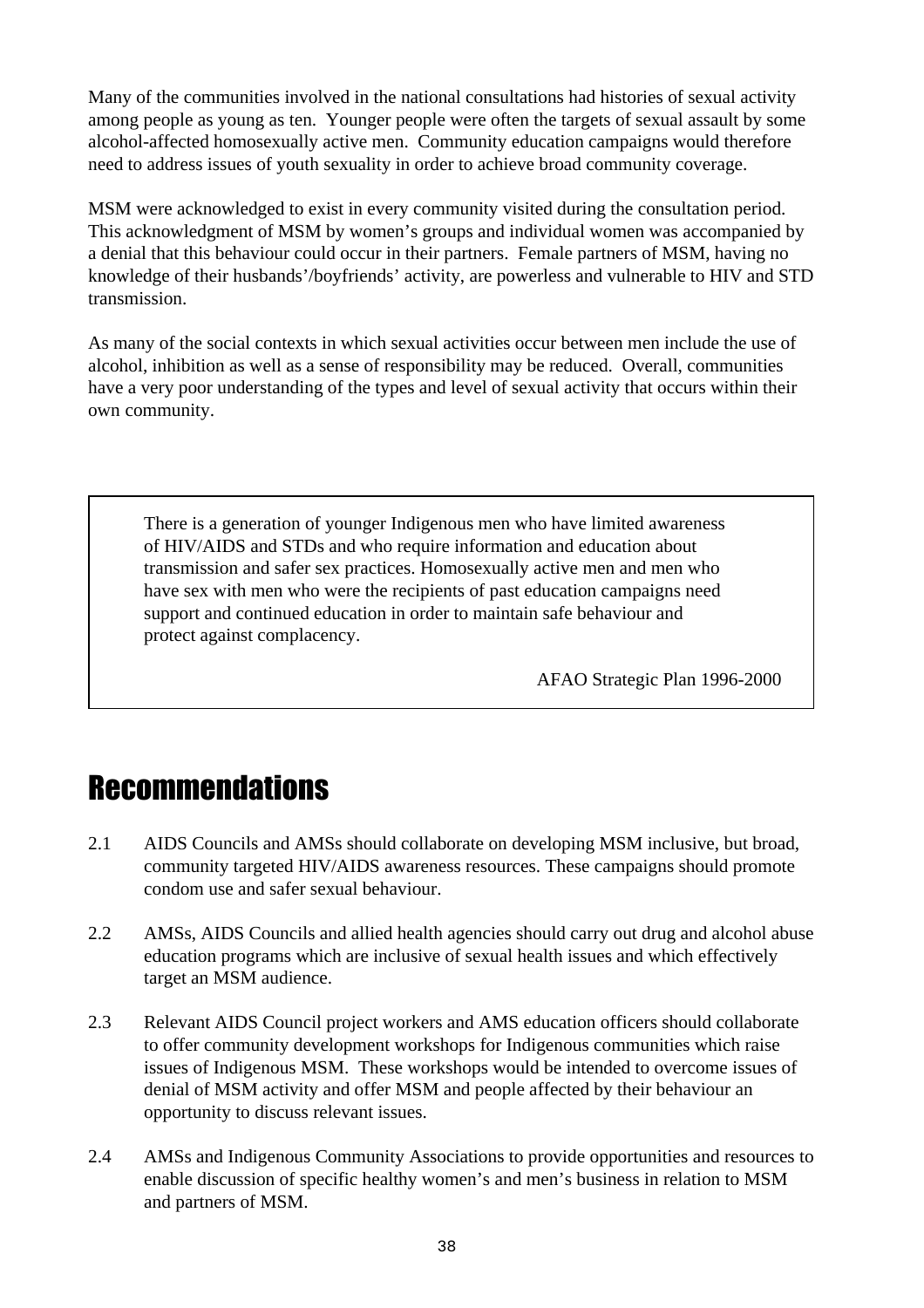Many of the communities involved in the national consultations had histories of sexual activity among people as young as ten. Younger people were often the targets of sexual assault by some alcohol-affected homosexually active men. Community education campaigns would therefore need to address issues of youth sexuality in order to achieve broad community coverage.

MSM were acknowledged to exist in every community visited during the consultation period. This acknowledgment of MSM by women's groups and individual women was accompanied by a denial that this behaviour could occur in their partners. Female partners of MSM, having no knowledge of their husbands'/boyfriends' activity, are powerless and vulnerable to HIV and STD transmission.

As many of the social contexts in which sexual activities occur between men include the use of alcohol, inhibition as well as a sense of responsibility may be reduced. Overall, communities have a very poor understanding of the types and level of sexual activity that occurs within their own community.

> There is a generation of younger Indigenous men who have limited awareness of HIV/AIDS and STDs and who require information and education about transmission and safer sex practices. Homosexually active men and men who have sex with men who were the recipients of past education campaigns need support and continued education in order to maintain safe behaviour and protect against complacency.
>
> AFAO Strategic Plan 1996-2000

## Recommendations

2.1 AIDS Councils and AMSs should collaborate on developing MSM inclusive, but broad, community targeted HIV/AIDS awareness resources. These campaigns should promote condom use and safer sexual behaviour.

2.2 AMSs, AIDS Councils and allied health agencies should carry out drug and alcohol abuse education programs which are inclusive of sexual health issues and which effectively target an MSM audience.

2.3 Relevant AIDS Council project workers and AMS education officers should collaborate to offer community development workshops for Indigenous communities which raise issues of Indigenous MSM. These workshops would be intended to overcome issues of denial of MSM activity and offer MSM and people affected by their behaviour an opportunity to discuss relevant issues.

2.4 AMSs and Indigenous Community Associations to provide opportunities and resources to enable discussion of specific healthy women's and men's business in relation to MSM and partners of MSM.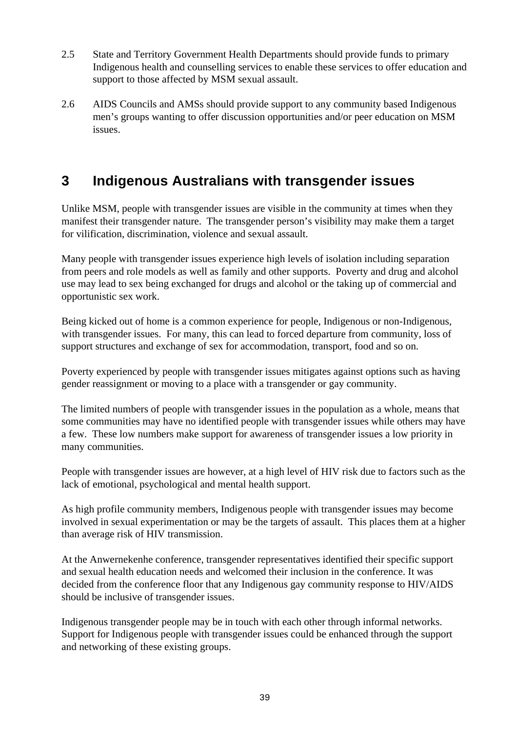2.5 State and Territory Government Health Departments should provide funds to primary Indigenous health and counselling services to enable these services to offer education and support to those affected by MSM sexual assault.

2.6 AIDS Councils and AMSs should provide support to any community based Indigenous men's groups wanting to offer discussion opportunities and/or peer education on MSM issues.

## 3 Indigenous Australians with transgender issues

Unlike MSM, people with transgender issues are visible in the community at times when they manifest their transgender nature. The transgender person's visibility may make them a target for vilification, discrimination, violence and sexual assault.

Many people with transgender issues experience high levels of isolation including separation from peers and role models as well as family and other supports. Poverty and drug and alcohol use may lead to sex being exchanged for drugs and alcohol or the taking up of commercial and opportunistic sex work.

Being kicked out of home is a common experience for people, Indigenous or non-Indigenous, with transgender issues. For many, this can lead to forced departure from community, loss of support structures and exchange of sex for accommodation, transport, food and so on.

Poverty experienced by people with transgender issues mitigates against options such as having gender reassignment or moving to a place with a transgender or gay community.

The limited numbers of people with transgender issues in the population as a whole, means that some communities may have no identified people with transgender issues while others may have a few. These low numbers make support for awareness of transgender issues a low priority in many communities.

People with transgender issues are however, at a high level of HIV risk due to factors such as the lack of emotional, psychological and mental health support.

As high profile community members, Indigenous people with transgender issues may become involved in sexual experimentation or may be the targets of assault. This places them at a higher than average risk of HIV transmission.

At the Anwernekenhe conference, transgender representatives identified their specific support and sexual health education needs and welcomed their inclusion in the conference. It was decided from the conference floor that any Indigenous gay community response to HIV/AIDS should be inclusive of transgender issues.

Indigenous transgender people may be in touch with each other through informal networks. Support for Indigenous people with transgender issues could be enhanced through the support and networking of these existing groups.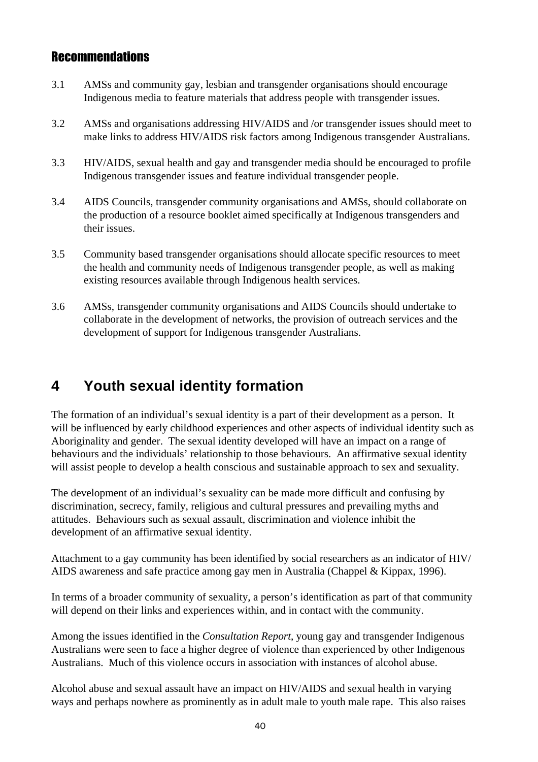### Recommendations

3.1 AMSs and community gay, lesbian and transgender organisations should encourage Indigenous media to feature materials that address people with transgender issues.

3.2 AMSs and organisations addressing HIV/AIDS and /or transgender issues should meet to make links to address HIV/AIDS risk factors among Indigenous transgender Australians.

3.3 HIV/AIDS, sexual health and gay and transgender media should be encouraged to profile Indigenous transgender issues and feature individual transgender people.

3.4 AIDS Councils, transgender community organisations and AMSs, should collaborate on the production of a resource booklet aimed specifically at Indigenous transgenders and their issues.

3.5 Community based transgender organisations should allocate specific resources to meet the health and community needs of Indigenous transgender people, as well as making existing resources available through Indigenous health services.

3.6 AMSs, transgender community organisations and AIDS Councils should undertake to collaborate in the development of networks, the provision of outreach services and the development of support for Indigenous transgender Australians.

# 4 Youth sexual identity formation

The formation of an individual's sexual identity is a part of their development as a person. It will be influenced by early childhood experiences and other aspects of individual identity such as Aboriginality and gender. The sexual identity developed will have an impact on a range of behaviours and the individuals' relationship to those behaviours. An affirmative sexual identity will assist people to develop a health conscious and sustainable approach to sex and sexuality.

The development of an individual's sexuality can be made more difficult and confusing by discrimination, secrecy, family, religious and cultural pressures and prevailing myths and attitudes. Behaviours such as sexual assault, discrimination and violence inhibit the development of an affirmative sexual identity.

Attachment to a gay community has been identified by social researchers as an indicator of HIV/AIDS awareness and safe practice among gay men in Australia (Chappel & Kippax, 1996).

In terms of a broader community of sexuality, a person's identification as part of that community will depend on their links and experiences within, and in contact with the community.

Among the issues identified in the *Consultation Report*, young gay and transgender Indigenous Australians were seen to face a higher degree of violence than experienced by other Indigenous Australians. Much of this violence occurs in association with instances of alcohol abuse.

Alcohol abuse and sexual assault have an impact on HIV/AIDS and sexual health in varying ways and perhaps nowhere as prominently as in adult male to youth male rape. This also raises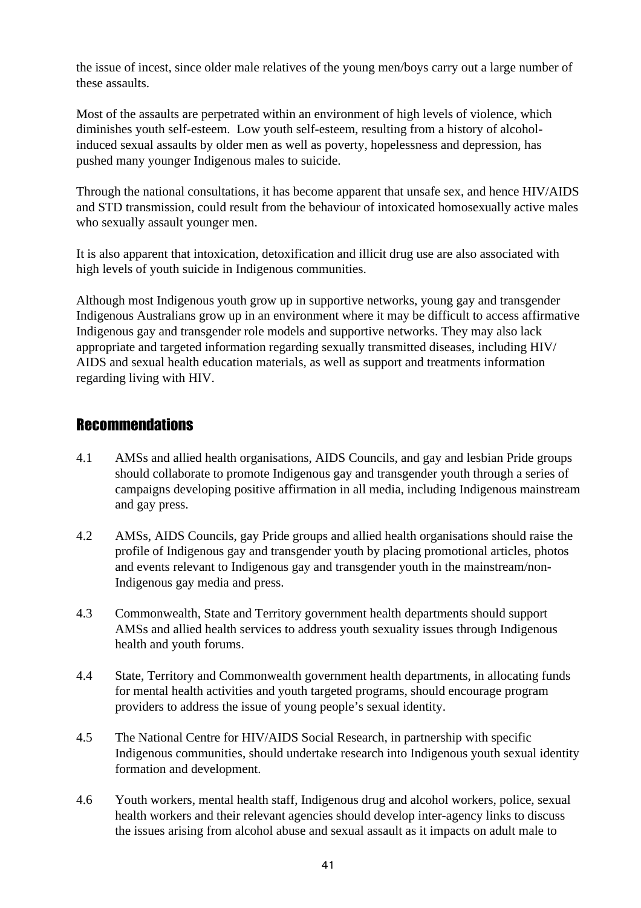the issue of incest, since older male relatives of the young men/boys carry out a large number of these assaults.

Most of the assaults are perpetrated within an environment of high levels of violence, which diminishes youth self-esteem. Low youth self-esteem, resulting from a history of alcohol-induced sexual assaults by older men as well as poverty, hopelessness and depression, has pushed many younger Indigenous males to suicide.

Through the national consultations, it has become apparent that unsafe sex, and hence HIV/AIDS and STD transmission, could result from the behaviour of intoxicated homosexually active males who sexually assault younger men.

It is also apparent that intoxication, detoxification and illicit drug use are also associated with high levels of youth suicide in Indigenous communities.

Although most Indigenous youth grow up in supportive networks, young gay and transgender Indigenous Australians grow up in an environment where it may be difficult to access affirmative Indigenous gay and transgender role models and supportive networks. They may also lack appropriate and targeted information regarding sexually transmitted diseases, including HIV/AIDS and sexual health education materials, as well as support and treatments information regarding living with HIV.

## Recommendations

4.1 AMSs and allied health organisations, AIDS Councils, and gay and lesbian Pride groups should collaborate to promote Indigenous gay and transgender youth through a series of campaigns developing positive affirmation in all media, including Indigenous mainstream and gay press.

4.2 AMSs, AIDS Councils, gay Pride groups and allied health organisations should raise the profile of Indigenous gay and transgender youth by placing promotional articles, photos and events relevant to Indigenous gay and transgender youth in the mainstream/non-Indigenous gay media and press.

4.3 Commonwealth, State and Territory government health departments should support AMSs and allied health services to address youth sexuality issues through Indigenous health and youth forums.

4.4 State, Territory and Commonwealth government health departments, in allocating funds for mental health activities and youth targeted programs, should encourage program providers to address the issue of young people's sexual identity.

4.5 The National Centre for HIV/AIDS Social Research, in partnership with specific Indigenous communities, should undertake research into Indigenous youth sexual identity formation and development.

4.6 Youth workers, mental health staff, Indigenous drug and alcohol workers, police, sexual health workers and their relevant agencies should develop inter-agency links to discuss the issues arising from alcohol abuse and sexual assault as it impacts on adult male to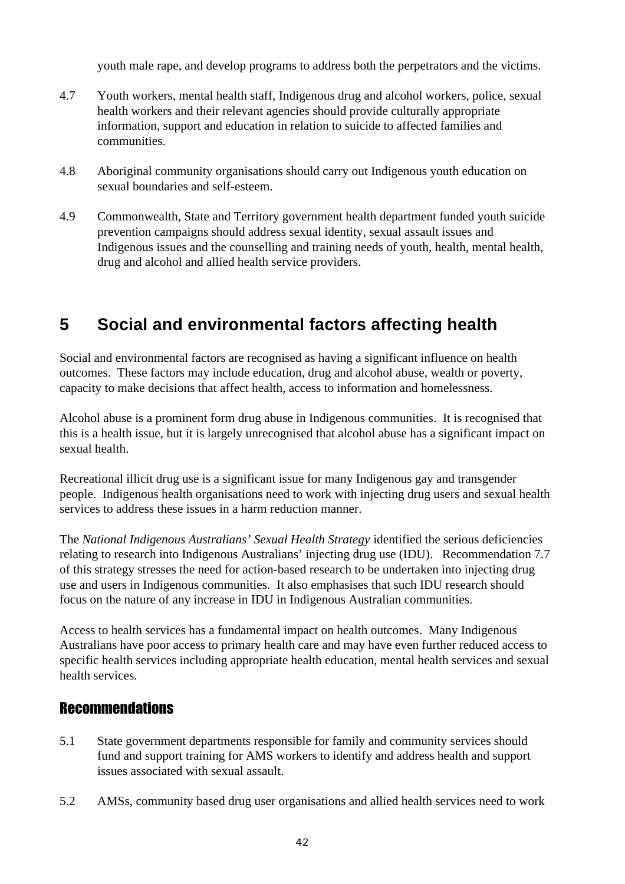youth male rape, and develop programs to address both the perpetrators and the victims.

4.7 Youth workers, mental health staff, Indigenous drug and alcohol workers, police, sexual health workers and their relevant agencies should provide culturally appropriate information, support and education in relation to suicide to affected families and communities.

4.8 Aboriginal community organisations should carry out Indigenous youth education on sexual boundaries and self-esteem.

4.9 Commonwealth, State and Territory government health department funded youth suicide prevention campaigns should address sexual identity, sexual assault issues and Indigenous issues and the counselling and training needs of youth, health, mental health, drug and alcohol and allied health service providers.

# 5 Social and environmental factors affecting health

Social and environmental factors are recognised as having a significant influence on health outcomes. These factors may include education, drug and alcohol abuse, wealth or poverty, capacity to make decisions that affect health, access to information and homelessness.

Alcohol abuse is a prominent form drug abuse in Indigenous communities. It is recognised that this is a health issue, but it is largely unrecognised that alcohol abuse has a significant impact on sexual health.

Recreational illicit drug use is a significant issue for many Indigenous gay and transgender people. Indigenous health organisations need to work with injecting drug users and sexual health services to address these issues in a harm reduction manner.

The *National Indigenous Australians' Sexual Health Strategy* identified the serious deficiencies relating to research into Indigenous Australians' injecting drug use (IDU). Recommendation 7.7 of this strategy stresses the need for action-based research to be undertaken into injecting drug use and users in Indigenous communities. It also emphasises that such IDU research should focus on the nature of any increase in IDU in Indigenous Australian communities.

Access to health services has a fundamental impact on health outcomes. Many Indigenous Australians have poor access to primary health care and may have even further reduced access to specific health services including appropriate health education, mental health services and sexual health services.

## Recommendations

5.1 State government departments responsible for family and community services should fund and support training for AMS workers to identify and address health and support issues associated with sexual assault.

5.2 AMSs, community based drug user organisations and allied health services need to work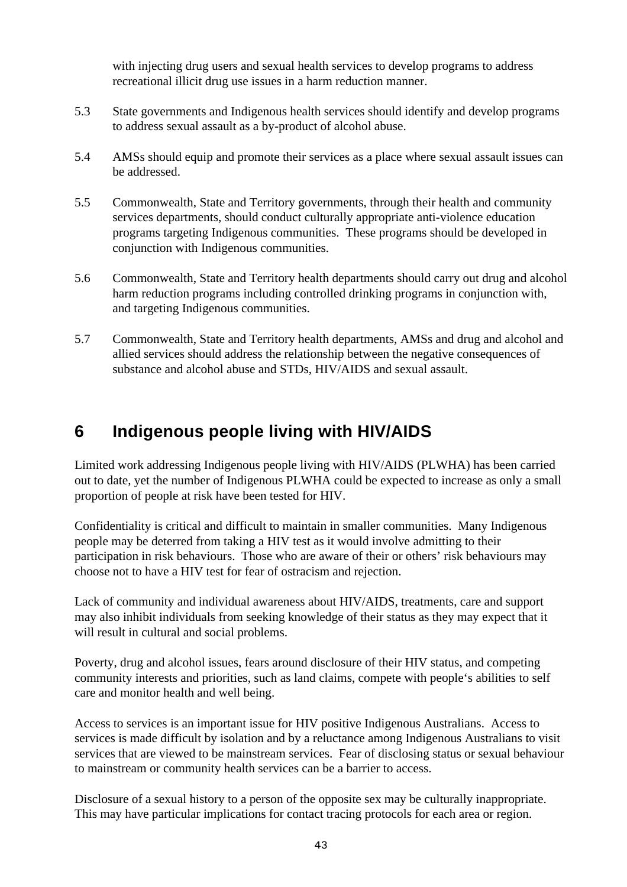with injecting drug users and sexual health services to develop programs to address recreational illicit drug use issues in a harm reduction manner.

5.3 State governments and Indigenous health services should identify and develop programs to address sexual assault as a by-product of alcohol abuse.

5.4 AMSs should equip and promote their services as a place where sexual assault issues can be addressed.

5.5 Commonwealth, State and Territory governments, through their health and community services departments, should conduct culturally appropriate anti-violence education programs targeting Indigenous communities. These programs should be developed in conjunction with Indigenous communities.

5.6 Commonwealth, State and Territory health departments should carry out drug and alcohol harm reduction programs including controlled drinking programs in conjunction with, and targeting Indigenous communities.

5.7 Commonwealth, State and Territory health departments, AMSs and drug and alcohol and allied services should address the relationship between the negative consequences of substance and alcohol abuse and STDs, HIV/AIDS and sexual assault.

# 6 Indigenous people living with HIV/AIDS

Limited work addressing Indigenous people living with HIV/AIDS (PLWHA) has been carried out to date, yet the number of Indigenous PLWHA could be expected to increase as only a small proportion of people at risk have been tested for HIV.

Confidentiality is critical and difficult to maintain in smaller communities. Many Indigenous people may be deterred from taking a HIV test as it would involve admitting to their participation in risk behaviours. Those who are aware of their or others' risk behaviours may choose not to have a HIV test for fear of ostracism and rejection.

Lack of community and individual awareness about HIV/AIDS, treatments, care and support may also inhibit individuals from seeking knowledge of their status as they may expect that it will result in cultural and social problems.

Poverty, drug and alcohol issues, fears around disclosure of their HIV status, and competing community interests and priorities, such as land claims, compete with people's abilities to self care and monitor health and well being.

Access to services is an important issue for HIV positive Indigenous Australians. Access to services is made difficult by isolation and by a reluctance among Indigenous Australians to visit services that are viewed to be mainstream services. Fear of disclosing status or sexual behaviour to mainstream or community health services can be a barrier to access.

Disclosure of a sexual history to a person of the opposite sex may be culturally inappropriate. This may have particular implications for contact tracing protocols for each area or region.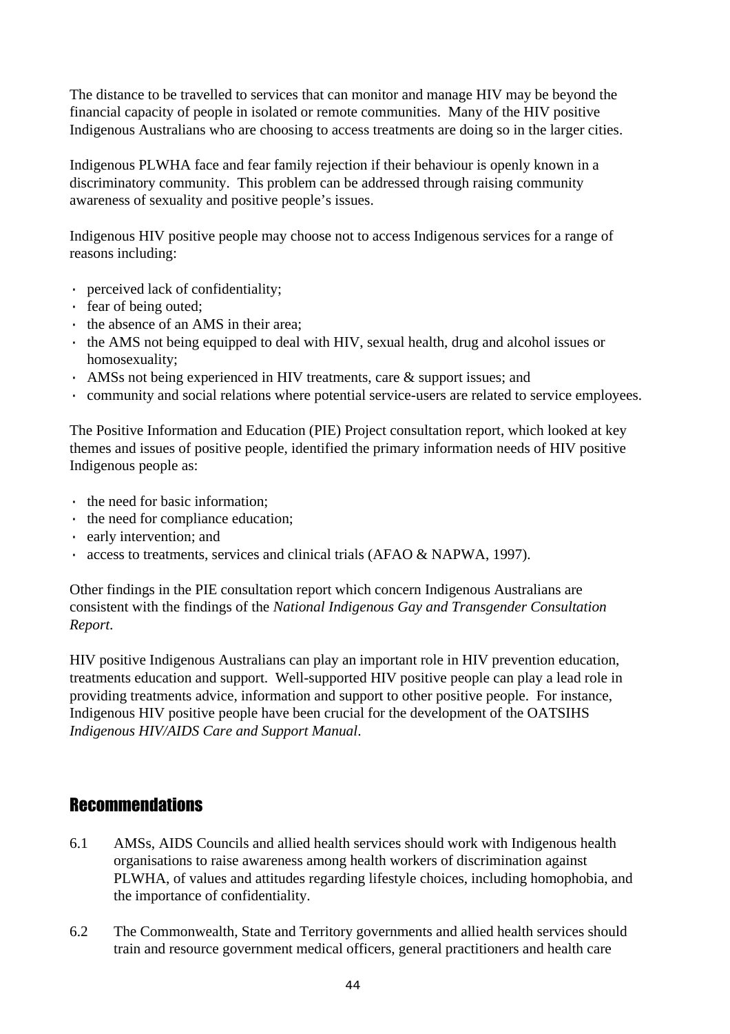The distance to be travelled to services that can monitor and manage HIV may be beyond the financial capacity of people in isolated or remote communities. Many of the HIV positive Indigenous Australians who are choosing to access treatments are doing so in the larger cities.

Indigenous PLWHA face and fear family rejection if their behaviour is openly known in a discriminatory community. This problem can be addressed through raising community awareness of sexuality and positive people's issues.

Indigenous HIV positive people may choose not to access Indigenous services for a range of reasons including:

- perceived lack of confidentiality;
- fear of being outed;
- the absence of an AMS in their area;
- the AMS not being equipped to deal with HIV, sexual health, drug and alcohol issues or homosexuality;
- AMSs not being experienced in HIV treatments, care & support issues; and
- community and social relations where potential service-users are related to service employees.

The Positive Information and Education (PIE) Project consultation report, which looked at key themes and issues of positive people, identified the primary information needs of HIV positive Indigenous people as:

- the need for basic information;
- the need for compliance education;
- early intervention; and
- access to treatments, services and clinical trials (AFAO & NAPWA, 1997).

Other findings in the PIE consultation report which concern Indigenous Australians are consistent with the findings of the *National Indigenous Gay and Transgender Consultation Report*.

HIV positive Indigenous Australians can play an important role in HIV prevention education, treatments education and support. Well-supported HIV positive people can play a lead role in providing treatments advice, information and support to other positive people. For instance, Indigenous HIV positive people have been crucial for the development of the OATSIHS *Indigenous HIV/AIDS Care and Support Manual*.

## Recommendations

6.1 AMSs, AIDS Councils and allied health services should work with Indigenous health organisations to raise awareness among health workers of discrimination against PLWHA, of values and attitudes regarding lifestyle choices, including homophobia, and the importance of confidentiality.

6.2 The Commonwealth, State and Territory governments and allied health services should train and resource government medical officers, general practitioners and health care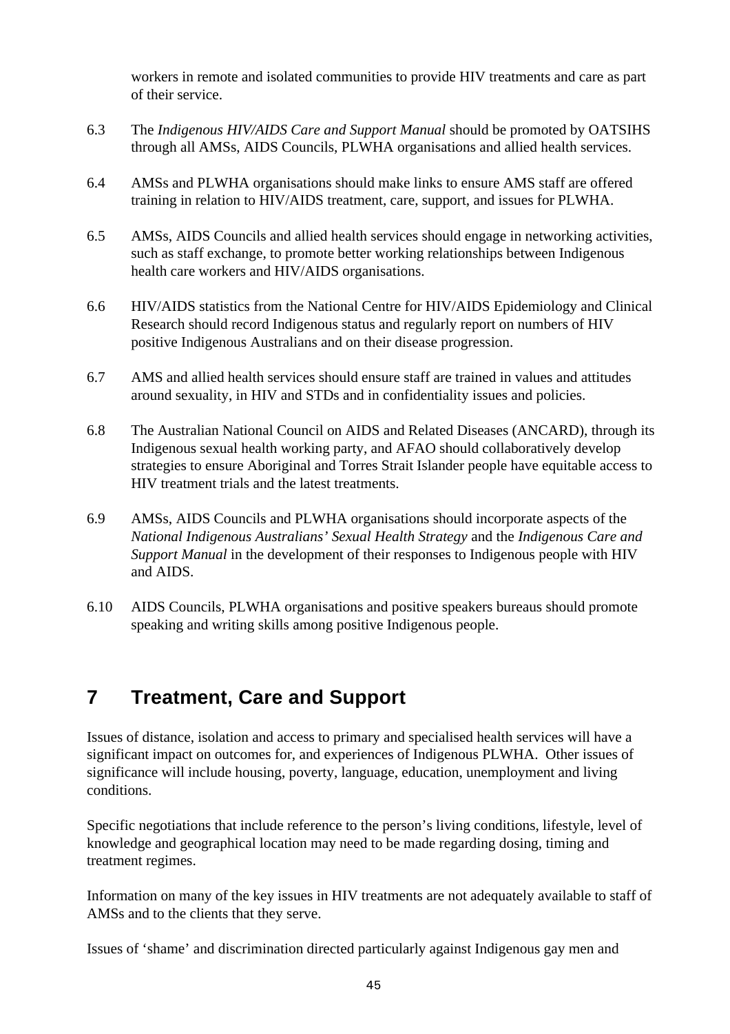workers in remote and isolated communities to provide HIV treatments and care as part of their service.

6.3 The *Indigenous HIV/AIDS Care and Support Manual* should be promoted by OATSIHS through all AMSs, AIDS Councils, PLWHA organisations and allied health services.

6.4 AMSs and PLWHA organisations should make links to ensure AMS staff are offered training in relation to HIV/AIDS treatment, care, support, and issues for PLWHA.

6.5 AMSs, AIDS Councils and allied health services should engage in networking activities, such as staff exchange, to promote better working relationships between Indigenous health care workers and HIV/AIDS organisations.

6.6 HIV/AIDS statistics from the National Centre for HIV/AIDS Epidemiology and Clinical Research should record Indigenous status and regularly report on numbers of HIV positive Indigenous Australians and on their disease progression.

6.7 AMS and allied health services should ensure staff are trained in values and attitudes around sexuality, in HIV and STDs and in confidentiality issues and policies.

6.8 The Australian National Council on AIDS and Related Diseases (ANCARD), through its Indigenous sexual health working party, and AFAO should collaboratively develop strategies to ensure Aboriginal and Torres Strait Islander people have equitable access to HIV treatment trials and the latest treatments.

6.9 AMSs, AIDS Councils and PLWHA organisations should incorporate aspects of the *National Indigenous Australians' Sexual Health Strategy* and the *Indigenous Care and Support Manual* in the development of their responses to Indigenous people with HIV and AIDS.

6.10 AIDS Councils, PLWHA organisations and positive speakers bureaus should promote speaking and writing skills among positive Indigenous people.

# 7 Treatment, Care and Support

Issues of distance, isolation and access to primary and specialised health services will have a significant impact on outcomes for, and experiences of Indigenous PLWHA. Other issues of significance will include housing, poverty, language, education, unemployment and living conditions.

Specific negotiations that include reference to the person's living conditions, lifestyle, level of knowledge and geographical location may need to be made regarding dosing, timing and treatment regimes.

Information on many of the key issues in HIV treatments are not adequately available to staff of AMSs and to the clients that they serve.

Issues of 'shame' and discrimination directed particularly against Indigenous gay men and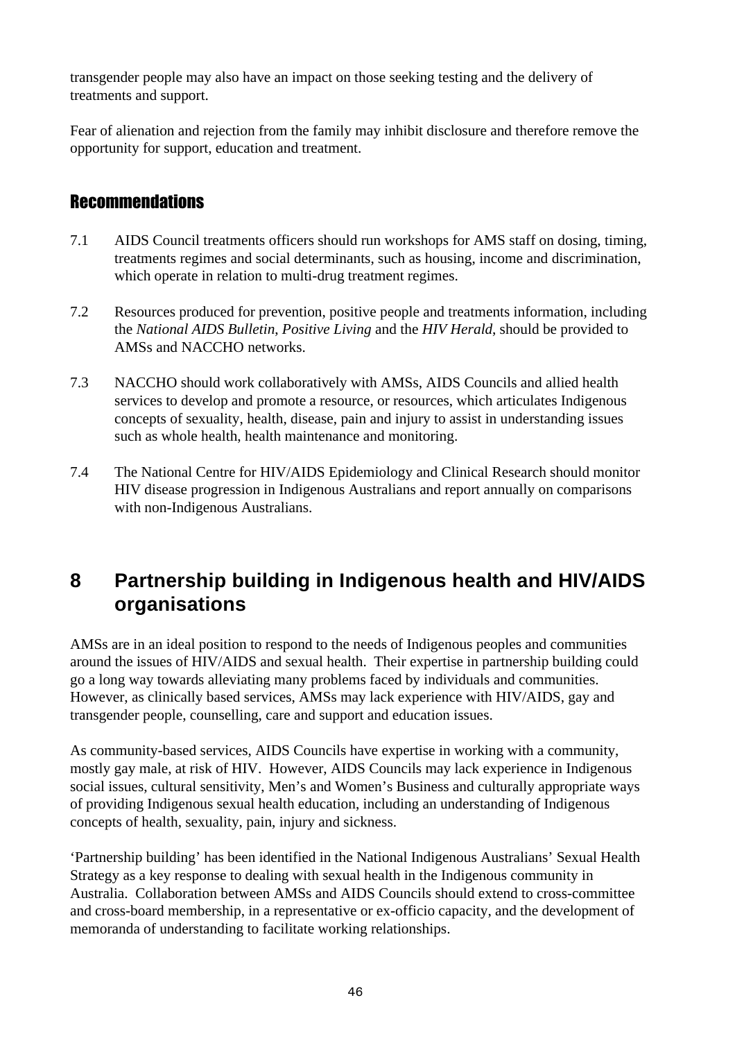transgender people may also have an impact on those seeking testing and the delivery of treatments and support.

Fear of alienation and rejection from the family may inhibit disclosure and therefore remove the opportunity for support, education and treatment.

### Recommendations

7.1 AIDS Council treatments officers should run workshops for AMS staff on dosing, timing, treatments regimes and social determinants, such as housing, income and discrimination, which operate in relation to multi-drug treatment regimes.

7.2 Resources produced for prevention, positive people and treatments information, including the *National AIDS Bulletin*, *Positive Living* and the *HIV Herald*, should be provided to AMSs and NACCHO networks.

7.3 NACCHO should work collaboratively with AMSs, AIDS Councils and allied health services to develop and promote a resource, or resources, which articulates Indigenous concepts of sexuality, health, disease, pain and injury to assist in understanding issues such as whole health, health maintenance and monitoring.

7.4 The National Centre for HIV/AIDS Epidemiology and Clinical Research should monitor HIV disease progression in Indigenous Australians and report annually on comparisons with non-Indigenous Australians.

# 8 Partnership building in Indigenous health and HIV/AIDS organisations

AMSs are in an ideal position to respond to the needs of Indigenous peoples and communities around the issues of HIV/AIDS and sexual health. Their expertise in partnership building could go a long way towards alleviating many problems faced by individuals and communities. However, as clinically based services, AMSs may lack experience with HIV/AIDS, gay and transgender people, counselling, care and support and education issues.

As community-based services, AIDS Councils have expertise in working with a community, mostly gay male, at risk of HIV. However, AIDS Councils may lack experience in Indigenous social issues, cultural sensitivity, Men's and Women's Business and culturally appropriate ways of providing Indigenous sexual health education, including an understanding of Indigenous concepts of health, sexuality, pain, injury and sickness.

'Partnership building' has been identified in the National Indigenous Australians' Sexual Health Strategy as a key response to dealing with sexual health in the Indigenous community in Australia. Collaboration between AMSs and AIDS Councils should extend to cross-committee and cross-board membership, in a representative or ex-officio capacity, and the development of memoranda of understanding to facilitate working relationships.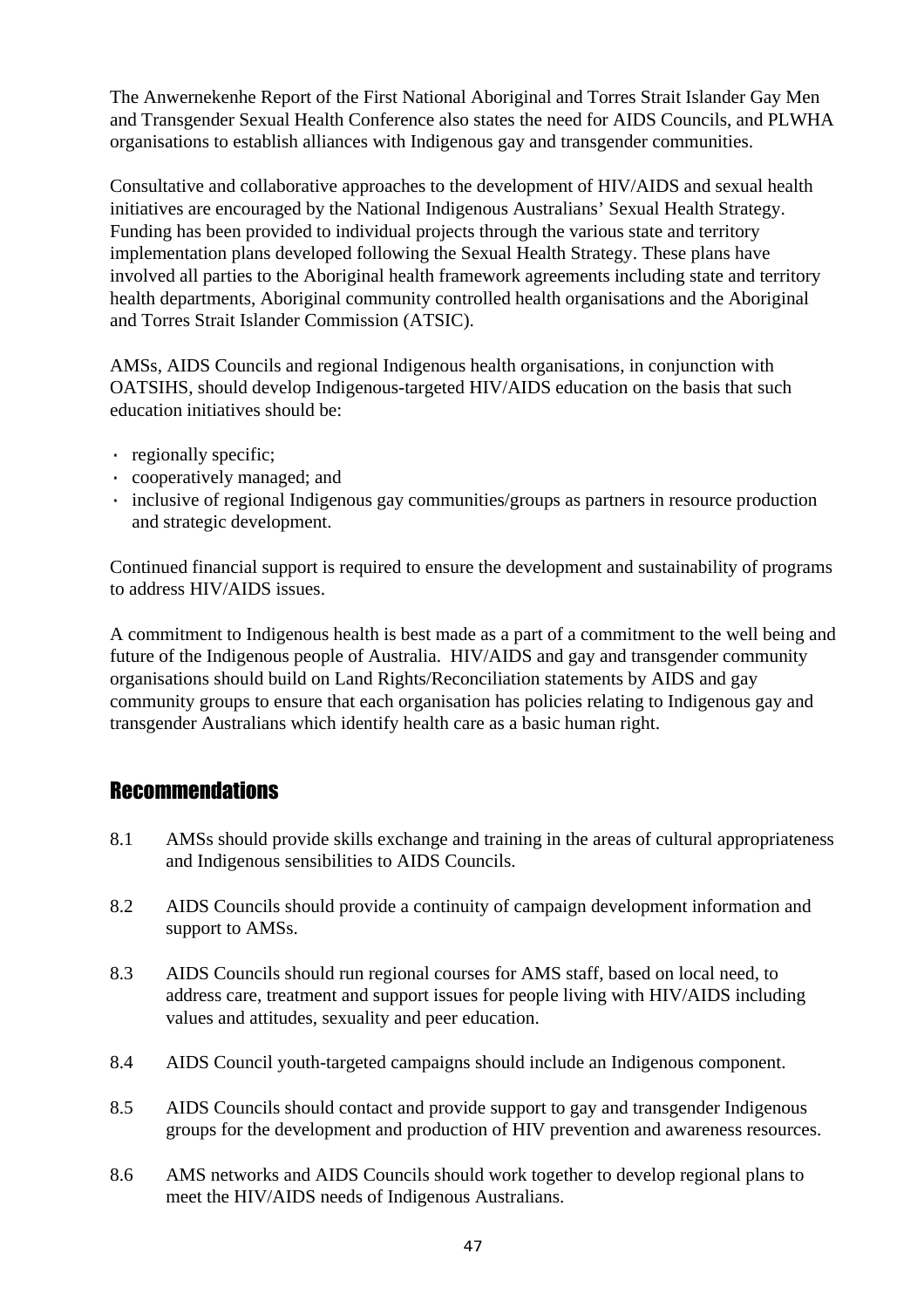The Anwernekenhe Report of the First National Aboriginal and Torres Strait Islander Gay Men and Transgender Sexual Health Conference also states the need for AIDS Councils, and PLWHA organisations to establish alliances with Indigenous gay and transgender communities.

Consultative and collaborative approaches to the development of HIV/AIDS and sexual health initiatives are encouraged by the National Indigenous Australians' Sexual Health Strategy. Funding has been provided to individual projects through the various state and territory implementation plans developed following the Sexual Health Strategy. These plans have involved all parties to the Aboriginal health framework agreements including state and territory health departments, Aboriginal community controlled health organisations and the Aboriginal and Torres Strait Islander Commission (ATSIC).

AMSs, AIDS Councils and regional Indigenous health organisations, in conjunction with OATSIHS, should develop Indigenous-targeted HIV/AIDS education on the basis that such education initiatives should be:

- regionally specific;
- cooperatively managed; and
- inclusive of regional Indigenous gay communities/groups as partners in resource production and strategic development.

Continued financial support is required to ensure the development and sustainability of programs to address HIV/AIDS issues.

A commitment to Indigenous health is best made as a part of a commitment to the well being and future of the Indigenous people of Australia. HIV/AIDS and gay and transgender community organisations should build on Land Rights/Reconciliation statements by AIDS and gay community groups to ensure that each organisation has policies relating to Indigenous gay and transgender Australians which identify health care as a basic human right.

## Recommendations

8.1 AMSs should provide skills exchange and training in the areas of cultural appropriateness and Indigenous sensibilities to AIDS Councils.

8.2 AIDS Councils should provide a continuity of campaign development information and support to AMSs.

8.3 AIDS Councils should run regional courses for AMS staff, based on local need, to address care, treatment and support issues for people living with HIV/AIDS including values and attitudes, sexuality and peer education.

8.4 AIDS Council youth-targeted campaigns should include an Indigenous component.

8.5 AIDS Councils should contact and provide support to gay and transgender Indigenous groups for the development and production of HIV prevention and awareness resources.

8.6 AMS networks and AIDS Councils should work together to develop regional plans to meet the HIV/AIDS needs of Indigenous Australians.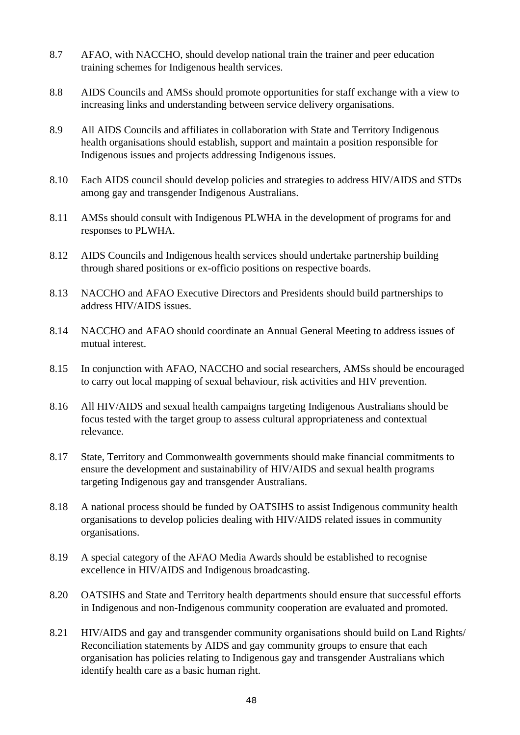8.7 AFAO, with NACCHO, should develop national train the trainer and peer education training schemes for Indigenous health services.

8.8 AIDS Councils and AMSs should promote opportunities for staff exchange with a view to increasing links and understanding between service delivery organisations.

8.9 All AIDS Councils and affiliates in collaboration with State and Territory Indigenous health organisations should establish, support and maintain a position responsible for Indigenous issues and projects addressing Indigenous issues.

8.10 Each AIDS council should develop policies and strategies to address HIV/AIDS and STDs among gay and transgender Indigenous Australians.

8.11 AMSs should consult with Indigenous PLWHA in the development of programs for and responses to PLWHA.

8.12 AIDS Councils and Indigenous health services should undertake partnership building through shared positions or ex-officio positions on respective boards.

8.13 NACCHO and AFAO Executive Directors and Presidents should build partnerships to address HIV/AIDS issues.

8.14 NACCHO and AFAO should coordinate an Annual General Meeting to address issues of mutual interest.

8.15 In conjunction with AFAO, NACCHO and social researchers, AMSs should be encouraged to carry out local mapping of sexual behaviour, risk activities and HIV prevention.

8.16 All HIV/AIDS and sexual health campaigns targeting Indigenous Australians should be focus tested with the target group to assess cultural appropriateness and contextual relevance.

8.17 State, Territory and Commonwealth governments should make financial commitments to ensure the development and sustainability of HIV/AIDS and sexual health programs targeting Indigenous gay and transgender Australians.

8.18 A national process should be funded by OATSIHS to assist Indigenous community health organisations to develop policies dealing with HIV/AIDS related issues in community organisations.

8.19 A special category of the AFAO Media Awards should be established to recognise excellence in HIV/AIDS and Indigenous broadcasting.

8.20 OATSIHS and State and Territory health departments should ensure that successful efforts in Indigenous and non-Indigenous community cooperation are evaluated and promoted.

8.21 HIV/AIDS and gay and transgender community organisations should build on Land Rights/ Reconciliation statements by AIDS and gay community groups to ensure that each organisation has policies relating to Indigenous gay and transgender Australians which identify health care as a basic human right.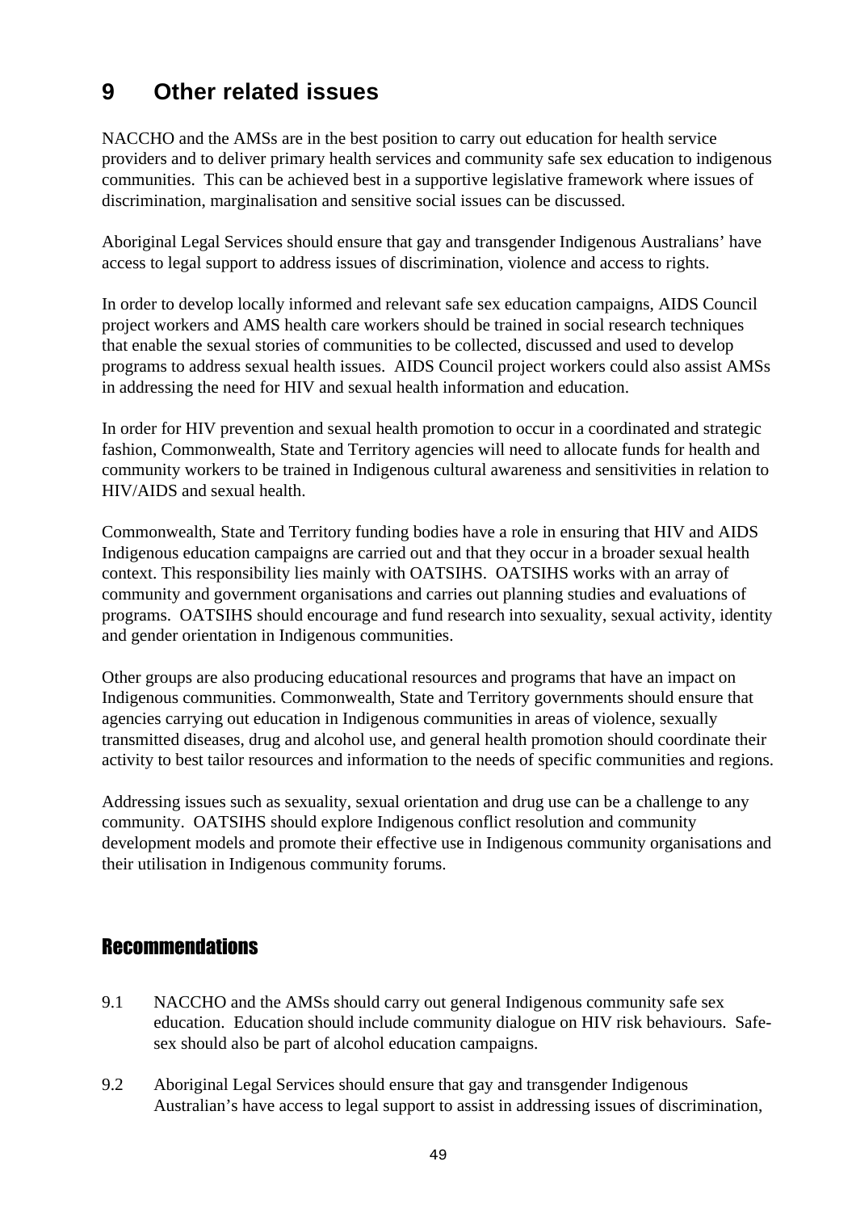# 9 Other related issues

NACCHO and the AMSs are in the best position to carry out education for health service providers and to deliver primary health services and community safe sex education to indigenous communities. This can be achieved best in a supportive legislative framework where issues of discrimination, marginalisation and sensitive social issues can be discussed.

Aboriginal Legal Services should ensure that gay and transgender Indigenous Australians' have access to legal support to address issues of discrimination, violence and access to rights.

In order to develop locally informed and relevant safe sex education campaigns, AIDS Council project workers and AMS health care workers should be trained in social research techniques that enable the sexual stories of communities to be collected, discussed and used to develop programs to address sexual health issues. AIDS Council project workers could also assist AMSs in addressing the need for HIV and sexual health information and education.

In order for HIV prevention and sexual health promotion to occur in a coordinated and strategic fashion, Commonwealth, State and Territory agencies will need to allocate funds for health and community workers to be trained in Indigenous cultural awareness and sensitivities in relation to HIV/AIDS and sexual health.

Commonwealth, State and Territory funding bodies have a role in ensuring that HIV and AIDS Indigenous education campaigns are carried out and that they occur in a broader sexual health context. This responsibility lies mainly with OATSIHS. OATSIHS works with an array of community and government organisations and carries out planning studies and evaluations of programs. OATSIHS should encourage and fund research into sexuality, sexual activity, identity and gender orientation in Indigenous communities.

Other groups are also producing educational resources and programs that have an impact on Indigenous communities. Commonwealth, State and Territory governments should ensure that agencies carrying out education in Indigenous communities in areas of violence, sexually transmitted diseases, drug and alcohol use, and general health promotion should coordinate their activity to best tailor resources and information to the needs of specific communities and regions.

Addressing issues such as sexuality, sexual orientation and drug use can be a challenge to any community. OATSIHS should explore Indigenous conflict resolution and community development models and promote their effective use in Indigenous community organisations and their utilisation in Indigenous community forums.

## Recommendations

9.1 NACCHO and the AMSs should carry out general Indigenous community safe sex education. Education should include community dialogue on HIV risk behaviours. Safe-sex should also be part of alcohol education campaigns.

9.2 Aboriginal Legal Services should ensure that gay and transgender Indigenous Australian's have access to legal support to assist in addressing issues of discrimination,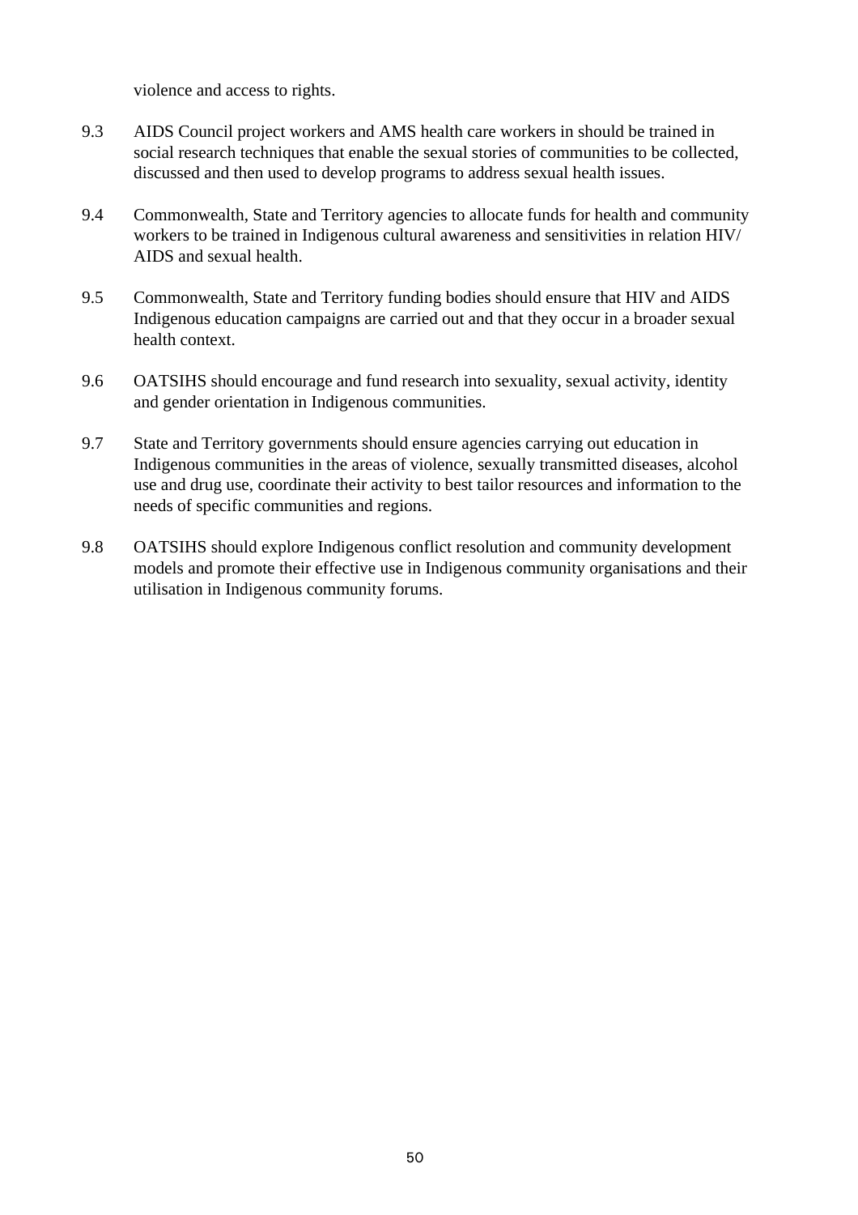violence and access to rights.

9.3 AIDS Council project workers and AMS health care workers in should be trained in social research techniques that enable the sexual stories of communities to be collected, discussed and then used to develop programs to address sexual health issues.

9.4 Commonwealth, State and Territory agencies to allocate funds for health and community workers to be trained in Indigenous cultural awareness and sensitivities in relation HIV/ AIDS and sexual health.

9.5 Commonwealth, State and Territory funding bodies should ensure that HIV and AIDS Indigenous education campaigns are carried out and that they occur in a broader sexual health context.

9.6 OATSIHS should encourage and fund research into sexuality, sexual activity, identity and gender orientation in Indigenous communities.

9.7 State and Territory governments should ensure agencies carrying out education in Indigenous communities in the areas of violence, sexually transmitted diseases, alcohol use and drug use, coordinate their activity to best tailor resources and information to the needs of specific communities and regions.

9.8 OATSIHS should explore Indigenous conflict resolution and community development models and promote their effective use in Indigenous community organisations and their utilisation in Indigenous community forums.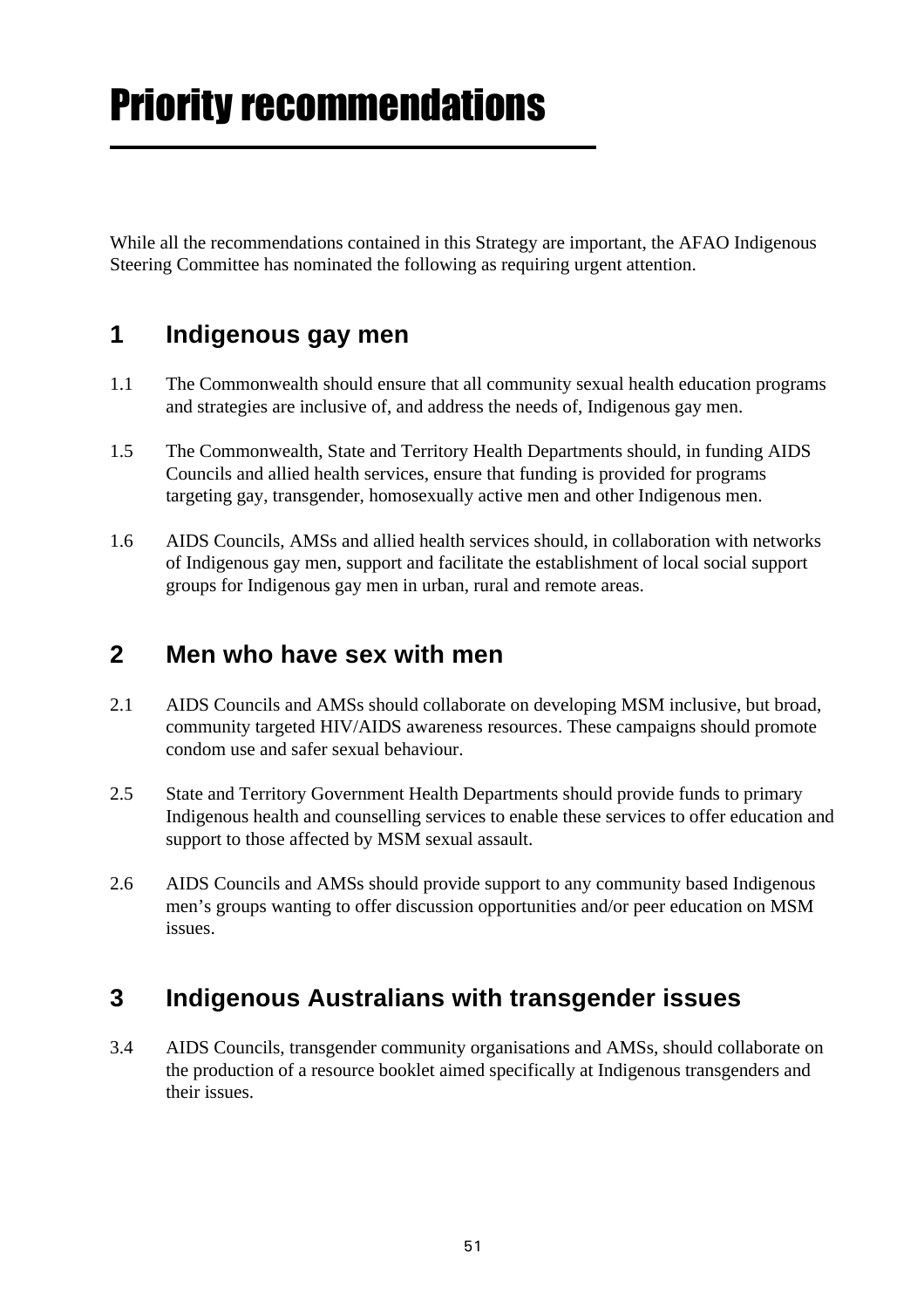# Priority recommendations

While all the recommendations contained in this Strategy are important, the AFAO Indigenous Steering Committee has nominated the following as requiring urgent attention.

## 1 Indigenous gay men

1.1 The Commonwealth should ensure that all community sexual health education programs and strategies are inclusive of, and address the needs of, Indigenous gay men.

1.5 The Commonwealth, State and Territory Health Departments should, in funding AIDS Councils and allied health services, ensure that funding is provided for programs targeting gay, transgender, homosexually active men and other Indigenous men.

1.6 AIDS Councils, AMSs and allied health services should, in collaboration with networks of Indigenous gay men, support and facilitate the establishment of local social support groups for Indigenous gay men in urban, rural and remote areas.

## 2 Men who have sex with men

2.1 AIDS Councils and AMSs should collaborate on developing MSM inclusive, but broad, community targeted HIV/AIDS awareness resources. These campaigns should promote condom use and safer sexual behaviour.

2.5 State and Territory Government Health Departments should provide funds to primary Indigenous health and counselling services to enable these services to offer education and support to those affected by MSM sexual assault.

2.6 AIDS Councils and AMSs should provide support to any community based Indigenous men's groups wanting to offer discussion opportunities and/or peer education on MSM issues.

## 3 Indigenous Australians with transgender issues

3.4 AIDS Councils, transgender community organisations and AMSs, should collaborate on the production of a resource booklet aimed specifically at Indigenous transgenders and their issues.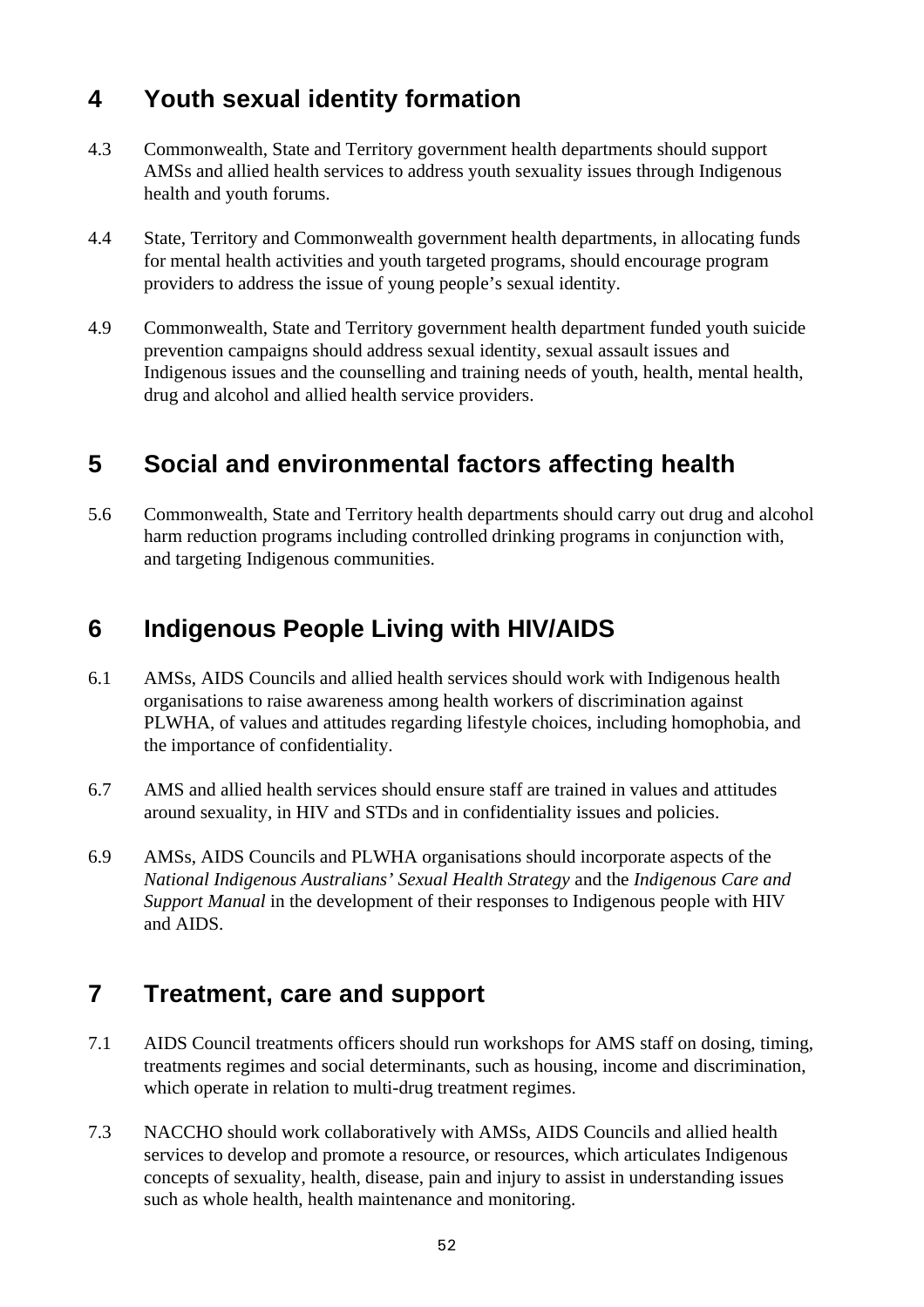## 4 Youth sexual identity formation

4.3 Commonwealth, State and Territory government health departments should support AMSs and allied health services to address youth sexuality issues through Indigenous health and youth forums.

4.4 State, Territory and Commonwealth government health departments, in allocating funds for mental health activities and youth targeted programs, should encourage program providers to address the issue of young people's sexual identity.

4.9 Commonwealth, State and Territory government health department funded youth suicide prevention campaigns should address sexual identity, sexual assault issues and Indigenous issues and the counselling and training needs of youth, health, mental health, drug and alcohol and allied health service providers.

## 5 Social and environmental factors affecting health

5.6 Commonwealth, State and Territory health departments should carry out drug and alcohol harm reduction programs including controlled drinking programs in conjunction with, and targeting Indigenous communities.

## 6 Indigenous People Living with HIV/AIDS

6.1 AMSs, AIDS Councils and allied health services should work with Indigenous health organisations to raise awareness among health workers of discrimination against PLWHA, of values and attitudes regarding lifestyle choices, including homophobia, and the importance of confidentiality.

6.7 AMS and allied health services should ensure staff are trained in values and attitudes around sexuality, in HIV and STDs and in confidentiality issues and policies.

6.9 AMSs, AIDS Councils and PLWHA organisations should incorporate aspects of the *National Indigenous Australians' Sexual Health Strategy* and the *Indigenous Care and Support Manual* in the development of their responses to Indigenous people with HIV and AIDS.

## 7 Treatment, care and support

7.1 AIDS Council treatments officers should run workshops for AMS staff on dosing, timing, treatments regimes and social determinants, such as housing, income and discrimination, which operate in relation to multi-drug treatment regimes.

7.3 NACCHO should work collaboratively with AMSs, AIDS Councils and allied health services to develop and promote a resource, or resources, which articulates Indigenous concepts of sexuality, health, disease, pain and injury to assist in understanding issues such as whole health, health maintenance and monitoring.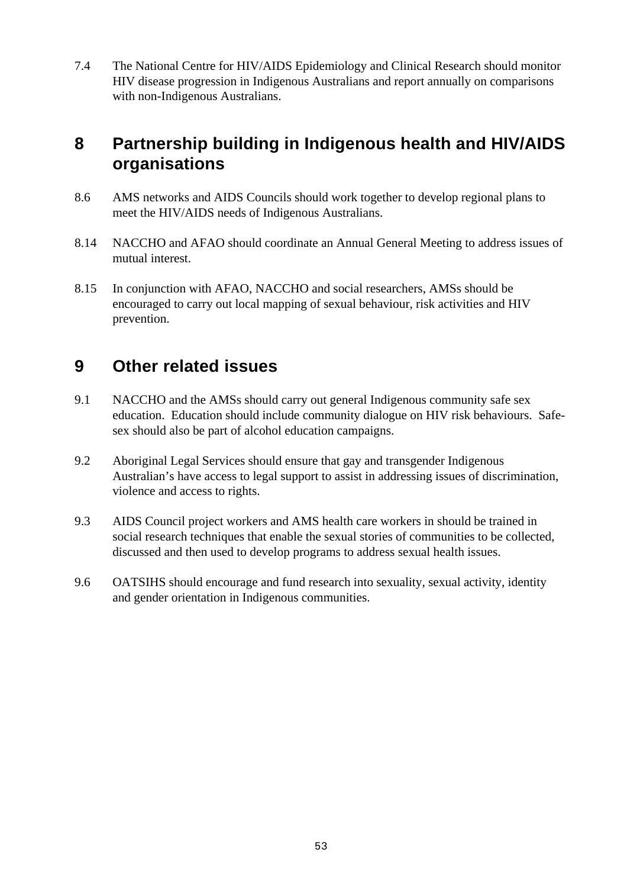7.4 The National Centre for HIV/AIDS Epidemiology and Clinical Research should monitor HIV disease progression in Indigenous Australians and report annually on comparisons with non-Indigenous Australians.

## 8 Partnership building in Indigenous health and HIV/AIDS organisations

8.6 AMS networks and AIDS Councils should work together to develop regional plans to meet the HIV/AIDS needs of Indigenous Australians.

8.14 NACCHO and AFAO should coordinate an Annual General Meeting to address issues of mutual interest.

8.15 In conjunction with AFAO, NACCHO and social researchers, AMSs should be encouraged to carry out local mapping of sexual behaviour, risk activities and HIV prevention.

## 9 Other related issues

9.1 NACCHO and the AMSs should carry out general Indigenous community safe sex education. Education should include community dialogue on HIV risk behaviours. Safe-sex should also be part of alcohol education campaigns.

9.2 Aboriginal Legal Services should ensure that gay and transgender Indigenous Australian's have access to legal support to assist in addressing issues of discrimination, violence and access to rights.

9.3 AIDS Council project workers and AMS health care workers in should be trained in social research techniques that enable the sexual stories of communities to be collected, discussed and then used to develop programs to address sexual health issues.

9.6 OATSIHS should encourage and fund research into sexuality, sexual activity, identity and gender orientation in Indigenous communities.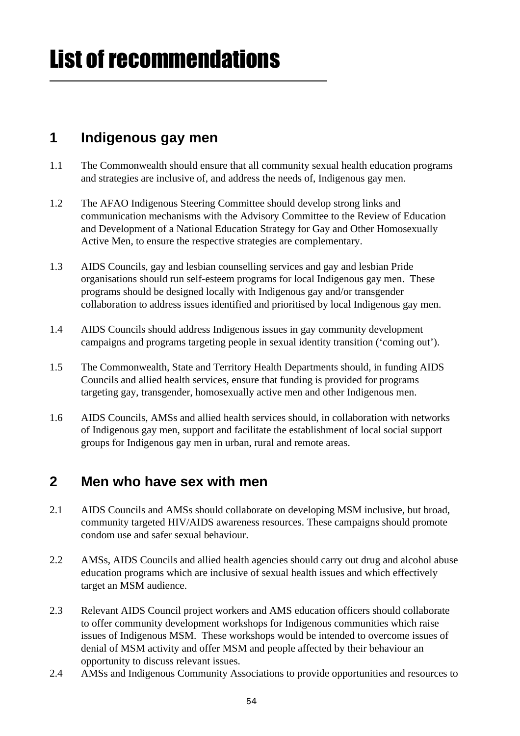# List of recommendations

## 1 Indigenous gay men

1.1 The Commonwealth should ensure that all community sexual health education programs and strategies are inclusive of, and address the needs of, Indigenous gay men.

1.2 The AFAO Indigenous Steering Committee should develop strong links and communication mechanisms with the Advisory Committee to the Review of Education and Development of a National Education Strategy for Gay and Other Homosexually Active Men, to ensure the respective strategies are complementary.

1.3 AIDS Councils, gay and lesbian counselling services and gay and lesbian Pride organisations should run self-esteem programs for local Indigenous gay men. These programs should be designed locally with Indigenous gay and/or transgender collaboration to address issues identified and prioritised by local Indigenous gay men.

1.4 AIDS Councils should address Indigenous issues in gay community development campaigns and programs targeting people in sexual identity transition ('coming out').

1.5 The Commonwealth, State and Territory Health Departments should, in funding AIDS Councils and allied health services, ensure that funding is provided for programs targeting gay, transgender, homosexually active men and other Indigenous men.

1.6 AIDS Councils, AMSs and allied health services should, in collaboration with networks of Indigenous gay men, support and facilitate the establishment of local social support groups for Indigenous gay men in urban, rural and remote areas.

## 2 Men who have sex with men

2.1 AIDS Councils and AMSs should collaborate on developing MSM inclusive, but broad, community targeted HIV/AIDS awareness resources. These campaigns should promote condom use and safer sexual behaviour.

2.2 AMSs, AIDS Councils and allied health agencies should carry out drug and alcohol abuse education programs which are inclusive of sexual health issues and which effectively target an MSM audience.

2.3 Relevant AIDS Council project workers and AMS education officers should collaborate to offer community development workshops for Indigenous communities which raise issues of Indigenous MSM. These workshops would be intended to overcome issues of denial of MSM activity and offer MSM and people affected by their behaviour an opportunity to discuss relevant issues.

2.4 AMSs and Indigenous Community Associations to provide opportunities and resources to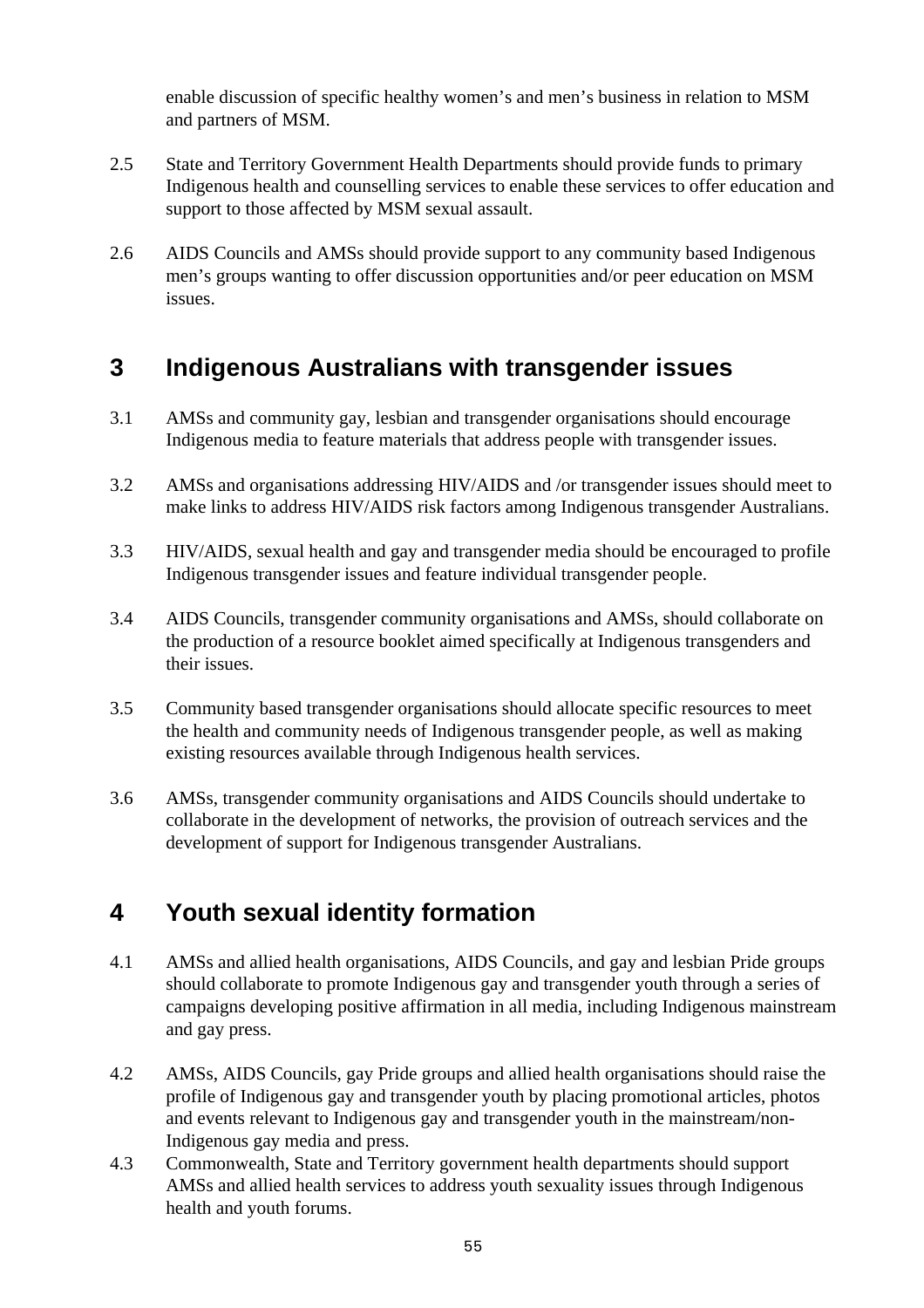enable discussion of specific healthy women's and men's business in relation to MSM and partners of MSM.

2.5 State and Territory Government Health Departments should provide funds to primary Indigenous health and counselling services to enable these services to offer education and support to those affected by MSM sexual assault.

2.6 AIDS Councils and AMSs should provide support to any community based Indigenous men's groups wanting to offer discussion opportunities and/or peer education on MSM issues.

## 3 Indigenous Australians with transgender issues

3.1 AMSs and community gay, lesbian and transgender organisations should encourage Indigenous media to feature materials that address people with transgender issues.

3.2 AMSs and organisations addressing HIV/AIDS and /or transgender issues should meet to make links to address HIV/AIDS risk factors among Indigenous transgender Australians.

3.3 HIV/AIDS, sexual health and gay and transgender media should be encouraged to profile Indigenous transgender issues and feature individual transgender people.

3.4 AIDS Councils, transgender community organisations and AMSs, should collaborate on the production of a resource booklet aimed specifically at Indigenous transgenders and their issues.

3.5 Community based transgender organisations should allocate specific resources to meet the health and community needs of Indigenous transgender people, as well as making existing resources available through Indigenous health services.

3.6 AMSs, transgender community organisations and AIDS Councils should undertake to collaborate in the development of networks, the provision of outreach services and the development of support for Indigenous transgender Australians.

## 4 Youth sexual identity formation

4.1 AMSs and allied health organisations, AIDS Councils, and gay and lesbian Pride groups should collaborate to promote Indigenous gay and transgender youth through a series of campaigns developing positive affirmation in all media, including Indigenous mainstream and gay press.

4.2 AMSs, AIDS Councils, gay Pride groups and allied health organisations should raise the profile of Indigenous gay and transgender youth by placing promotional articles, photos and events relevant to Indigenous gay and transgender youth in the mainstream/non-Indigenous gay media and press.

4.3 Commonwealth, State and Territory government health departments should support AMSs and allied health services to address youth sexuality issues through Indigenous health and youth forums.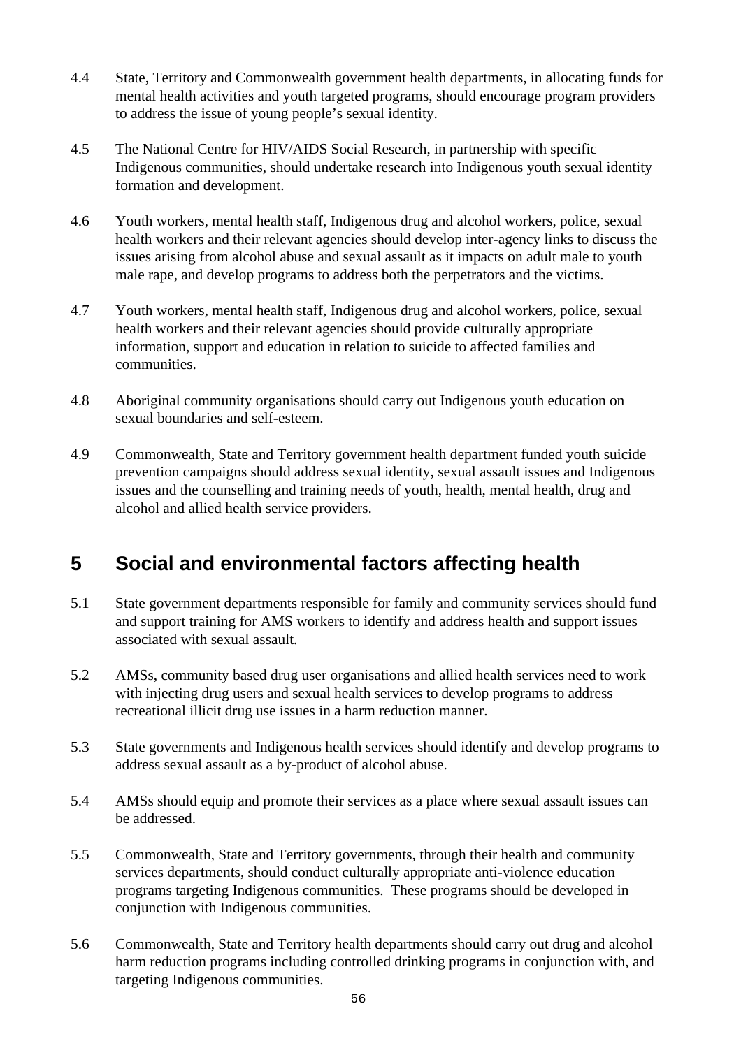4.4 State, Territory and Commonwealth government health departments, in allocating funds for mental health activities and youth targeted programs, should encourage program providers to address the issue of young people's sexual identity.

4.5 The National Centre for HIV/AIDS Social Research, in partnership with specific Indigenous communities, should undertake research into Indigenous youth sexual identity formation and development.

4.6 Youth workers, mental health staff, Indigenous drug and alcohol workers, police, sexual health workers and their relevant agencies should develop inter-agency links to discuss the issues arising from alcohol abuse and sexual assault as it impacts on adult male to youth male rape, and develop programs to address both the perpetrators and the victims.

4.7 Youth workers, mental health staff, Indigenous drug and alcohol workers, police, sexual health workers and their relevant agencies should provide culturally appropriate information, support and education in relation to suicide to affected families and communities.

4.8 Aboriginal community organisations should carry out Indigenous youth education on sexual boundaries and self-esteem.

4.9 Commonwealth, State and Territory government health department funded youth suicide prevention campaigns should address sexual identity, sexual assault issues and Indigenous issues and the counselling and training needs of youth, health, mental health, drug and alcohol and allied health service providers.

## 5 Social and environmental factors affecting health

5.1 State government departments responsible for family and community services should fund and support training for AMS workers to identify and address health and support issues associated with sexual assault.

5.2 AMSs, community based drug user organisations and allied health services need to work with injecting drug users and sexual health services to develop programs to address recreational illicit drug use issues in a harm reduction manner.

5.3 State governments and Indigenous health services should identify and develop programs to address sexual assault as a by-product of alcohol abuse.

5.4 AMSs should equip and promote their services as a place where sexual assault issues can be addressed.

5.5 Commonwealth, State and Territory governments, through their health and community services departments, should conduct culturally appropriate anti-violence education programs targeting Indigenous communities. These programs should be developed in conjunction with Indigenous communities.

5.6 Commonwealth, State and Territory health departments should carry out drug and alcohol harm reduction programs including controlled drinking programs in conjunction with, and targeting Indigenous communities.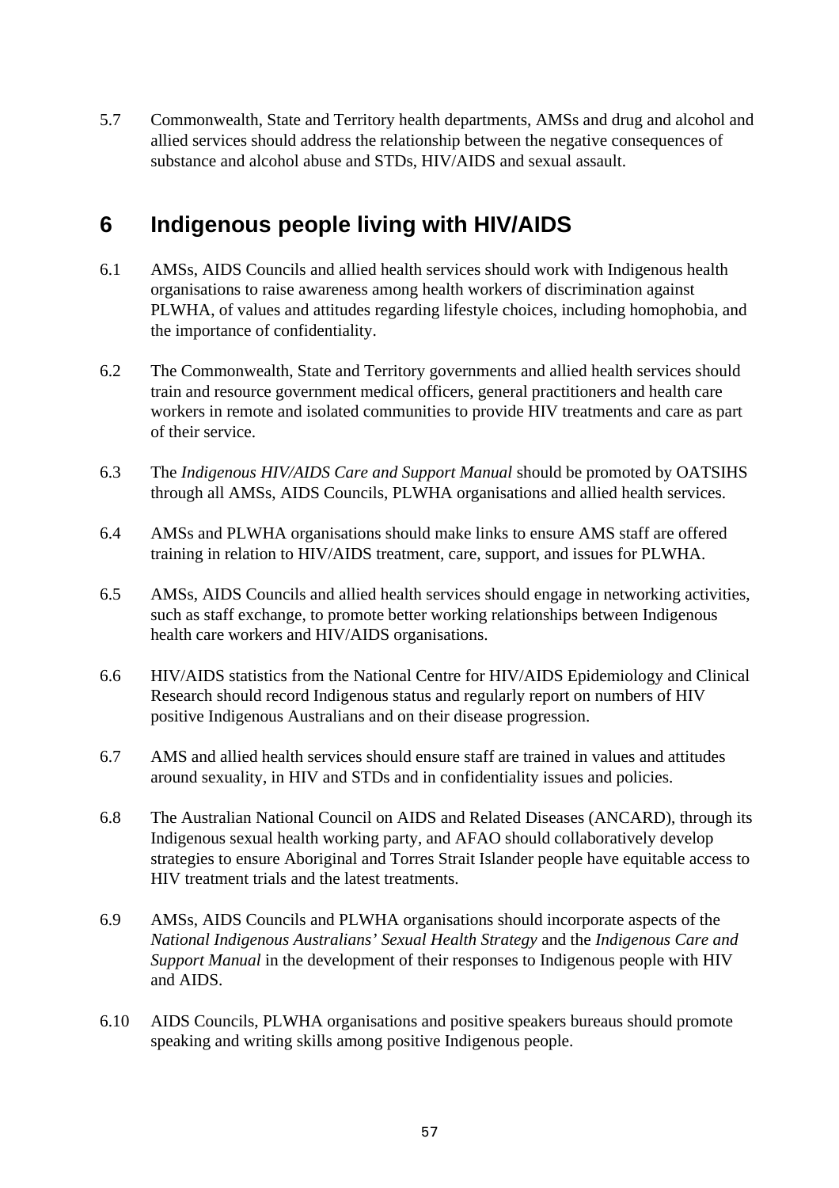5.7 Commonwealth, State and Territory health departments, AMSs and drug and alcohol and allied services should address the relationship between the negative consequences of substance and alcohol abuse and STDs, HIV/AIDS and sexual assault.

# 6 Indigenous people living with HIV/AIDS

6.1 AMSs, AIDS Councils and allied health services should work with Indigenous health organisations to raise awareness among health workers of discrimination against PLWHA, of values and attitudes regarding lifestyle choices, including homophobia, and the importance of confidentiality.

6.2 The Commonwealth, State and Territory governments and allied health services should train and resource government medical officers, general practitioners and health care workers in remote and isolated communities to provide HIV treatments and care as part of their service.

6.3 The *Indigenous HIV/AIDS Care and Support Manual* should be promoted by OATSIHS through all AMSs, AIDS Councils, PLWHA organisations and allied health services.

6.4 AMSs and PLWHA organisations should make links to ensure AMS staff are offered training in relation to HIV/AIDS treatment, care, support, and issues for PLWHA.

6.5 AMSs, AIDS Councils and allied health services should engage in networking activities, such as staff exchange, to promote better working relationships between Indigenous health care workers and HIV/AIDS organisations.

6.6 HIV/AIDS statistics from the National Centre for HIV/AIDS Epidemiology and Clinical Research should record Indigenous status and regularly report on numbers of HIV positive Indigenous Australians and on their disease progression.

6.7 AMS and allied health services should ensure staff are trained in values and attitudes around sexuality, in HIV and STDs and in confidentiality issues and policies.

6.8 The Australian National Council on AIDS and Related Diseases (ANCARD), through its Indigenous sexual health working party, and AFAO should collaboratively develop strategies to ensure Aboriginal and Torres Strait Islander people have equitable access to HIV treatment trials and the latest treatments.

6.9 AMSs, AIDS Councils and PLWHA organisations should incorporate aspects of the *National Indigenous Australians' Sexual Health Strategy* and the *Indigenous Care and Support Manual* in the development of their responses to Indigenous people with HIV and AIDS.

6.10 AIDS Councils, PLWHA organisations and positive speakers bureaus should promote speaking and writing skills among positive Indigenous people.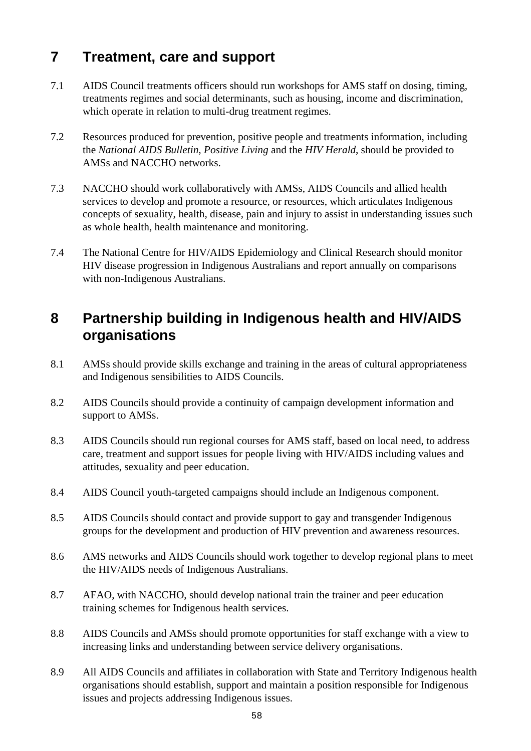## 7 Treatment, care and support

7.1 AIDS Council treatments officers should run workshops for AMS staff on dosing, timing, treatments regimes and social determinants, such as housing, income and discrimination, which operate in relation to multi-drug treatment regimes.

7.2 Resources produced for prevention, positive people and treatments information, including the *National AIDS Bulletin*, *Positive Living* and the *HIV Herald*, should be provided to AMSs and NACCHO networks.

7.3 NACCHO should work collaboratively with AMSs, AIDS Councils and allied health services to develop and promote a resource, or resources, which articulates Indigenous concepts of sexuality, health, disease, pain and injury to assist in understanding issues such as whole health, health maintenance and monitoring.

7.4 The National Centre for HIV/AIDS Epidemiology and Clinical Research should monitor HIV disease progression in Indigenous Australians and report annually on comparisons with non-Indigenous Australians.

## 8 Partnership building in Indigenous health and HIV/AIDS organisations

8.1 AMSs should provide skills exchange and training in the areas of cultural appropriateness and Indigenous sensibilities to AIDS Councils.

8.2 AIDS Councils should provide a continuity of campaign development information and support to AMSs.

8.3 AIDS Councils should run regional courses for AMS staff, based on local need, to address care, treatment and support issues for people living with HIV/AIDS including values and attitudes, sexuality and peer education.

8.4 AIDS Council youth-targeted campaigns should include an Indigenous component.

8.5 AIDS Councils should contact and provide support to gay and transgender Indigenous groups for the development and production of HIV prevention and awareness resources.

8.6 AMS networks and AIDS Councils should work together to develop regional plans to meet the HIV/AIDS needs of Indigenous Australians.

8.7 AFAO, with NACCHO, should develop national train the trainer and peer education training schemes for Indigenous health services.

8.8 AIDS Councils and AMSs should promote opportunities for staff exchange with a view to increasing links and understanding between service delivery organisations.

8.9 All AIDS Councils and affiliates in collaboration with State and Territory Indigenous health organisations should establish, support and maintain a position responsible for Indigenous issues and projects addressing Indigenous issues.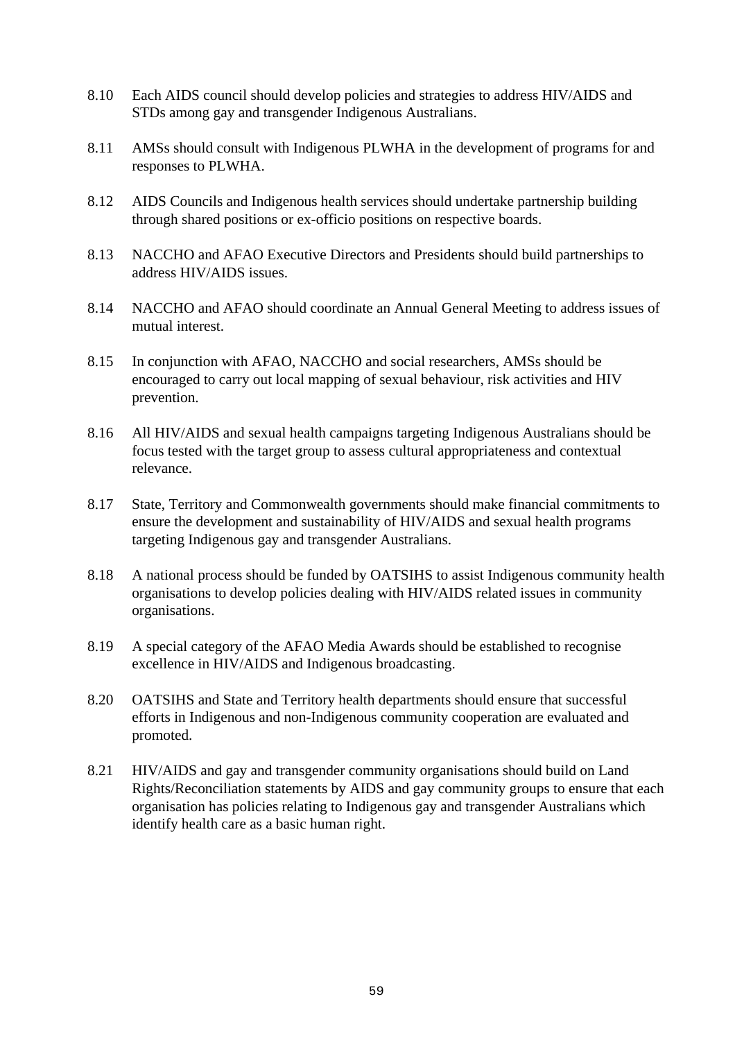8.10 Each AIDS council should develop policies and strategies to address HIV/AIDS and STDs among gay and transgender Indigenous Australians.

8.11 AMSs should consult with Indigenous PLWHA in the development of programs for and responses to PLWHA.

8.12 AIDS Councils and Indigenous health services should undertake partnership building through shared positions or ex-officio positions on respective boards.

8.13 NACCHO and AFAO Executive Directors and Presidents should build partnerships to address HIV/AIDS issues.

8.14 NACCHO and AFAO should coordinate an Annual General Meeting to address issues of mutual interest.

8.15 In conjunction with AFAO, NACCHO and social researchers, AMSs should be encouraged to carry out local mapping of sexual behaviour, risk activities and HIV prevention.

8.16 All HIV/AIDS and sexual health campaigns targeting Indigenous Australians should be focus tested with the target group to assess cultural appropriateness and contextual relevance.

8.17 State, Territory and Commonwealth governments should make financial commitments to ensure the development and sustainability of HIV/AIDS and sexual health programs targeting Indigenous gay and transgender Australians.

8.18 A national process should be funded by OATSIHS to assist Indigenous community health organisations to develop policies dealing with HIV/AIDS related issues in community organisations.

8.19 A special category of the AFAO Media Awards should be established to recognise excellence in HIV/AIDS and Indigenous broadcasting.

8.20 OATSIHS and State and Territory health departments should ensure that successful efforts in Indigenous and non-Indigenous community cooperation are evaluated and promoted.

8.21 HIV/AIDS and gay and transgender community organisations should build on Land Rights/Reconciliation statements by AIDS and gay community groups to ensure that each organisation has policies relating to Indigenous gay and transgender Australians which identify health care as a basic human right.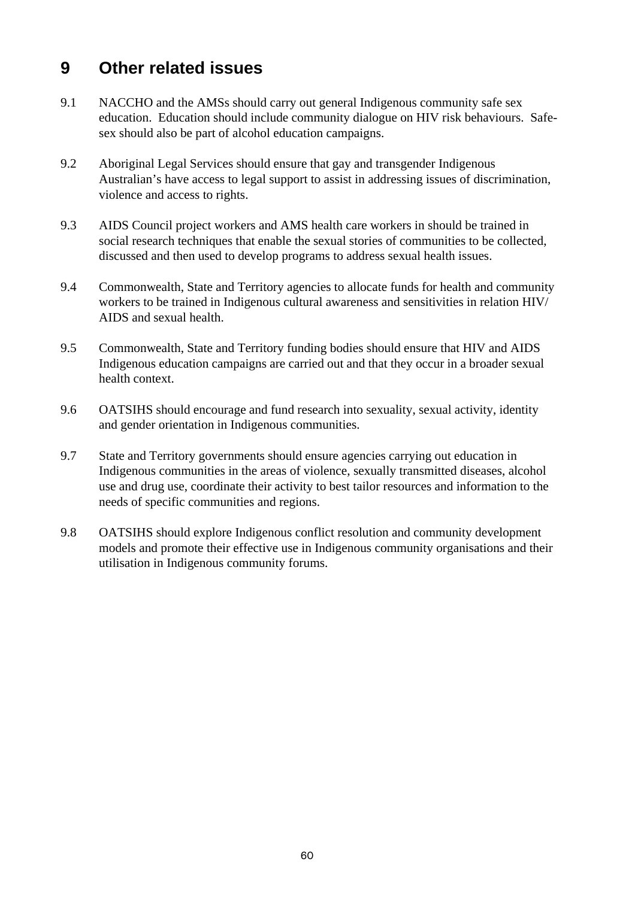# 9 Other related issues

9.1 NACCHO and the AMSs should carry out general Indigenous community safe sex education. Education should include community dialogue on HIV risk behaviours. Safe-sex should also be part of alcohol education campaigns.

9.2 Aboriginal Legal Services should ensure that gay and transgender Indigenous Australian's have access to legal support to assist in addressing issues of discrimination, violence and access to rights.

9.3 AIDS Council project workers and AMS health care workers in should be trained in social research techniques that enable the sexual stories of communities to be collected, discussed and then used to develop programs to address sexual health issues.

9.4 Commonwealth, State and Territory agencies to allocate funds for health and community workers to be trained in Indigenous cultural awareness and sensitivities in relation HIV/ AIDS and sexual health.

9.5 Commonwealth, State and Territory funding bodies should ensure that HIV and AIDS Indigenous education campaigns are carried out and that they occur in a broader sexual health context.

9.6 OATSIHS should encourage and fund research into sexuality, sexual activity, identity and gender orientation in Indigenous communities.

9.7 State and Territory governments should ensure agencies carrying out education in Indigenous communities in the areas of violence, sexually transmitted diseases, alcohol use and drug use, coordinate their activity to best tailor resources and information to the needs of specific communities and regions.

9.8 OATSIHS should explore Indigenous conflict resolution and community development models and promote their effective use in Indigenous community organisations and their utilisation in Indigenous community forums.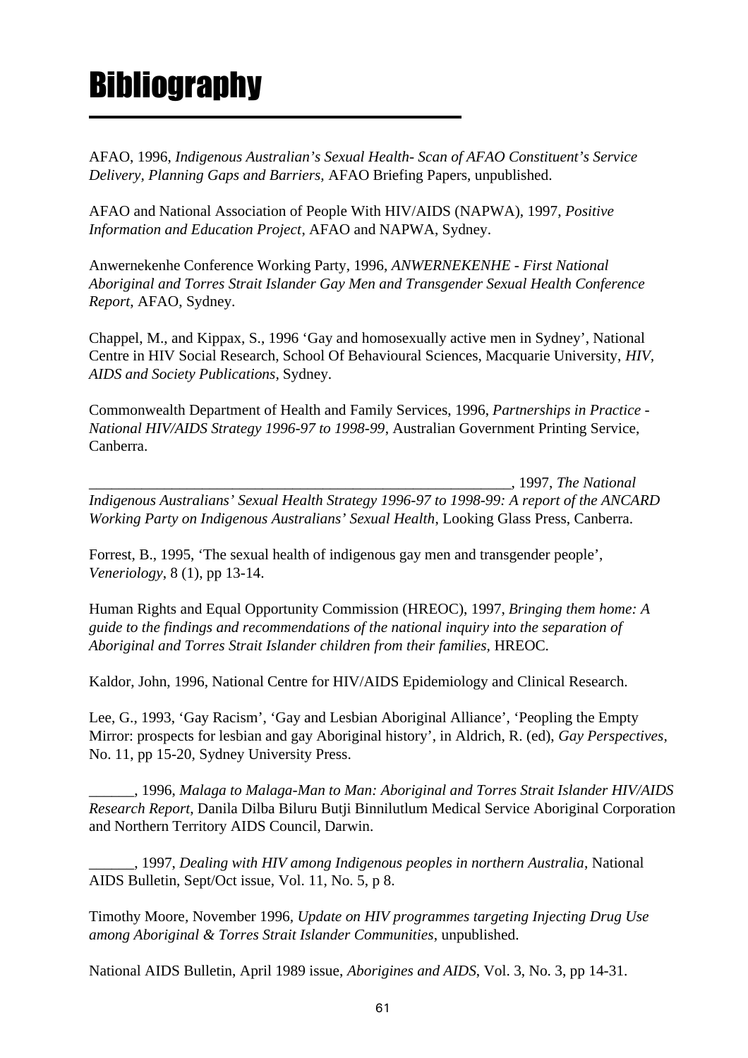# Bibliography

AFAO, 1996, *Indigenous Australian's Sexual Health- Scan of AFAO Constituent's Service Delivery, Planning Gaps and Barriers,* AFAO Briefing Papers, unpublished.

AFAO and National Association of People With HIV/AIDS (NAPWA), 1997, *Positive Information and Education Project*, AFAO and NAPWA, Sydney.

Anwernekenhe Conference Working Party, 1996, *ANWERNEKENHE - First National Aboriginal and Torres Strait Islander Gay Men and Transgender Sexual Health Conference Report*, AFAO, Sydney.

Chappel, M., and Kippax, S., 1996 'Gay and homosexually active men in Sydney', National Centre in HIV Social Research, School Of Behavioural Sciences, Macquarie University, *HIV, AIDS and Society Publications*, Sydney.

Commonwealth Department of Health and Family Services, 1996, *Partnerships in Practice - National HIV/AIDS Strategy 1996-97 to 1998-99*, Australian Government Printing Service, Canberra.

_________________________________________________________, 1997, *The National Indigenous Australians' Sexual Health Strategy 1996-97 to 1998-99: A report of the ANCARD Working Party on Indigenous Australians' Sexual Health*, Looking Glass Press, Canberra.

Forrest, B., 1995, 'The sexual health of indigenous gay men and transgender people', *Veneriology*, 8 (1), pp 13-14.

Human Rights and Equal Opportunity Commission (HREOC), 1997, *Bringing them home: A guide to the findings and recommendations of the national inquiry into the separation of Aboriginal and Torres Strait Islander children from their families*, HREOC.

Kaldor, John, 1996, National Centre for HIV/AIDS Epidemiology and Clinical Research.

Lee, G., 1993, 'Gay Racism', 'Gay and Lesbian Aboriginal Alliance', 'Peopling the Empty Mirror: prospects for lesbian and gay Aboriginal history', in Aldrich, R. (ed), *Gay Perspectives*, No. 11, pp 15-20, Sydney University Press.

______, 1996, *Malaga to Malaga-Man to Man: Aboriginal and Torres Strait Islander HIV/AIDS Research Report*, Danila Dilba Biluru Butji Binnilutlum Medical Service Aboriginal Corporation and Northern Territory AIDS Council, Darwin.

______, 1997, *Dealing with HIV among Indigenous peoples in northern Australia*, National AIDS Bulletin, Sept/Oct issue, Vol. 11, No. 5, p 8.

Timothy Moore, November 1996, *Update on HIV programmes targeting Injecting Drug Use among Aboriginal & Torres Strait Islander Communities*, unpublished.

National AIDS Bulletin, April 1989 issue, *Aborigines and AIDS*, Vol. 3, No. 3, pp 14-31.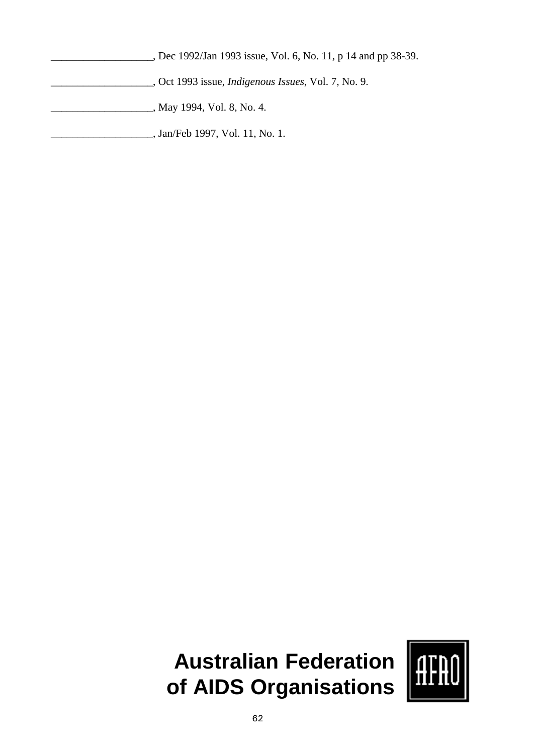___________________, Dec 1992/Jan 1993 issue, Vol. 6, No. 11, p 14 and pp 38-39.

___________________, Oct 1993 issue, *Indigenous Issues*, Vol. 7, No. 9.

___________________, May 1994, Vol. 8, No. 4.

___________________, Jan/Feb 1997, Vol. 11, No. 1.

**Australian Federation of AIDS Organisations**

AFAO